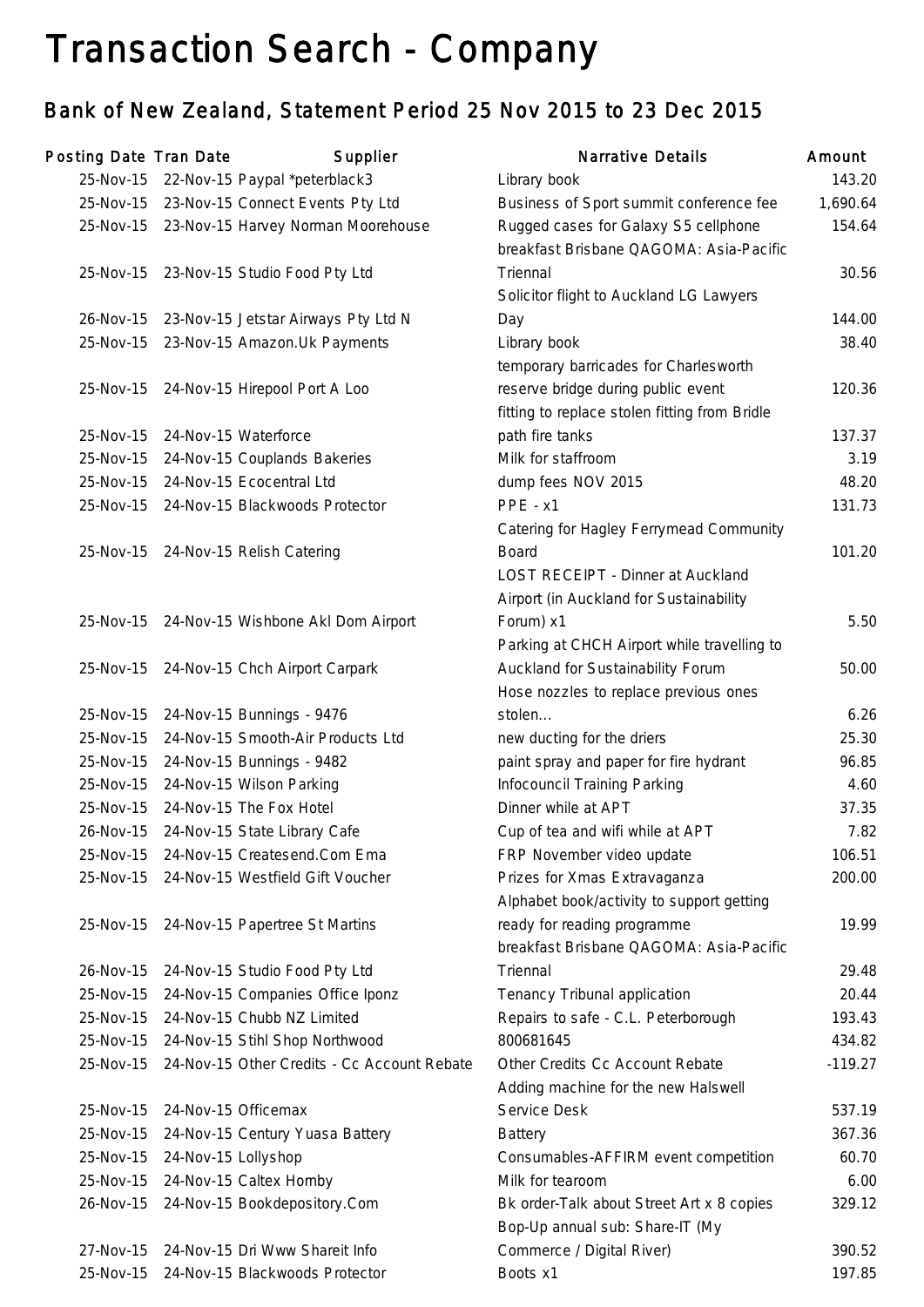# Transaction Search - Company

## Bank of New Zealand, Statement Period 25 Nov 2015 to 23 Dec 2015

| Posting Date | Tran Date | Supplier | Narrative Details | Amount |
|---|---|---|---|---|
| 25-Nov-15 | 22-Nov-15 | Paypal *peterblack3 | Library book | 143.20 |
| 25-Nov-15 | 23-Nov-15 | Connect Events Pty Ltd | Business of Sport summit conference fee | 1,690.64 |
| 25-Nov-15 | 23-Nov-15 | Harvey Norman Moorehouse | Rugged cases for Galaxy S5 cellphone | 154.64 |
| 25-Nov-15 | 23-Nov-15 | Studio Food Pty Ltd | breakfast Brisbane QAGOMA: Asia-Pacific Triennal | 30.56 |
| 26-Nov-15 | 23-Nov-15 | Jetstar Airways Pty Ltd N | Solicitor flight to Auckland LG Lawyers Day | 144.00 |
| 25-Nov-15 | 23-Nov-15 | Amazon.Uk Payments | Library book | 38.40 |
| 25-Nov-15 | 24-Nov-15 | Hirepool Port A Loo | temporary barricades for Charlesworth reserve bridge during public event | 120.36 |
| 25-Nov-15 | 24-Nov-15 | Waterforce | fitting to replace stolen fitting from Bridle path fire tanks | 137.37 |
| 25-Nov-15 | 24-Nov-15 | Couplands Bakeries | Milk for staffroom | 3.19 |
| 25-Nov-15 | 24-Nov-15 | Ecocentral Ltd | dump fees NOV 2015 | 48.20 |
| 25-Nov-15 | 24-Nov-15 | Blackwoods Protector | PPE - x1 | 131.73 |
| 25-Nov-15 | 24-Nov-15 | Relish Catering | Catering for Hagley Ferrymead Community Board | 101.20 |
| 25-Nov-15 | 24-Nov-15 | Wishbone Akl Dom Airport | LOST RECEIPT - Dinner at Auckland Airport (in Auckland for Sustainability Forum) x1 | 5.50 |
| 25-Nov-15 | 24-Nov-15 | Chch Airport Carpark | Parking at CHCH Airport while travelling to Auckland for Sustainability Forum | 50.00 |
| 25-Nov-15 | 24-Nov-15 | Bunnings - 9476 | Hose nozzles to replace previous ones stolen... | 6.26 |
| 25-Nov-15 | 24-Nov-15 | Smooth-Air Products Ltd | new ducting for the driers | 25.30 |
| 25-Nov-15 | 24-Nov-15 | Bunnings - 9482 | paint spray and paper for fire hydrant | 96.85 |
| 25-Nov-15 | 24-Nov-15 | Wilson Parking | Infocouncil Training Parking | 4.60 |
| 25-Nov-15 | 24-Nov-15 | The Fox Hotel | Dinner while at APT | 37.35 |
| 26-Nov-15 | 24-Nov-15 | State Library Cafe | Cup of tea and wifi while at APT | 7.82 |
| 25-Nov-15 | 24-Nov-15 | Createsend.Com Ema | FRP November video update | 106.51 |
| 25-Nov-15 | 24-Nov-15 | Westfield Gift Voucher | Prizes for Xmas Extravaganza | 200.00 |
| 25-Nov-15 | 24-Nov-15 | Papertree St Martins | Alphabet book/activity to support getting ready for reading programme | 19.99 |
| 26-Nov-15 | 24-Nov-15 | Studio Food Pty Ltd | breakfast Brisbane QAGOMA: Asia-Pacific Triennal | 29.48 |
| 25-Nov-15 | 24-Nov-15 | Companies Office Iponz | Tenancy Tribunal application | 20.44 |
| 25-Nov-15 | 24-Nov-15 | Chubb NZ Limited | Repairs to safe - C.L. Peterborough | 193.43 |
| 25-Nov-15 | 24-Nov-15 | Stihl Shop Northwood | 800681645 | 434.82 |
| 25-Nov-15 | 24-Nov-15 | Other Credits - Cc Account Rebate | Other Credits Cc Account Rebate | -119.27 |
| 25-Nov-15 | 24-Nov-15 | Officemax | Adding machine for the new Halswell Service Desk | 537.19 |
| 25-Nov-15 | 24-Nov-15 | Century Yuasa Battery | Battery | 367.36 |
| 25-Nov-15 | 24-Nov-15 | Lollyshop | Consumables-AFFIRM event competition | 60.70 |
| 25-Nov-15 | 24-Nov-15 | Caltex Hornby | Milk for tearoom | 6.00 |
| 26-Nov-15 | 24-Nov-15 | Bookdepository.Com | Bk order-Talk about Street Art x 8 copies | 329.12 |
| 27-Nov-15 | 24-Nov-15 | Dri Www Shareit Info | Bop-Up annual sub: Share-IT (My Commerce / Digital River) | 390.52 |
| 25-Nov-15 | 24-Nov-15 | Blackwoods Protector | Boots x1 | 197.85 |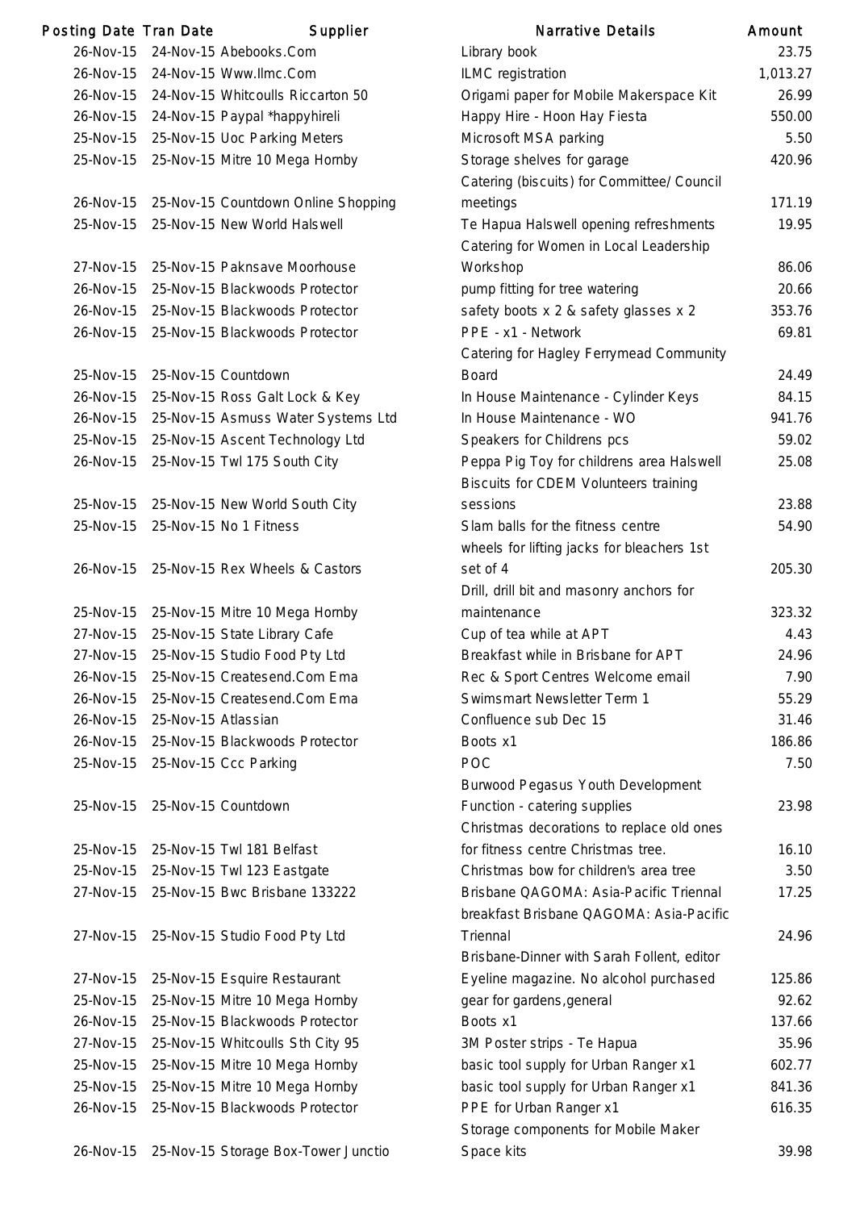| Posting Date | Tran Date | Supplier | Narrative Details | Amount |
|---|---|---|---|---|
| 26-Nov-15 | 24-Nov-15 | Abebooks.Com | Library book | 23.75 |
| 26-Nov-15 | 24-Nov-15 | Www.Ilmc.Com | ILMC registration | 1,013.27 |
| 26-Nov-15 | 24-Nov-15 | Whitcoulls Riccarton 50 | Origami paper for Mobile Makerspace Kit | 26.99 |
| 26-Nov-15 | 24-Nov-15 | Paypal *happyhireli | Happy Hire - Hoon Hay Fiesta | 550.00 |
| 25-Nov-15 | 25-Nov-15 | Uoc Parking Meters | Microsoft MSA parking | 5.50 |
| 25-Nov-15 | 25-Nov-15 | Mitre 10 Mega Hornby | Storage shelves for garage | 420.96 |
| 26-Nov-15 | 25-Nov-15 | Countdown Online Shopping | Catering (biscuits) for Committee/ Council meetings | 171.19 |
| 25-Nov-15 | 25-Nov-15 | New World Halswell | Te Hapua Halswell opening refreshments | 19.95 |
| 27-Nov-15 | 25-Nov-15 | Paknsave Moorhouse | Catering for Women in Local Leadership Workshop | 86.06 |
| 26-Nov-15 | 25-Nov-15 | Blackwoods Protector | pump fitting for tree watering | 20.66 |
| 26-Nov-15 | 25-Nov-15 | Blackwoods Protector | safety boots x 2 & safety glasses x 2 | 353.76 |
| 26-Nov-15 | 25-Nov-15 | Blackwoods Protector | PPE - x1 - Network | 69.81 |
| 25-Nov-15 | 25-Nov-15 | Countdown | Catering for Hagley Ferrymead Community Board | 24.49 |
| 26-Nov-15 | 25-Nov-15 | Ross Galt Lock & Key | In House Maintenance - Cylinder Keys | 84.15 |
| 26-Nov-15 | 25-Nov-15 | Asmuss Water Systems Ltd | In House Maintenance - WO | 941.76 |
| 25-Nov-15 | 25-Nov-15 | Ascent Technology Ltd | Speakers for Childrens pcs | 59.02 |
| 26-Nov-15 | 25-Nov-15 | Twl 175 South City | Peppa Pig Toy for childrens area Halswell | 25.08 |
| 25-Nov-15 | 25-Nov-15 | New World South City | Biscuits for CDEM Volunteers training sessions | 23.88 |
| 25-Nov-15 | 25-Nov-15 | No 1 Fitness | Slam balls for the fitness centre | 54.90 |
| 26-Nov-15 | 25-Nov-15 | Rex Wheels & Castors | wheels for lifting jacks for bleachers 1st set of 4 | 205.30 |
| 25-Nov-15 | 25-Nov-15 | Mitre 10 Mega Hornby | Drill, drill bit and masonry anchors for maintenance | 323.32 |
| 27-Nov-15 | 25-Nov-15 | State Library Cafe | Cup of tea while at APT | 4.43 |
| 27-Nov-15 | 25-Nov-15 | Studio Food Pty Ltd | Breakfast while in Brisbane for APT | 24.96 |
| 26-Nov-15 | 25-Nov-15 | Createsend.Com Ema | Rec & Sport Centres Welcome email | 7.90 |
| 26-Nov-15 | 25-Nov-15 | Createsend.Com Ema | Swimsmart Newsletter Term 1 | 55.29 |
| 26-Nov-15 | 25-Nov-15 | Atlassian | Confluence sub Dec 15 | 31.46 |
| 26-Nov-15 | 25-Nov-15 | Blackwoods Protector | Boots x1 | 186.86 |
| 25-Nov-15 | 25-Nov-15 | Ccc Parking | POC | 7.50 |
| 25-Nov-15 | 25-Nov-15 | Countdown | Burwood Pegasus Youth Development Function - catering supplies | 23.98 |
| 25-Nov-15 | 25-Nov-15 | Twl 181 Belfast | Christmas decorations to replace old ones for fitness centre Christmas tree. | 16.10 |
| 25-Nov-15 | 25-Nov-15 | Twl 123 Eastgate | Christmas bow for children's area tree | 3.50 |
| 27-Nov-15 | 25-Nov-15 | Bwc Brisbane 133222 | Brisbane QAGOMA: Asia-Pacific Triennal | 17.25 |
| 27-Nov-15 | 25-Nov-15 | Studio Food Pty Ltd | breakfast Brisbane QAGOMA: Asia-Pacific Triennal | 24.96 |
| 27-Nov-15 | 25-Nov-15 | Esquire Restaurant | Brisbane-Dinner with Sarah Follent, editor Eyeline magazine. No alcohol purchased | 125.86 |
| 25-Nov-15 | 25-Nov-15 | Mitre 10 Mega Hornby | gear for gardens,general | 92.62 |
| 26-Nov-15 | 25-Nov-15 | Blackwoods Protector | Boots x1 | 137.66 |
| 27-Nov-15 | 25-Nov-15 | Whitcoulls Sth City 95 | 3M Poster strips - Te Hapua | 35.96 |
| 25-Nov-15 | 25-Nov-15 | Mitre 10 Mega Hornby | basic tool supply for Urban Ranger x1 | 602.77 |
| 25-Nov-15 | 25-Nov-15 | Mitre 10 Mega Hornby | basic tool supply for Urban Ranger x1 | 841.36 |
| 26-Nov-15 | 25-Nov-15 | Blackwoods Protector | PPE for Urban Ranger x1 | 616.35 |
| 26-Nov-15 | 25-Nov-15 | Storage Box-Tower Junctio | Storage components for Mobile Maker Space kits | 39.98 |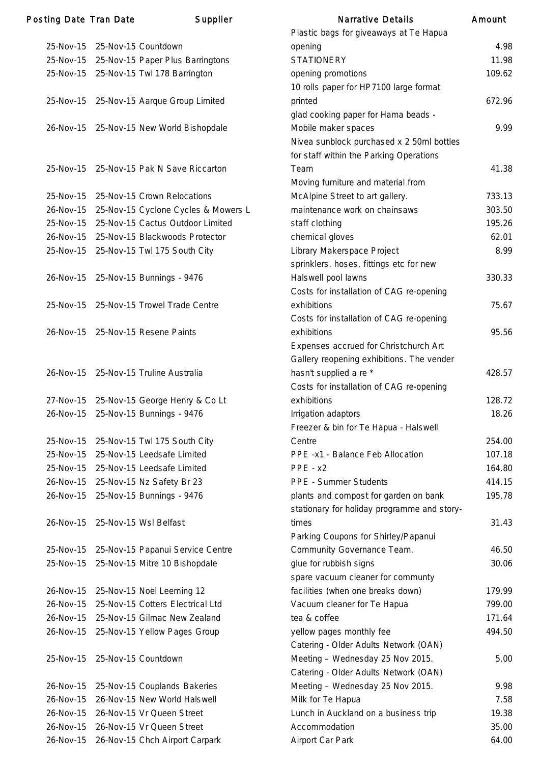| Posting Date | Tran Date | Supplier | Narrative Details | Amount |
|---|---|---|---|---|
| 25-Nov-15 | 25-Nov-15 | Countdown | Plastic bags for giveaways at Te Hapua opening | 4.98 |
| 25-Nov-15 | 25-Nov-15 | Paper Plus Barringtons | STATIONERY | 11.98 |
| 25-Nov-15 | 25-Nov-15 | Twl 178 Barrington | opening promotions | 109.62 |
| 25-Nov-15 | 25-Nov-15 | Aarque Group Limited | 10 rolls paper for HP7100 large format printed | 672.96 |
| 26-Nov-15 | 25-Nov-15 | New World Bishopdale | glad cooking paper for Hama beads - Mobile maker spaces | 9.99 |
| 25-Nov-15 | 25-Nov-15 | Pak N Save Riccarton | Nivea sunblock purchased x 2 50ml bottles for staff within the Parking Operations Team | 41.38 |
| 25-Nov-15 | 25-Nov-15 | Crown Relocations | Moving furniture and material from McAlpine Street to art gallery. | 733.13 |
| 26-Nov-15 | 25-Nov-15 | Cyclone Cycles & Mowers L | maintenance work on chainsaws | 303.50 |
| 25-Nov-15 | 25-Nov-15 | Cactus Outdoor Limited | staff clothing | 195.26 |
| 26-Nov-15 | 25-Nov-15 | Blackwoods Protector | chemical gloves | 62.01 |
| 25-Nov-15 | 25-Nov-15 | Twl 175 South City | Library Makerspace Project | 8.99 |
| 26-Nov-15 | 25-Nov-15 | Bunnings - 9476 | sprinklers. hoses, fittings etc for new Halswell pool lawns | 330.33 |
| 25-Nov-15 | 25-Nov-15 | Trowel Trade Centre | Costs for installation of CAG re-opening exhibitions | 75.67 |
| 26-Nov-15 | 25-Nov-15 | Resene Paints | Costs for installation of CAG re-opening exhibitions | 95.56 |
| 26-Nov-15 | 25-Nov-15 | Truline Australia | Expenses accrued for Christchurch Art Gallery reopening exhibitions. The vender hasn't supplied a re * | 428.57 |
| 27-Nov-15 | 25-Nov-15 | George Henry & Co Lt | Costs for installation of CAG re-opening exhibitions | 128.72 |
| 26-Nov-15 | 25-Nov-15 | Bunnings - 9476 | Irrigation adaptors | 18.26 |
| 25-Nov-15 | 25-Nov-15 | Twl 175 South City | Freezer & bin for Te Hapua - Halswell Centre | 254.00 |
| 25-Nov-15 | 25-Nov-15 | Leedsafe Limited | PPE -x1 - Balance Feb Allocation | 107.18 |
| 25-Nov-15 | 25-Nov-15 | Leedsafe Limited | PPE - x2 | 164.80 |
| 26-Nov-15 | 25-Nov-15 | Nz Safety Br 23 | PPE - Summer Students | 414.15 |
| 26-Nov-15 | 25-Nov-15 | Bunnings - 9476 | plants and compost for garden on bank | 195.78 |
| 26-Nov-15 | 25-Nov-15 | Wsl Belfast | stationary for holiday programme and story-times | 31.43 |
| 25-Nov-15 | 25-Nov-15 | Papanui Service Centre | Parking Coupons for Shirley/Papanui Community Governance Team. | 46.50 |
| 25-Nov-15 | 25-Nov-15 | Mitre 10 Bishopdale | glue for rubbish signs | 30.06 |
| 26-Nov-15 | 25-Nov-15 | Noel Leeming 12 | spare vacuum cleaner for communty facilities (when one breaks down) | 179.99 |
| 26-Nov-15 | 25-Nov-15 | Cotters Electrical Ltd | Vacuum cleaner for Te Hapua | 799.00 |
| 26-Nov-15 | 25-Nov-15 | Gilmac New Zealand | tea & coffee | 171.64 |
| 26-Nov-15 | 25-Nov-15 | Yellow Pages Group | yellow pages monthly fee | 494.50 |
| 25-Nov-15 | 25-Nov-15 | Countdown | Catering - Older Adults Network (OAN) Meeting – Wednesday 25 Nov 2015. | 5.00 |
| 26-Nov-15 | 25-Nov-15 | Couplands Bakeries | Catering - Older Adults Network (OAN) Meeting – Wednesday 25 Nov 2015. | 9.98 |
| 26-Nov-15 | 26-Nov-15 | New World Halswell | Milk for Te Hapua | 7.58 |
| 26-Nov-15 | 26-Nov-15 | Vr Queen Street | Lunch in Auckland on a business trip | 19.38 |
| 26-Nov-15 | 26-Nov-15 | Vr Queen Street | Accommodation | 35.00 |
| 26-Nov-15 | 26-Nov-15 | Chch Airport Carpark | Airport Car Park | 64.00 |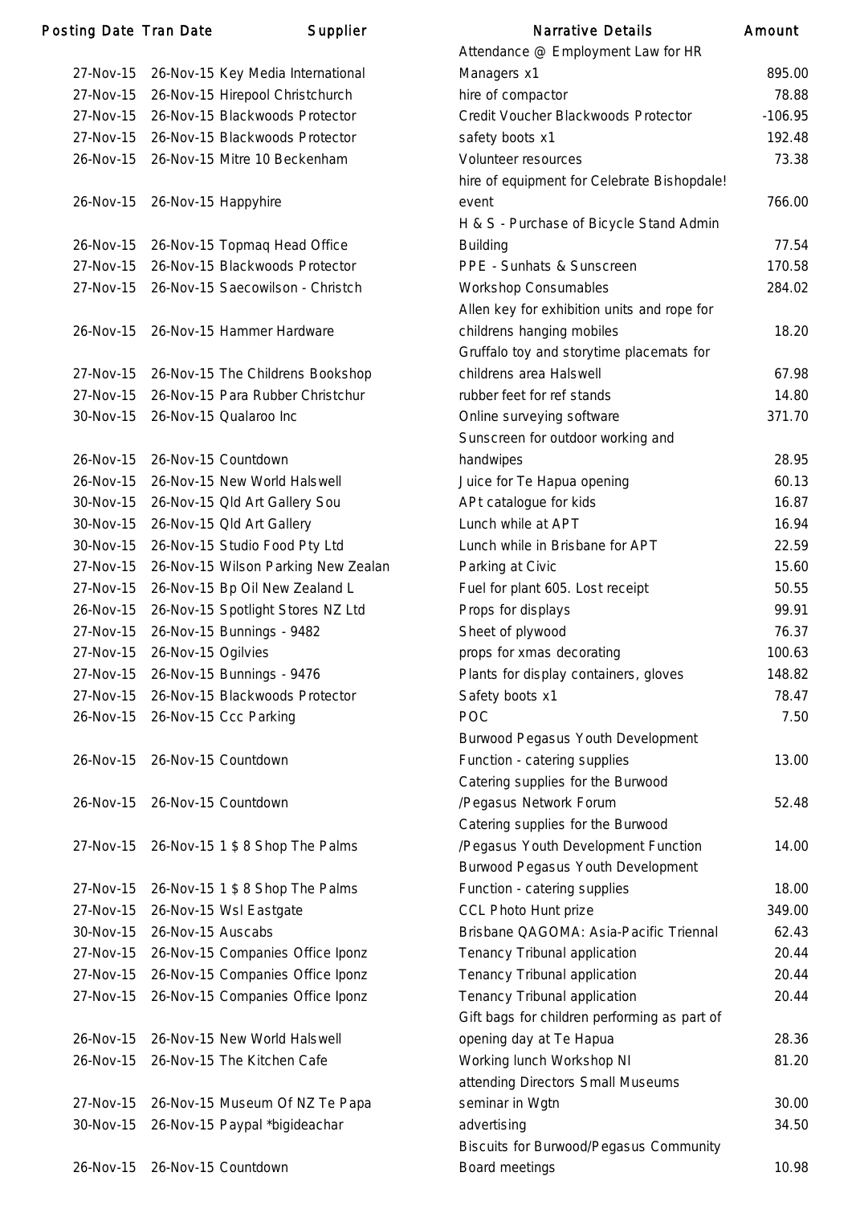| Posting Date | Tran Date | Supplier | Narrative Details | Amount |
|---|---|---|---|---|
| 27-Nov-15 | 26-Nov-15 | Key Media International | Attendance @ Employment Law for HR Managers x1 | 895.00 |
| 27-Nov-15 | 26-Nov-15 | Hirepool Christchurch | hire of compactor | 78.88 |
| 27-Nov-15 | 26-Nov-15 | Blackwoods Protector | Credit Voucher Blackwoods Protector | -106.95 |
| 27-Nov-15 | 26-Nov-15 | Blackwoods Protector | safety boots x1 | 192.48 |
| 26-Nov-15 | 26-Nov-15 | Mitre 10 Beckenham | Volunteer resources | 73.38 |
| 26-Nov-15 | 26-Nov-15 | Happyhire | hire of equipment for Celebrate Bishopdale! event | 766.00 |
| 26-Nov-15 | 26-Nov-15 | Topmaq Head Office | H & S - Purchase of Bicycle Stand Admin Building | 77.54 |
| 27-Nov-15 | 26-Nov-15 | Blackwoods Protector | PPE - Sunhats & Sunscreen | 170.58 |
| 27-Nov-15 | 26-Nov-15 | Saecowilson - Christch | Workshop Consumables | 284.02 |
| 26-Nov-15 | 26-Nov-15 | Hammer Hardware | Allen key for exhibition units and rope for childrens hanging mobiles | 18.20 |
| 27-Nov-15 | 26-Nov-15 | The Childrens Bookshop | Gruffalo toy and storytime placemats for childrens area Halswell | 67.98 |
| 27-Nov-15 | 26-Nov-15 | Para Rubber Christchur | rubber feet for ref stands | 14.80 |
| 30-Nov-15 | 26-Nov-15 | Qualaroo Inc | Online surveying software | 371.70 |
| 26-Nov-15 | 26-Nov-15 | Countdown | Sunscreen for outdoor working and handwipes | 28.95 |
| 26-Nov-15 | 26-Nov-15 | New World Halswell | Juice for Te Hapua opening | 60.13 |
| 30-Nov-15 | 26-Nov-15 | Qld Art Gallery Sou | APt catalogue for kids | 16.87 |
| 30-Nov-15 | 26-Nov-15 | Qld Art Gallery | Lunch while at APT | 16.94 |
| 30-Nov-15 | 26-Nov-15 | Studio Food Pty Ltd | Lunch while in Brisbane for APT | 22.59 |
| 27-Nov-15 | 26-Nov-15 | Wilson Parking New Zealan | Parking at Civic | 15.60 |
| 27-Nov-15 | 26-Nov-15 | Bp Oil New Zealand L | Fuel for plant 605. Lost receipt | 50.55 |
| 26-Nov-15 | 26-Nov-15 | Spotlight Stores NZ Ltd | Props for displays | 99.91 |
| 27-Nov-15 | 26-Nov-15 | Bunnings - 9482 | Sheet of plywood | 76.37 |
| 27-Nov-15 | 26-Nov-15 | Ogilvies | props for xmas decorating | 100.63 |
| 27-Nov-15 | 26-Nov-15 | Bunnings - 9476 | Plants for display containers, gloves | 148.82 |
| 27-Nov-15 | 26-Nov-15 | Blackwoods Protector | Safety boots x1 | 78.47 |
| 26-Nov-15 | 26-Nov-15 | Ccc Parking | POC | 7.50 |
| 26-Nov-15 | 26-Nov-15 | Countdown | Burwood Pegasus Youth Development Function - catering supplies | 13.00 |
| 26-Nov-15 | 26-Nov-15 | Countdown | Catering supplies for the Burwood /Pegasus Network Forum | 52.48 |
| 27-Nov-15 | 26-Nov-15 | 1 $ 8 Shop The Palms | Catering supplies for the Burwood /Pegasus Youth Development Function | 14.00 |
| 27-Nov-15 | 26-Nov-15 | 1 $ 8 Shop The Palms | Burwood Pegasus Youth Development Function - catering supplies | 18.00 |
| 27-Nov-15 | 26-Nov-15 | Wsl Eastgate | CCL Photo Hunt prize | 349.00 |
| 30-Nov-15 | 26-Nov-15 | Auscabs | Brisbane QAGOMA: Asia-Pacific Triennal | 62.43 |
| 27-Nov-15 | 26-Nov-15 | Companies Office Iponz | Tenancy Tribunal application | 20.44 |
| 27-Nov-15 | 26-Nov-15 | Companies Office Iponz | Tenancy Tribunal application | 20.44 |
| 27-Nov-15 | 26-Nov-15 | Companies Office Iponz | Tenancy Tribunal application | 20.44 |
| 26-Nov-15 | 26-Nov-15 | New World Halswell | Gift bags for children performing as part of opening day at Te Hapua | 28.36 |
| 26-Nov-15 | 26-Nov-15 | The Kitchen Cafe | Working lunch Workshop NI | 81.20 |
| 27-Nov-15 | 26-Nov-15 | Museum Of NZ Te Papa | attending Directors Small Museums seminar in Wgtn | 30.00 |
| 30-Nov-15 | 26-Nov-15 | Paypal *bigideachar | advertising | 34.50 |
| 26-Nov-15 | 26-Nov-15 | Countdown | Biscuits for Burwood/Pegasus Community Board meetings | 10.98 |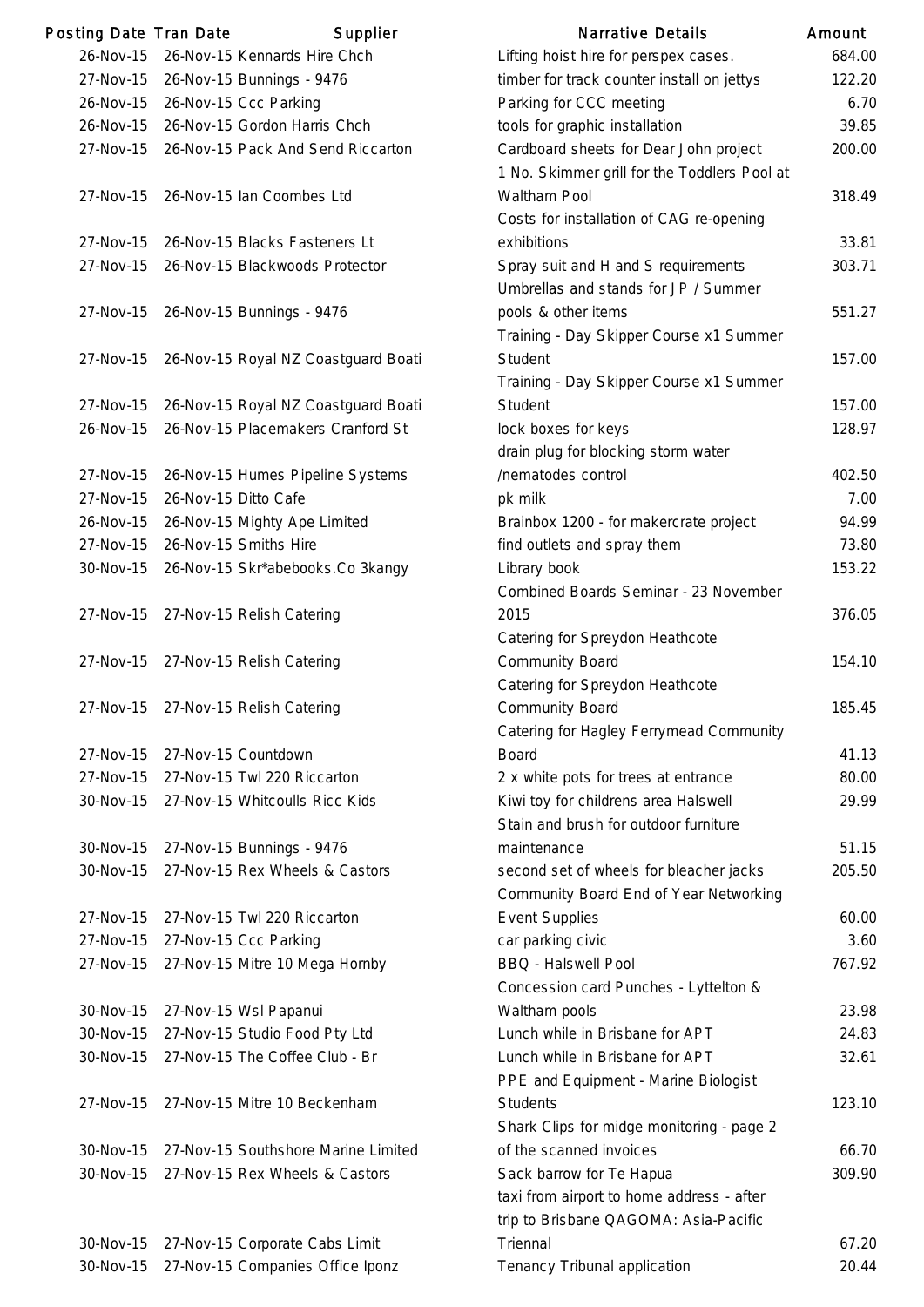| Posting Date | Tran Date | Supplier | Narrative Details | Amount |
|---|---|---|---|---|
| 26-Nov-15 | 26-Nov-15 | Kennards Hire Chch | Lifting hoist hire for perspex cases. | 684.00 |
| 27-Nov-15 | 26-Nov-15 | Bunnings - 9476 | timber for track counter install on jettys | 122.20 |
| 26-Nov-15 | 26-Nov-15 | Ccc Parking | Parking for CCC meeting | 6.70 |
| 26-Nov-15 | 26-Nov-15 | Gordon Harris Chch | tools for graphic installation | 39.85 |
| 27-Nov-15 | 26-Nov-15 | Pack And Send Riccarton | Cardboard sheets for Dear John project | 200.00 |
| 27-Nov-15 | 26-Nov-15 | Ian Coombes Ltd | 1 No. Skimmer grill for the Toddlers Pool at Waltham Pool | 318.49 |
| 27-Nov-15 | 26-Nov-15 | Blacks Fasteners Lt | Costs for installation of CAG re-opening exhibitions | 33.81 |
| 27-Nov-15 | 26-Nov-15 | Blackwoods Protector | Spray suit and H and S requirements | 303.71 |
| 27-Nov-15 | 26-Nov-15 | Bunnings - 9476 | Umbrellas and stands for JP / Summer pools & other items | 551.27 |
| 27-Nov-15 | 26-Nov-15 | Royal NZ Coastguard Boati | Training - Day Skipper Course x1 Summer Student | 157.00 |
| 27-Nov-15 | 26-Nov-15 | Royal NZ Coastguard Boati | Training - Day Skipper Course x1 Summer Student | 157.00 |
| 26-Nov-15 | 26-Nov-15 | Placemakers Cranford St | lock boxes for keys | 128.97 |
| 27-Nov-15 | 26-Nov-15 | Humes Pipeline Systems | drain plug for blocking storm water /nematodes control | 402.50 |
| 27-Nov-15 | 26-Nov-15 | Ditto Cafe | pk milk | 7.00 |
| 26-Nov-15 | 26-Nov-15 | Mighty Ape Limited | Brainbox 1200 - for makercrate project | 94.99 |
| 27-Nov-15 | 26-Nov-15 | Smiths Hire | find outlets and spray them | 73.80 |
| 30-Nov-15 | 26-Nov-15 | Skr*abebooks.Co 3kangy | Library book | 153.22 |
| 27-Nov-15 | 27-Nov-15 | Relish Catering | Combined Boards Seminar - 23 November 2015 | 376.05 |
| 27-Nov-15 | 27-Nov-15 | Relish Catering | Catering for Spreydon Heathcote Community Board | 154.10 |
| 27-Nov-15 | 27-Nov-15 | Relish Catering | Catering for Spreydon Heathcote Community Board | 185.45 |
| 27-Nov-15 | 27-Nov-15 | Countdown | Catering for Hagley Ferrymead Community Board | 41.13 |
| 27-Nov-15 | 27-Nov-15 | Twl 220 Riccarton | 2 x white pots for trees at entrance | 80.00 |
| 30-Nov-15 | 27-Nov-15 | Whitcoulls Ricc Kids | Kiwi toy for childrens area Halswell | 29.99 |
| 30-Nov-15 | 27-Nov-15 | Bunnings - 9476 | Stain and brush for outdoor furniture maintenance | 51.15 |
| 30-Nov-15 | 27-Nov-15 | Rex Wheels & Castors | second set of wheels for bleacher jacks | 205.50 |
| 27-Nov-15 | 27-Nov-15 | Twl 220 Riccarton | Community Board End of Year Networking Event Supplies | 60.00 |
| 27-Nov-15 | 27-Nov-15 | Ccc Parking | car parking civic | 3.60 |
| 27-Nov-15 | 27-Nov-15 | Mitre 10 Mega Hornby | BBQ - Halswell Pool | 767.92 |
| 30-Nov-15 | 27-Nov-15 | Wsl Papanui | Concession card Punches - Lyttelton & Waltham pools | 23.98 |
| 30-Nov-15 | 27-Nov-15 | Studio Food Pty Ltd | Lunch while in Brisbane for APT | 24.83 |
| 30-Nov-15 | 27-Nov-15 | The Coffee Club - Br | Lunch while in Brisbane for APT | 32.61 |
| 27-Nov-15 | 27-Nov-15 | Mitre 10 Beckenham | PPE and Equipment - Marine Biologist Students | 123.10 |
| 30-Nov-15 | 27-Nov-15 | Southshore Marine Limited | Shark Clips for midge monitoring - page 2 of the scanned invoices | 66.70 |
| 30-Nov-15 | 27-Nov-15 | Rex Wheels & Castors | Sack barrow for Te Hapua | 309.90 |
| 30-Nov-15 | 27-Nov-15 | Corporate Cabs Limit | taxi from airport to home address - after trip to Brisbane QAGOMA: Asia-Pacific Triennal | 67.20 |
| 30-Nov-15 | 27-Nov-15 | Companies Office Iponz | Tenancy Tribunal application | 20.44 |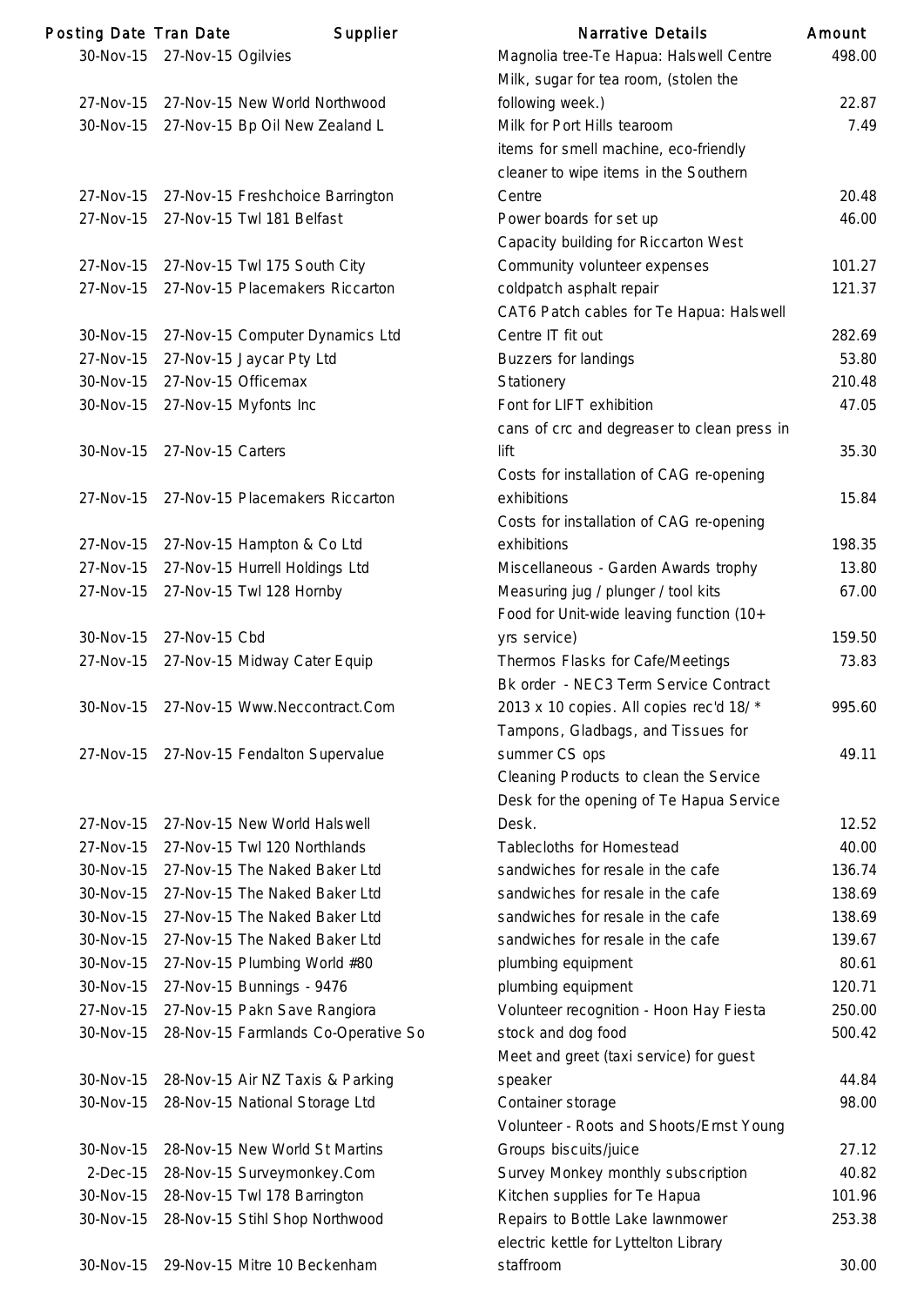| Posting Date | Tran Date | Supplier | Narrative Details | Amount |
|---|---|---|---|---|
| 30-Nov-15 | 27-Nov-15 | Ogilvies | Magnolia tree-Te Hapua: Halswell Centre | 498.00 |
| 27-Nov-15 | 27-Nov-15 | New World Northwood | Milk, sugar for tea room, (stolen the following week.) | 22.87 |
| 30-Nov-15 | 27-Nov-15 | Bp Oil New Zealand L | Milk for Port Hills tearoom | 7.49 |
| 27-Nov-15 | 27-Nov-15 | Freshchoice Barrington | items for smell machine, eco-friendly cleaner to wipe items in the Southern Centre | 20.48 |
| 27-Nov-15 | 27-Nov-15 | Twl 181 Belfast | Power boards for set up | 46.00 |
| 27-Nov-15 | 27-Nov-15 | Twl 175 South City | Capacity building for Riccarton West Community volunteer expenses | 101.27 |
| 27-Nov-15 | 27-Nov-15 | Placemakers Riccarton | coldpatch asphalt repair | 121.37 |
| 30-Nov-15 | 27-Nov-15 | Computer Dynamics Ltd | CAT6 Patch cables for Te Hapua: Halswell Centre IT fit out | 282.69 |
| 27-Nov-15 | 27-Nov-15 | Jaycar Pty Ltd | Buzzers for landings | 53.80 |
| 30-Nov-15 | 27-Nov-15 | Officemax | Stationery | 210.48 |
| 30-Nov-15 | 27-Nov-15 | Myfonts Inc | Font for LIFT exhibition | 47.05 |
| 30-Nov-15 | 27-Nov-15 | Carters | cans of crc and degreaser to clean press in lift | 35.30 |
| 27-Nov-15 | 27-Nov-15 | Placemakers Riccarton | Costs for installation of CAG re-opening exhibitions | 15.84 |
| 27-Nov-15 | 27-Nov-15 | Hampton & Co Ltd | Costs for installation of CAG re-opening exhibitions | 198.35 |
| 27-Nov-15 | 27-Nov-15 | Hurrell Holdings Ltd | Miscellaneous - Garden Awards trophy | 13.80 |
| 27-Nov-15 | 27-Nov-15 | Twl 128 Hornby | Measuring jug / plunger / tool kits | 67.00 |
| 30-Nov-15 | 27-Nov-15 | Cbd | Food for Unit-wide leaving function (10+ yrs service) | 159.50 |
| 27-Nov-15 | 27-Nov-15 | Midway Cater Equip | Thermos Flasks for Cafe/Meetings | 73.83 |
| 30-Nov-15 | 27-Nov-15 | Www.Neccontract.Com | Bk order - NEC3 Term Service Contract 2013 x 10 copies. All copies rec'd 18/ * | 995.60 |
| 27-Nov-15 | 27-Nov-15 | Fendalton Supervalue | Tampons, Gladbags, and Tissues for summer CS ops | 49.11 |
| 27-Nov-15 | 27-Nov-15 | New World Halswell | Cleaning Products to clean the Service Desk for the opening of Te Hapua Service Desk. | 12.52 |
| 27-Nov-15 | 27-Nov-15 | Twl 120 Northlands | Tablecloths for Homestead | 40.00 |
| 30-Nov-15 | 27-Nov-15 | The Naked Baker Ltd | sandwiches for resale in the cafe | 136.74 |
| 30-Nov-15 | 27-Nov-15 | The Naked Baker Ltd | sandwiches for resale in the cafe | 138.69 |
| 30-Nov-15 | 27-Nov-15 | The Naked Baker Ltd | sandwiches for resale in the cafe | 138.69 |
| 30-Nov-15 | 27-Nov-15 | The Naked Baker Ltd | sandwiches for resale in the cafe | 139.67 |
| 30-Nov-15 | 27-Nov-15 | Plumbing World #80 | plumbing equipment | 80.61 |
| 30-Nov-15 | 27-Nov-15 | Bunnings - 9476 | plumbing equipment | 120.71 |
| 27-Nov-15 | 27-Nov-15 | Pakn Save Rangiora | Volunteer recognition - Hoon Hay Fiesta | 250.00 |
| 30-Nov-15 | 28-Nov-15 | Farmlands Co-Operative So | stock and dog food | 500.42 |
| 30-Nov-15 | 28-Nov-15 | Air NZ Taxis & Parking | Meet and greet (taxi service) for guest speaker | 44.84 |
| 30-Nov-15 | 28-Nov-15 | National Storage Ltd | Container storage | 98.00 |
| 30-Nov-15 | 28-Nov-15 | New World St Martins | Volunteer - Roots and Shoots/Ernst Young Groups biscuits/juice | 27.12 |
| 2-Dec-15 | 28-Nov-15 | Surveymonkey.Com | Survey Monkey monthly subscription | 40.82 |
| 30-Nov-15 | 28-Nov-15 | Twl 178 Barrington | Kitchen supplies for Te Hapua | 101.96 |
| 30-Nov-15 | 28-Nov-15 | Stihl Shop Northwood | Repairs to Bottle Lake lawnmower | 253.38 |
| 30-Nov-15 | 29-Nov-15 | Mitre 10 Beckenham | electric kettle for Lyttelton Library staffroom | 30.00 |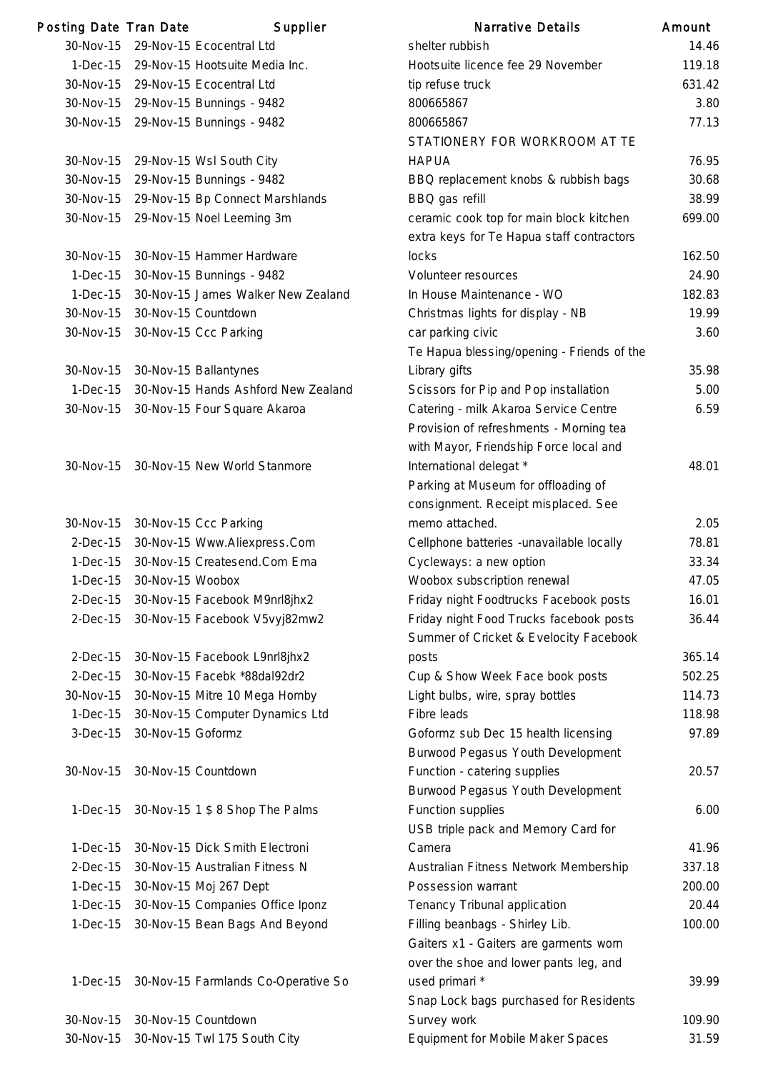| Posting Date | Tran Date | Supplier | Narrative Details | Amount |
|---|---|---|---|---|
| 30-Nov-15 | 29-Nov-15 | Ecocentral Ltd | shelter rubbish | 14.46 |
| 1-Dec-15 | 29-Nov-15 | Hootsuite Media Inc. | Hootsuite licence fee 29 November | 119.18 |
| 30-Nov-15 | 29-Nov-15 | Ecocentral Ltd | tip refuse truck | 631.42 |
| 30-Nov-15 | 29-Nov-15 | Bunnings - 9482 | 800665867 | 3.80 |
| 30-Nov-15 | 29-Nov-15 | Bunnings - 9482 | 800665867 | 77.13 |
| 30-Nov-15 | 29-Nov-15 | Wsl South City | STATIONERY FOR WORKROOM AT TE HAPUA | 76.95 |
| 30-Nov-15 | 29-Nov-15 | Bunnings - 9482 | BBQ replacement knobs & rubbish bags | 30.68 |
| 30-Nov-15 | 29-Nov-15 | Bp Connect Marshlands | BBQ gas refill | 38.99 |
| 30-Nov-15 | 29-Nov-15 | Noel Leeming 3m | ceramic cook top for main block kitchen | 699.00 |
| 30-Nov-15 | 30-Nov-15 | Hammer Hardware | extra keys for Te Hapua staff contractors locks | 162.50 |
| 1-Dec-15 | 30-Nov-15 | Bunnings - 9482 | Volunteer resources | 24.90 |
| 1-Dec-15 | 30-Nov-15 | James Walker New Zealand | In House Maintenance - WO | 182.83 |
| 30-Nov-15 | 30-Nov-15 | Countdown | Christmas lights for display - NB | 19.99 |
| 30-Nov-15 | 30-Nov-15 | Ccc Parking | car parking civic | 3.60 |
| 30-Nov-15 | 30-Nov-15 | Ballantynes | Te Hapua blessing/opening - Friends of the Library gifts | 35.98 |
| 1-Dec-15 | 30-Nov-15 | Hands Ashford New Zealand | Scissors for Pip and Pop installation | 5.00 |
| 30-Nov-15 | 30-Nov-15 | Four Square Akaroa | Catering - milk Akaroa Service Centre | 6.59 |
| 30-Nov-15 | 30-Nov-15 | New World Stanmore | Provision of refreshments - Morning tea with Mayor, Friendship Force local and International delegat * | 48.01 |
| 30-Nov-15 | 30-Nov-15 | Ccc Parking | Parking at Museum for offloading of consignment. Receipt misplaced. See memo attached. | 2.05 |
| 2-Dec-15 | 30-Nov-15 | Www.Aliexpress.Com | Cellphone batteries -unavailable locally | 78.81 |
| 1-Dec-15 | 30-Nov-15 | Createsend.Com Ema | Cycleways: a new option | 33.34 |
| 1-Dec-15 | 30-Nov-15 | Woobox | Woobox subscription renewal | 47.05 |
| 2-Dec-15 | 30-Nov-15 | Facebook M9nrl8jhx2 | Friday night Foodtrucks Facebook posts | 16.01 |
| 2-Dec-15 | 30-Nov-15 | Facebook V5vyj82mw2 | Friday night Food Trucks facebook posts | 36.44 |
| 2-Dec-15 | 30-Nov-15 | Facebook L9nrl8jhx2 | Summer of Cricket & Evelocity Facebook posts | 365.14 |
| 2-Dec-15 | 30-Nov-15 | Facebk *88dal92dr2 | Cup & Show Week Face book posts | 502.25 |
| 30-Nov-15 | 30-Nov-15 | Mitre 10 Mega Hornby | Light bulbs, wire, spray bottles | 114.73 |
| 1-Dec-15 | 30-Nov-15 | Computer Dynamics Ltd | Fibre leads | 118.98 |
| 3-Dec-15 | 30-Nov-15 | Goformz | Goformz sub Dec 15 health licensing | 97.89 |
| 30-Nov-15 | 30-Nov-15 | Countdown | Burwood Pegasus Youth Development Function - catering supplies | 20.57 |
| 1-Dec-15 | 30-Nov-15 | 1 $ 8 Shop The Palms | Burwood Pegasus Youth Development Function supplies | 6.00 |
| 1-Dec-15 | 30-Nov-15 | Dick Smith Electroni | USB triple pack and Memory Card for Camera | 41.96 |
| 2-Dec-15 | 30-Nov-15 | Australian Fitness N | Australian Fitness Network Membership | 337.18 |
| 1-Dec-15 | 30-Nov-15 | Moj 267 Dept | Possession warrant | 200.00 |
| 1-Dec-15 | 30-Nov-15 | Companies Office Iponz | Tenancy Tribunal application | 20.44 |
| 1-Dec-15 | 30-Nov-15 | Bean Bags And Beyond | Filling beanbags - Shirley Lib. | 100.00 |
| 1-Dec-15 | 30-Nov-15 | Farmlands Co-Operative So | Gaiters x1 - Gaiters are garments worn over the shoe and lower pants leg, and used primari * | 39.99 |
| 30-Nov-15 | 30-Nov-15 | Countdown | Snap Lock bags purchased for Residents Survey work | 109.90 |
| 30-Nov-15 | 30-Nov-15 | Twl 175 South City | Equipment for Mobile Maker Spaces | 31.59 |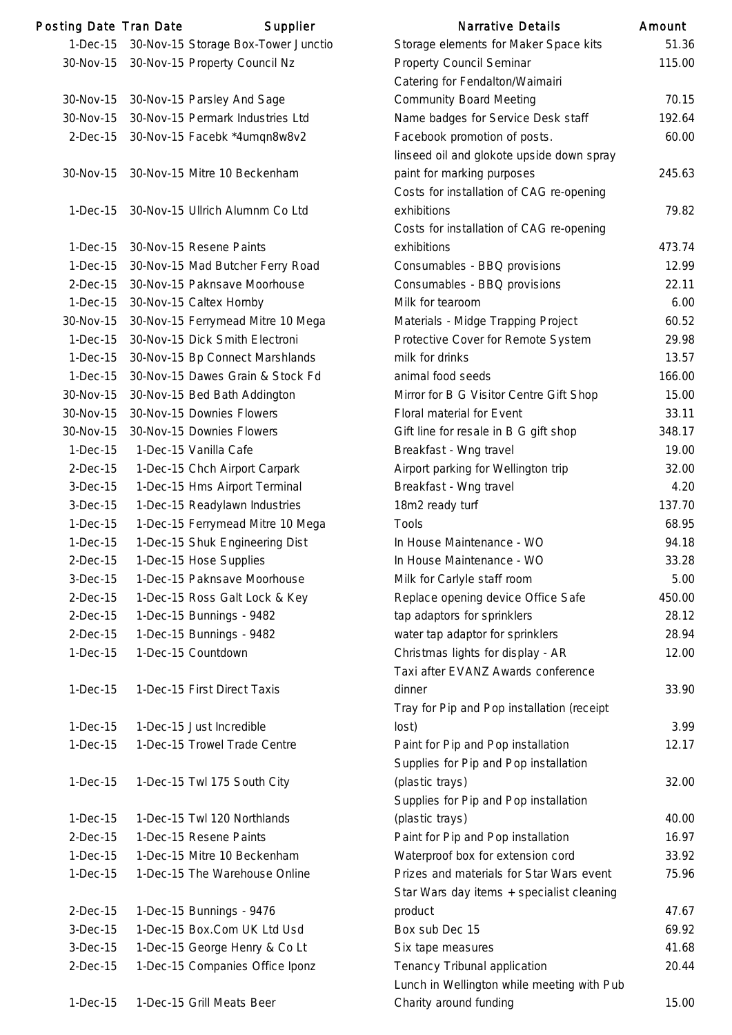| Posting Date | Tran Date | Supplier | Narrative Details | Amount |
|---|---|---|---|---|
| 1-Dec-15 | 30-Nov-15 | Storage Box-Tower Junctio | Storage elements for Maker Space kits | 51.36 |
| 30-Nov-15 | 30-Nov-15 | Property Council Nz | Property Council Seminar | 115.00 |
| 30-Nov-15 | 30-Nov-15 | Parsley And Sage | Catering for Fendalton/Waimairi Community Board Meeting | 70.15 |
| 30-Nov-15 | 30-Nov-15 | Permark Industries Ltd | Name badges for Service Desk staff | 192.64 |
| 2-Dec-15 | 30-Nov-15 | Facebk *4umqn8w8v2 | Facebook promotion of posts. | 60.00 |
| 30-Nov-15 | 30-Nov-15 | Mitre 10 Beckenham | linseed oil and glokote upside down spray paint for marking purposes | 245.63 |
| 1-Dec-15 | 30-Nov-15 | Ullrich Alumnm Co Ltd | Costs for installation of CAG re-opening exhibitions | 79.82 |
| 1-Dec-15 | 30-Nov-15 | Resene Paints | Costs for installation of CAG re-opening exhibitions | 473.74 |
| 1-Dec-15 | 30-Nov-15 | Mad Butcher Ferry Road | Consumables - BBQ provisions | 12.99 |
| 2-Dec-15 | 30-Nov-15 | Paknsave Moorhouse | Consumables - BBQ provisions | 22.11 |
| 1-Dec-15 | 30-Nov-15 | Caltex Hornby | Milk for tearoom | 6.00 |
| 30-Nov-15 | 30-Nov-15 | Ferrymead Mitre 10 Mega | Materials - Midge Trapping Project | 60.52 |
| 1-Dec-15 | 30-Nov-15 | Dick Smith Electroni | Protective Cover for Remote System | 29.98 |
| 1-Dec-15 | 30-Nov-15 | Bp Connect Marshlands | milk for drinks | 13.57 |
| 1-Dec-15 | 30-Nov-15 | Dawes Grain & Stock Fd | animal food seeds | 166.00 |
| 30-Nov-15 | 30-Nov-15 | Bed Bath Addington | Mirror for B G Visitor Centre Gift Shop | 15.00 |
| 30-Nov-15 | 30-Nov-15 | Downies Flowers | Floral material for Event | 33.11 |
| 30-Nov-15 | 30-Nov-15 | Downies Flowers | Gift line for resale in B G gift shop | 348.17 |
| 1-Dec-15 | 1-Dec-15 | Vanilla Cafe | Breakfast - Wng travel | 19.00 |
| 2-Dec-15 | 1-Dec-15 | Chch Airport Carpark | Airport parking for Wellington trip | 32.00 |
| 3-Dec-15 | 1-Dec-15 | Hms Airport Terminal | Breakfast - Wng travel | 4.20 |
| 3-Dec-15 | 1-Dec-15 | Readylawn Industries | 18m2 ready turf | 137.70 |
| 1-Dec-15 | 1-Dec-15 | Ferrymead Mitre 10 Mega | Tools | 68.95 |
| 1-Dec-15 | 1-Dec-15 | Shuk Engineering Dist | In House Maintenance - WO | 94.18 |
| 2-Dec-15 | 1-Dec-15 | Hose Supplies | In House Maintenance - WO | 33.28 |
| 3-Dec-15 | 1-Dec-15 | Paknsave Moorhouse | Milk for Carlyle staff room | 5.00 |
| 2-Dec-15 | 1-Dec-15 | Ross Galt Lock & Key | Replace opening device Office Safe | 450.00 |
| 2-Dec-15 | 1-Dec-15 | Bunnings - 9482 | tap adaptors for sprinklers | 28.12 |
| 2-Dec-15 | 1-Dec-15 | Bunnings - 9482 | water tap adaptor for sprinklers | 28.94 |
| 1-Dec-15 | 1-Dec-15 | Countdown | Christmas lights for display - AR | 12.00 |
| 1-Dec-15 | 1-Dec-15 | First Direct Taxis | Taxi after EVANZ Awards conference dinner | 33.90 |
| 1-Dec-15 | 1-Dec-15 | Just Incredible | Tray for Pip and Pop installation (receipt lost) | 3.99 |
| 1-Dec-15 | 1-Dec-15 | Trowel Trade Centre | Paint for Pip and Pop installation | 12.17 |
| 1-Dec-15 | 1-Dec-15 | Twl 175 South City | Supplies for Pip and Pop installation (plastic trays) | 32.00 |
| 1-Dec-15 | 1-Dec-15 | Twl 120 Northlands | Supplies for Pip and Pop installation (plastic trays) | 40.00 |
| 2-Dec-15 | 1-Dec-15 | Resene Paints | Paint for Pip and Pop installation | 16.97 |
| 1-Dec-15 | 1-Dec-15 | Mitre 10 Beckenham | Waterproof box for extension cord | 33.92 |
| 1-Dec-15 | 1-Dec-15 | The Warehouse Online | Prizes and materials for Star Wars event | 75.96 |
| 2-Dec-15 | 1-Dec-15 | Bunnings - 9476 | Star Wars day items + specialist cleaning product | 47.67 |
| 3-Dec-15 | 1-Dec-15 | Box.Com UK Ltd Usd | Box sub Dec 15 | 69.92 |
| 3-Dec-15 | 1-Dec-15 | George Henry & Co Lt | Six tape measures | 41.68 |
| 2-Dec-15 | 1-Dec-15 | Companies Office Iponz | Tenancy Tribunal application | 20.44 |
| 1-Dec-15 | 1-Dec-15 | Grill Meats Beer | Lunch in Wellington while meeting with Pub Charity around funding | 15.00 |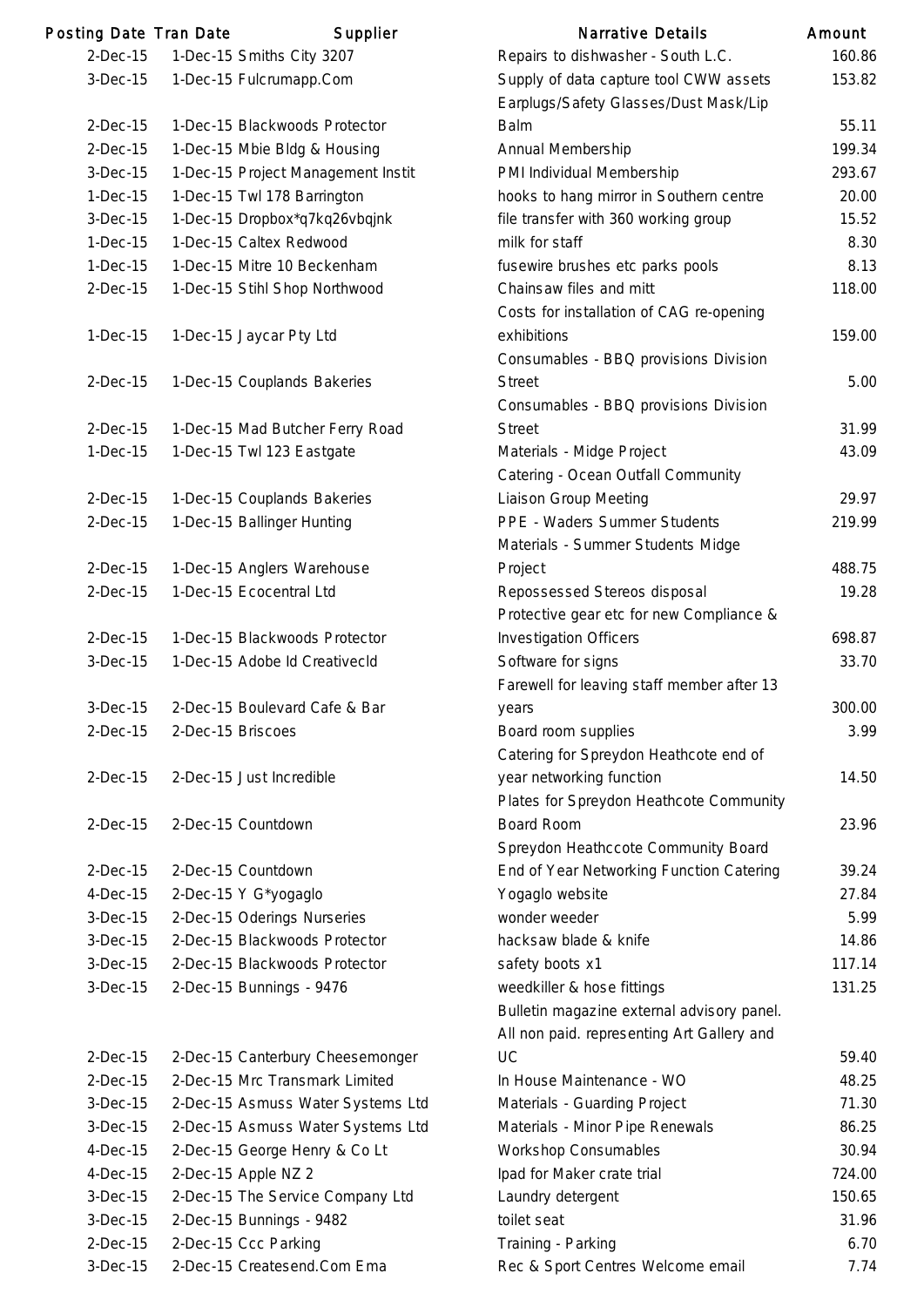| Posting Date | Tran Date | Supplier | Narrative Details | Amount |
|---|---|---|---|---|
| 2-Dec-15 | 1-Dec-15 | Smiths City 3207 | Repairs to dishwasher - South L.C. | 160.86 |
| 3-Dec-15 | 1-Dec-15 | Fulcrumapp.Com | Supply of data capture tool CWW assets | 153.82 |
| 2-Dec-15 | 1-Dec-15 | Blackwoods Protector | Earplugs/Safety Glasses/Dust Mask/Lip Balm | 55.11 |
| 2-Dec-15 | 1-Dec-15 | Mbie Bldg & Housing | Annual Membership | 199.34 |
| 3-Dec-15 | 1-Dec-15 | Project Management Instit | PMI Individual Membership | 293.67 |
| 1-Dec-15 | 1-Dec-15 | Twl 178 Barrington | hooks to hang mirror in Southern centre | 20.00 |
| 3-Dec-15 | 1-Dec-15 | Dropbox*q7kq26vbqjnk | file transfer with 360 working group | 15.52 |
| 1-Dec-15 | 1-Dec-15 | Caltex Redwood | milk for staff | 8.30 |
| 1-Dec-15 | 1-Dec-15 | Mitre 10 Beckenham | fusewire brushes etc parks pools | 8.13 |
| 2-Dec-15 | 1-Dec-15 | Stihl Shop Northwood | Chainsaw files and mitt | 118.00 |
| 1-Dec-15 | 1-Dec-15 | Jaycar Pty Ltd | Costs for installation of CAG re-opening exhibitions | 159.00 |
| 2-Dec-15 | 1-Dec-15 | Couplands Bakeries | Consumables - BBQ provisions Division Street | 5.00 |
| 2-Dec-15 | 1-Dec-15 | Mad Butcher Ferry Road | Consumables - BBQ provisions Division Street | 31.99 |
| 1-Dec-15 | 1-Dec-15 | Twl 123 Eastgate | Materials - Midge Project | 43.09 |
| 2-Dec-15 | 1-Dec-15 | Couplands Bakeries | Catering - Ocean Outfall Community Liaison Group Meeting | 29.97 |
| 2-Dec-15 | 1-Dec-15 | Ballinger Hunting | PPE - Waders Summer Students | 219.99 |
| 2-Dec-15 | 1-Dec-15 | Anglers Warehouse | Materials - Summer Students Midge Project | 488.75 |
| 2-Dec-15 | 1-Dec-15 | Ecocentral Ltd | Repossessed Stereos disposal | 19.28 |
| 2-Dec-15 | 1-Dec-15 | Blackwoods Protector | Protective gear etc for new Compliance & Investigation Officers | 698.87 |
| 3-Dec-15 | 1-Dec-15 | Adobe Id Creativecld | Software for signs | 33.70 |
| 3-Dec-15 | 2-Dec-15 | Boulevard Cafe & Bar | Farewell for leaving staff member after 13 years | 300.00 |
| 2-Dec-15 | 2-Dec-15 | Briscoes | Board room supplies | 3.99 |
| 2-Dec-15 | 2-Dec-15 | Just Incredible | Catering for Spreydon Heathcote end of year networking function | 14.50 |
| 2-Dec-15 | 2-Dec-15 | Countdown | Plates for Spreydon Heathcote Community Board Room | 23.96 |
| 2-Dec-15 | 2-Dec-15 | Countdown | Spreydon Heathccote Community Board End of Year Networking Function Catering | 39.24 |
| 4-Dec-15 | 2-Dec-15 | Y G*yogaglo | Yogaglo website | 27.84 |
| 3-Dec-15 | 2-Dec-15 | Oderings Nurseries | wonder weeder | 5.99 |
| 3-Dec-15 | 2-Dec-15 | Blackwoods Protector | hacksaw blade & knife | 14.86 |
| 3-Dec-15 | 2-Dec-15 | Blackwoods Protector | safety boots x1 | 117.14 |
| 3-Dec-15 | 2-Dec-15 | Bunnings - 9476 | weedkiller & hose fittings | 131.25 |
| 2-Dec-15 | 2-Dec-15 | Canterbury Cheesemonger | Bulletin magazine external advisory panel. All non paid. representing Art Gallery and UC | 59.40 |
| 2-Dec-15 | 2-Dec-15 | Mrc Transmark Limited | In House Maintenance - WO | 48.25 |
| 3-Dec-15 | 2-Dec-15 | Asmuss Water Systems Ltd | Materials - Guarding Project | 71.30 |
| 3-Dec-15 | 2-Dec-15 | Asmuss Water Systems Ltd | Materials - Minor Pipe Renewals | 86.25 |
| 4-Dec-15 | 2-Dec-15 | George Henry & Co Lt | Workshop Consumables | 30.94 |
| 4-Dec-15 | 2-Dec-15 | Apple NZ 2 | Ipad for Maker crate trial | 724.00 |
| 3-Dec-15 | 2-Dec-15 | The Service Company Ltd | Laundry detergent | 150.65 |
| 3-Dec-15 | 2-Dec-15 | Bunnings - 9482 | toilet seat | 31.96 |
| 2-Dec-15 | 2-Dec-15 | Ccc Parking | Training - Parking | 6.70 |
| 3-Dec-15 | 2-Dec-15 | Createsend.Com Ema | Rec & Sport Centres Welcome email | 7.74 |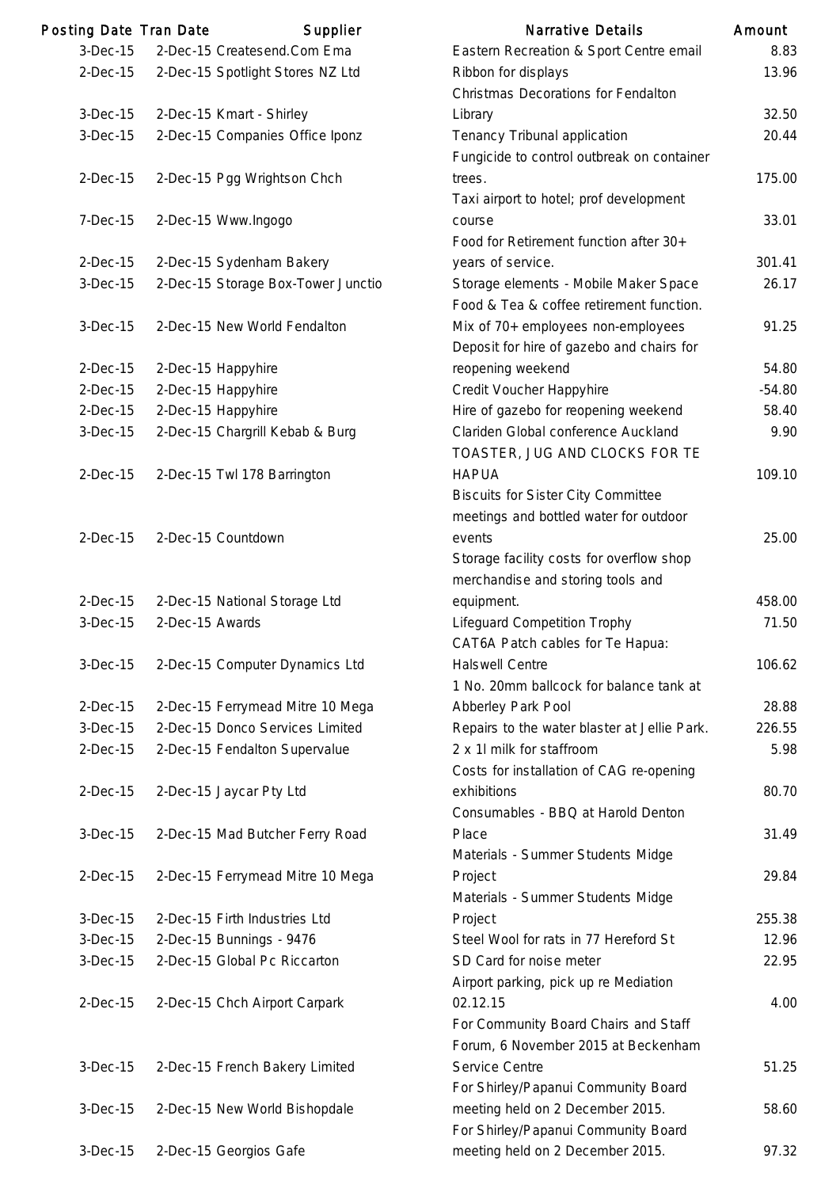| Posting Date | Tran Date | Supplier | Narrative Details | Amount |
|---|---|---|---|---|
| 3-Dec-15 | 2-Dec-15 | Createsend.Com Ema | Eastern Recreation & Sport Centre email | 8.83 |
| 2-Dec-15 | 2-Dec-15 | Spotlight Stores NZ Ltd | Ribbon for displays | 13.96 |
| 3-Dec-15 | 2-Dec-15 | Kmart - Shirley | Christmas Decorations for Fendalton Library | 32.50 |
| 3-Dec-15 | 2-Dec-15 | Companies Office Iponz | Tenancy Tribunal application | 20.44 |
| 2-Dec-15 | 2-Dec-15 | Pgg Wrightson Chch | Fungicide to control outbreak on container trees. | 175.00 |
| 7-Dec-15 | 2-Dec-15 | Www.Ingogo | Taxi airport to hotel; prof development course | 33.01 |
| 2-Dec-15 | 2-Dec-15 | Sydenham Bakery | Food for Retirement function after 30+ years of service. | 301.41 |
| 3-Dec-15 | 2-Dec-15 | Storage Box-Tower Junctio | Storage elements - Mobile Maker Space | 26.17 |
| 3-Dec-15 | 2-Dec-15 | New World Fendalton | Food & Tea & coffee retirement function. Mix of 70+ employees non-employees | 91.25 |
| 2-Dec-15 | 2-Dec-15 | Happyhire | Deposit for hire of gazebo and chairs for reopening weekend | 54.80 |
| 2-Dec-15 | 2-Dec-15 | Happyhire | Credit Voucher Happyhire | -54.80 |
| 2-Dec-15 | 2-Dec-15 | Happyhire | Hire of gazebo for reopening weekend | 58.40 |
| 3-Dec-15 | 2-Dec-15 | Chargrill Kebab & Burg | Clariden Global conference Auckland | 9.90 |
| 2-Dec-15 | 2-Dec-15 | Twl 178 Barrington | TOASTER, JUG AND CLOCKS FOR TE HAPUA | 109.10 |
| 2-Dec-15 | 2-Dec-15 | Countdown | Biscuits for Sister City Committee meetings and bottled water for outdoor events | 25.00 |
| 2-Dec-15 | 2-Dec-15 | National Storage Ltd | Storage facility costs for overflow shop merchandise and storing tools and equipment. | 458.00 |
| 3-Dec-15 | 2-Dec-15 | Awards | Lifeguard Competition Trophy | 71.50 |
| 3-Dec-15 | 2-Dec-15 | Computer Dynamics Ltd | CAT6A Patch cables for Te Hapua: Halswell Centre | 106.62 |
| 2-Dec-15 | 2-Dec-15 | Ferrymead Mitre 10 Mega | 1 No. 20mm ballcock for balance tank at Abberley Park Pool | 28.88 |
| 3-Dec-15 | 2-Dec-15 | Donco Services Limited | Repairs to the water blaster at Jellie Park. | 226.55 |
| 2-Dec-15 | 2-Dec-15 | Fendalton Supervalue | 2 x 1l milk for staffroom | 5.98 |
| 2-Dec-15 | 2-Dec-15 | Jaycar Pty Ltd | Costs for installation of CAG re-opening exhibitions | 80.70 |
| 3-Dec-15 | 2-Dec-15 | Mad Butcher Ferry Road | Consumables - BBQ at Harold Denton Place | 31.49 |
| 2-Dec-15 | 2-Dec-15 | Ferrymead Mitre 10 Mega | Materials - Summer Students Midge Project | 29.84 |
| 3-Dec-15 | 2-Dec-15 | Firth Industries Ltd | Materials - Summer Students Midge Project | 255.38 |
| 3-Dec-15 | 2-Dec-15 | Bunnings - 9476 | Steel Wool for rats in 77 Hereford St | 12.96 |
| 3-Dec-15 | 2-Dec-15 | Global Pc Riccarton | SD Card for noise meter | 22.95 |
| 2-Dec-15 | 2-Dec-15 | Chch Airport Carpark | Airport parking, pick up re Mediation 02.12.15 | 4.00 |
| 3-Dec-15 | 2-Dec-15 | French Bakery Limited | For Community Board Chairs and Staff Forum, 6 November 2015 at Beckenham Service Centre | 51.25 |
| 3-Dec-15 | 2-Dec-15 | New World Bishopdale | For Shirley/Papanui Community Board meeting held on 2 December 2015. | 58.60 |
| 3-Dec-15 | 2-Dec-15 | Georgios Gafe | For Shirley/Papanui Community Board meeting held on 2 December 2015. | 97.32 |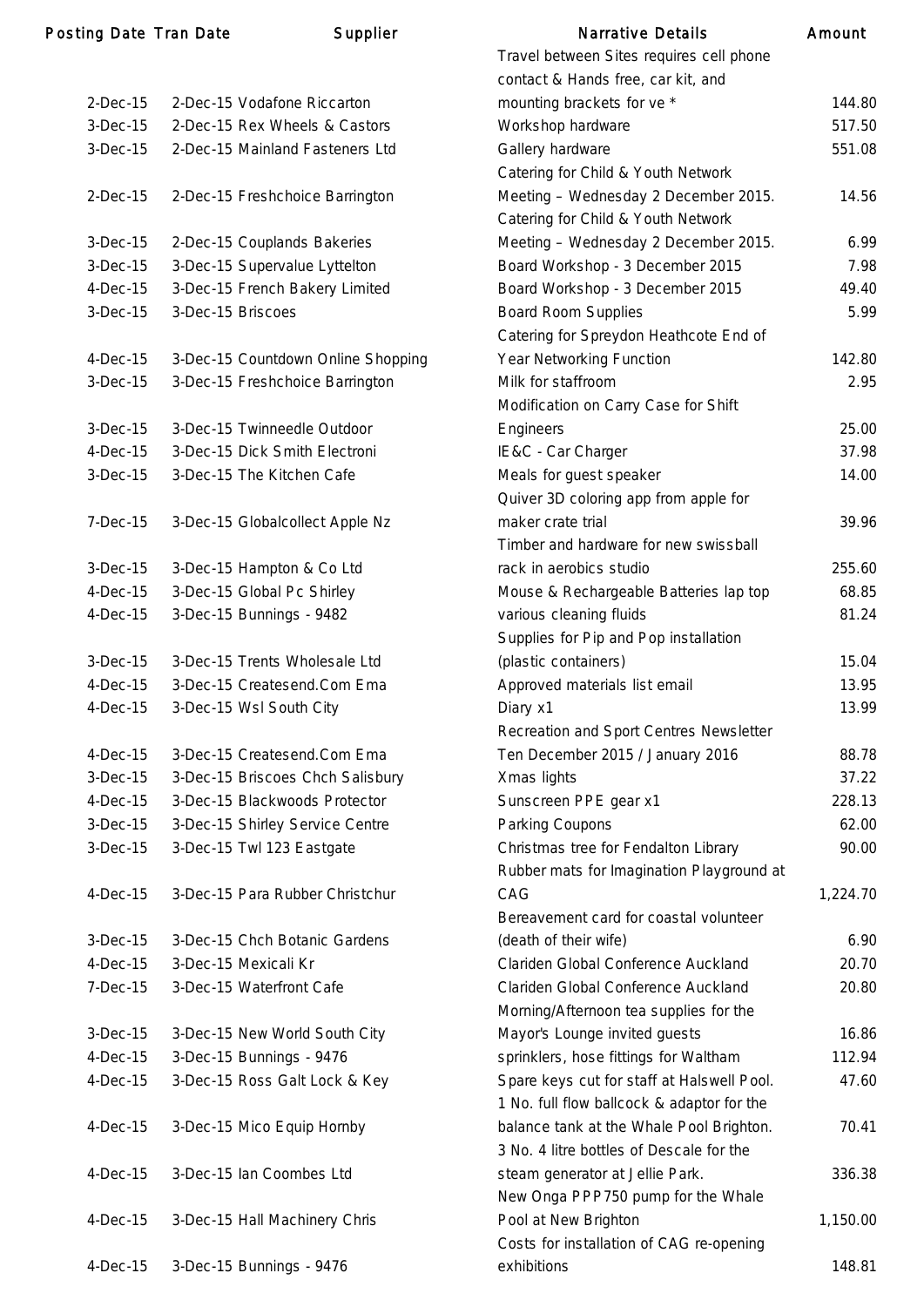| Posting Date | Tran Date | Supplier | Narrative Details | Amount |
|---|---|---|---|---|
| 2-Dec-15 | 2-Dec-15 | Vodafone Riccarton | Travel between Sites requires cell phone contact & Hands free, car kit, and mounting brackets for ve * | 144.80 |
| 3-Dec-15 | 2-Dec-15 | Rex Wheels & Castors | Workshop hardware | 517.50 |
| 3-Dec-15 | 2-Dec-15 | Mainland Fasteners Ltd | Gallery hardware | 551.08 |
| 2-Dec-15 | 2-Dec-15 | Freshchoice Barrington | Catering for Child & Youth Network Meeting – Wednesday 2 December 2015. | 14.56 |
| 3-Dec-15 | 2-Dec-15 | Couplands Bakeries | Catering for Child & Youth Network Meeting – Wednesday 2 December 2015. | 6.99 |
| 3-Dec-15 | 3-Dec-15 | Supervalue Lyttelton | Board Workshop - 3 December 2015 | 7.98 |
| 4-Dec-15 | 3-Dec-15 | French Bakery Limited | Board Workshop - 3 December 2015 | 49.40 |
| 3-Dec-15 | 3-Dec-15 | Briscoes | Board Room Supplies | 5.99 |
| 4-Dec-15 | 3-Dec-15 | Countdown Online Shopping | Catering for Spreydon Heathcote End of Year Networking Function | 142.80 |
| 3-Dec-15 | 3-Dec-15 | Freshchoice Barrington | Milk for staffroom | 2.95 |
| 3-Dec-15 | 3-Dec-15 | Twinneedle Outdoor | Modification on Carry Case for Shift Engineers | 25.00 |
| 4-Dec-15 | 3-Dec-15 | Dick Smith Electroni | IE&C - Car Charger | 37.98 |
| 3-Dec-15 | 3-Dec-15 | The Kitchen Cafe | Meals for guest speaker | 14.00 |
| 7-Dec-15 | 3-Dec-15 | Globalcollect Apple Nz | Quiver 3D coloring app from apple for maker crate trial | 39.96 |
| 3-Dec-15 | 3-Dec-15 | Hampton & Co Ltd | Timber and hardware for new swissball rack in aerobics studio | 255.60 |
| 4-Dec-15 | 3-Dec-15 | Global Pc Shirley | Mouse & Rechargeable Batteries lap top | 68.85 |
| 4-Dec-15 | 3-Dec-15 | Bunnings - 9482 | various cleaning fluids | 81.24 |
| 3-Dec-15 | 3-Dec-15 | Trents Wholesale Ltd | Supplies for Pip and Pop installation (plastic containers) | 15.04 |
| 4-Dec-15 | 3-Dec-15 | Createsend.Com Ema | Approved materials list email | 13.95 |
| 4-Dec-15 | 3-Dec-15 | Wsl South City | Diary x1 | 13.99 |
| 4-Dec-15 | 3-Dec-15 | Createsend.Com Ema | Recreation and Sport Centres Newsletter Ten December 2015 / January 2016 | 88.78 |
| 3-Dec-15 | 3-Dec-15 | Briscoes Chch Salisbury | Xmas lights | 37.22 |
| 4-Dec-15 | 3-Dec-15 | Blackwoods Protector | Sunscreen PPE gear x1 | 228.13 |
| 3-Dec-15 | 3-Dec-15 | Shirley Service Centre | Parking Coupons | 62.00 |
| 3-Dec-15 | 3-Dec-15 | Twl 123 Eastgate | Christmas tree for Fendalton Library | 90.00 |
| 4-Dec-15 | 3-Dec-15 | Para Rubber Christchur | Rubber mats for Imagination Playground at CAG | 1,224.70 |
| 3-Dec-15 | 3-Dec-15 | Chch Botanic Gardens | Bereavement card for coastal volunteer (death of their wife) | 6.90 |
| 4-Dec-15 | 3-Dec-15 | Mexicali Kr | Clariden Global Conference Auckland | 20.70 |
| 7-Dec-15 | 3-Dec-15 | Waterfront Cafe | Clariden Global Conference Auckland | 20.80 |
| 3-Dec-15 | 3-Dec-15 | New World South City | Morning/Afternoon tea supplies for the Mayor's Lounge invited guests | 16.86 |
| 4-Dec-15 | 3-Dec-15 | Bunnings - 9476 | sprinklers, hose fittings for Waltham | 112.94 |
| 4-Dec-15 | 3-Dec-15 | Ross Galt Lock & Key | Spare keys cut for staff at Halswell Pool. | 47.60 |
| 4-Dec-15 | 3-Dec-15 | Mico Equip Hornby | 1 No. full flow ballcock & adaptor for the balance tank at the Whale Pool Brighton. | 70.41 |
| 4-Dec-15 | 3-Dec-15 | Ian Coombes Ltd | 3 No. 4 litre bottles of Descale for the steam generator at Jellie Park. | 336.38 |
| 4-Dec-15 | 3-Dec-15 | Hall Machinery Chris | New Onga PPP750 pump for the Whale Pool at New Brighton | 1,150.00 |
| 4-Dec-15 | 3-Dec-15 | Bunnings - 9476 | Costs for installation of CAG re-opening exhibitions | 148.81 |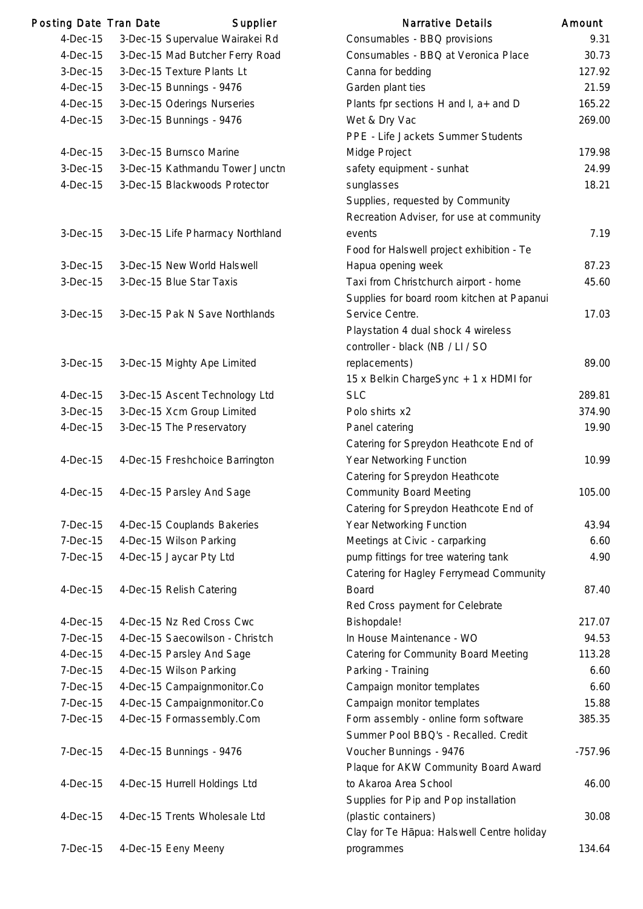| Posting Date | Tran Date | Supplier | Narrative Details | Amount |
|---|---|---|---|---|
| 4-Dec-15 | 3-Dec-15 | Supervalue Wairakei Rd | Consumables - BBQ provisions | 9.31 |
| 4-Dec-15 | 3-Dec-15 | Mad Butcher Ferry Road | Consumables - BBQ at Veronica Place | 30.73 |
| 3-Dec-15 | 3-Dec-15 | Texture Plants Lt | Canna for bedding | 127.92 |
| 4-Dec-15 | 3-Dec-15 | Bunnings - 9476 | Garden plant ties | 21.59 |
| 4-Dec-15 | 3-Dec-15 | Oderings Nurseries | Plants fpr sections H and I, a+ and D | 165.22 |
| 4-Dec-15 | 3-Dec-15 | Bunnings - 9476 | Wet & Dry Vac | 269.00 |
| 4-Dec-15 | 3-Dec-15 | Burnsco Marine | PPE - Life Jackets Summer Students Midge Project | 179.98 |
| 3-Dec-15 | 3-Dec-15 | Kathmandu Tower Junctn | safety equipment - sunhat | 24.99 |
| 4-Dec-15 | 3-Dec-15 | Blackwoods Protector | sunglasses | 18.21 |
| 3-Dec-15 | 3-Dec-15 | Life Pharmacy Northland | Supplies, requested by Community Recreation Adviser, for use at community events | 7.19 |
| 3-Dec-15 | 3-Dec-15 | New World Halswell | Food for Halswell project exhibition - Te Hapua opening week | 87.23 |
| 3-Dec-15 | 3-Dec-15 | Blue Star Taxis | Taxi from Christchurch airport - home | 45.60 |
| 3-Dec-15 | 3-Dec-15 | Pak N Save Northlands | Supplies for board room kitchen at Papanui Service Centre. | 17.03 |
| 3-Dec-15 | 3-Dec-15 | Mighty Ape Limited | Playstation 4 dual shock 4 wireless controller - black (NB / LI / SO replacements) | 89.00 |
| 4-Dec-15 | 3-Dec-15 | Ascent Technology Ltd | 15 x Belkin ChargeSync + 1 x HDMI for SLC | 289.81 |
| 3-Dec-15 | 3-Dec-15 | Xcm Group Limited | Polo shirts x2 | 374.90 |
| 4-Dec-15 | 3-Dec-15 | The Preservatory | Panel catering | 19.90 |
| 4-Dec-15 | 4-Dec-15 | Freshchoice Barrington | Catering for Spreydon Heathcote End of Year Networking Function | 10.99 |
| 4-Dec-15 | 4-Dec-15 | Parsley And Sage | Catering for Spreydon Heathcote Community Board Meeting | 105.00 |
| 7-Dec-15 | 4-Dec-15 | Couplands Bakeries | Catering for Spreydon Heathcote End of Year Networking Function | 43.94 |
| 7-Dec-15 | 4-Dec-15 | Wilson Parking | Meetings at Civic - carparking | 6.60 |
| 7-Dec-15 | 4-Dec-15 | Jaycar Pty Ltd | pump fittings for tree watering tank | 4.90 |
| 4-Dec-15 | 4-Dec-15 | Relish Catering | Catering for Hagley Ferrymead Community Board | 87.40 |
| 4-Dec-15 | 4-Dec-15 | Nz Red Cross Cwc | Red Cross payment for Celebrate Bishopdale! | 217.07 |
| 7-Dec-15 | 4-Dec-15 | Saecowilson - Christch | In House Maintenance - WO | 94.53 |
| 4-Dec-15 | 4-Dec-15 | Parsley And Sage | Catering for Community Board Meeting | 113.28 |
| 7-Dec-15 | 4-Dec-15 | Wilson Parking | Parking - Training | 6.60 |
| 7-Dec-15 | 4-Dec-15 | Campaignmonitor.Co | Campaign monitor templates | 6.60 |
| 7-Dec-15 | 4-Dec-15 | Campaignmonitor.Co | Campaign monitor templates | 15.88 |
| 7-Dec-15 | 4-Dec-15 | Formassembly.Com | Form assembly - online form software | 385.35 |
| 7-Dec-15 | 4-Dec-15 | Bunnings - 9476 | Summer Pool BBQ's - Recalled. Credit Voucher Bunnings - 9476 | -757.96 |
| 4-Dec-15 | 4-Dec-15 | Hurrell Holdings Ltd | Plaque for AKW Community Board Award to Akaroa Area School | 46.00 |
| 4-Dec-15 | 4-Dec-15 | Trents Wholesale Ltd | Supplies for Pip and Pop installation (plastic containers) | 30.08 |
| 7-Dec-15 | 4-Dec-15 | Eeny Meeny | Clay for Te Hāpua: Halswell Centre holiday programmes | 134.64 |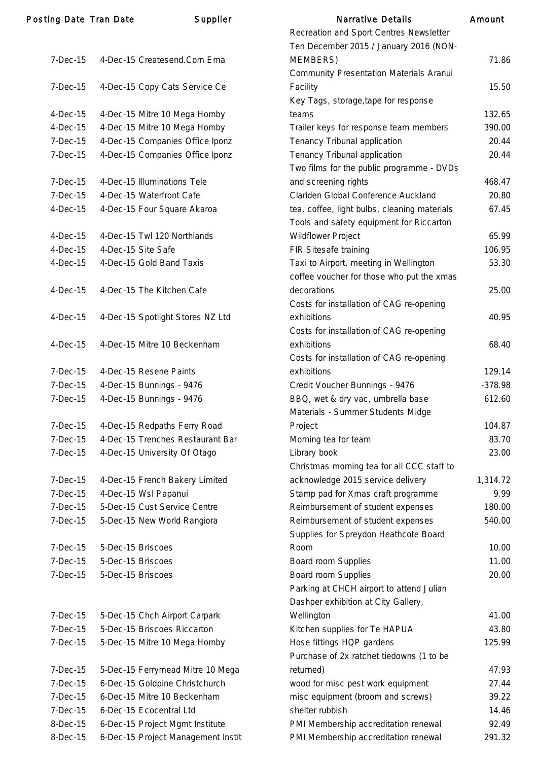| Posting Date | Tran Date | Supplier | Narrative Details | Amount |
|---|---|---|---|---|
| 7-Dec-15 | 4-Dec-15 | Createsend.Com Ema | Recreation and Sport Centres Newsletter Ten December 2015 / January 2016 (NON-MEMBERS) | 71.86 |
| 7-Dec-15 | 4-Dec-15 | Copy Cats Service Ce | Community Presentation Materials Aranui Facility | 15.50 |
| 4-Dec-15 | 4-Dec-15 | Mitre 10 Mega Hornby | Key Tags, storage,tape for response teams | 132.65 |
| 4-Dec-15 | 4-Dec-15 | Mitre 10 Mega Hornby | Trailer keys for response team members | 390.00 |
| 7-Dec-15 | 4-Dec-15 | Companies Office Iponz | Tenancy Tribunal application | 20.44 |
| 7-Dec-15 | 4-Dec-15 | Companies Office Iponz | Tenancy Tribunal application | 20.44 |
| 7-Dec-15 | 4-Dec-15 | Illuminations Tele | Two films for the public programme - DVDs and screening rights | 468.47 |
| 7-Dec-15 | 4-Dec-15 | Waterfront Cafe | Clariden Global Conference Auckland | 20.80 |
| 4-Dec-15 | 4-Dec-15 | Four Square Akaroa | tea, coffee, light bulbs, cleaning materials | 67.45 |
| 4-Dec-15 | 4-Dec-15 | Twl 120 Northlands | Tools and safety equipment for Riccarton Wildflower Project | 65.99 |
| 4-Dec-15 | 4-Dec-15 | Site Safe | FIR Sitesafe training | 106.95 |
| 4-Dec-15 | 4-Dec-15 | Gold Band Taxis | Taxi to Airport, meeting in Wellington | 53.30 |
| 4-Dec-15 | 4-Dec-15 | The Kitchen Cafe | coffee voucher for those who put the xmas decorations | 25.00 |
| 4-Dec-15 | 4-Dec-15 | Spotlight Stores NZ Ltd | Costs for installation of CAG re-opening exhibitions | 40.95 |
| 4-Dec-15 | 4-Dec-15 | Mitre 10 Beckenham | Costs for installation of CAG re-opening exhibitions | 68.40 |
| 7-Dec-15 | 4-Dec-15 | Resene Paints | Costs for installation of CAG re-opening exhibitions | 129.14 |
| 7-Dec-15 | 4-Dec-15 | Bunnings - 9476 | Credit Voucher Bunnings - 9476 | -378.98 |
| 7-Dec-15 | 4-Dec-15 | Bunnings - 9476 | BBQ, wet & dry vac, umbrella base | 612.60 |
| 7-Dec-15 | 4-Dec-15 | Redpaths Ferry Road | Materials - Summer Students Midge Project | 104.87 |
| 7-Dec-15 | 4-Dec-15 | Trenches Restaurant Bar | Morning tea for team | 83.70 |
| 7-Dec-15 | 4-Dec-15 | University Of Otago | Library book | 23.00 |
| 7-Dec-15 | 4-Dec-15 | French Bakery Limited | Christmas morning tea for all CCC staff to acknowledge 2015 service delivery | 1,314.72 |
| 7-Dec-15 | 4-Dec-15 | Wsl Papanui | Stamp pad for Xmas craft programme | 9.99 |
| 7-Dec-15 | 5-Dec-15 | Cust Service Centre | Reimbursement of student expenses | 180.00 |
| 7-Dec-15 | 5-Dec-15 | New World Rangiora | Reimbursement of student expenses | 540.00 |
| 7-Dec-15 | 5-Dec-15 | Briscoes | Supplies for Spreydon Heathcote Board Room | 10.00 |
| 7-Dec-15 | 5-Dec-15 | Briscoes | Board room Supplies | 11.00 |
| 7-Dec-15 | 5-Dec-15 | Briscoes | Board room Supplies | 20.00 |
| 7-Dec-15 | 5-Dec-15 | Chch Airport Carpark | Parking at CHCH airport to attend Julian Dashper exhibition at City Gallery, Wellington | 41.00 |
| 7-Dec-15 | 5-Dec-15 | Briscoes Riccarton | Kitchen supplies for Te HAPUA | 43.80 |
| 7-Dec-15 | 5-Dec-15 | Mitre 10 Mega Hornby | Hose fittings HQP gardens | 125.99 |
| 7-Dec-15 | 5-Dec-15 | Ferrymead Mitre 10 Mega | Purchase of 2x ratchet tiedowns (1 to be returned) | 47.93 |
| 7-Dec-15 | 6-Dec-15 | Goldpine Christchurch | wood for misc pest work equipment | 27.44 |
| 7-Dec-15 | 6-Dec-15 | Mitre 10 Beckenham | misc equipment (broom and screws) | 39.22 |
| 7-Dec-15 | 6-Dec-15 | Ecocentral Ltd | shelter rubbish | 14.46 |
| 8-Dec-15 | 6-Dec-15 | Project Mgmt Institute | PMI Membership accreditation renewal | 92.49 |
| 8-Dec-15 | 6-Dec-15 | Project Management Instit | PMI Membership accreditation renewal | 291.32 |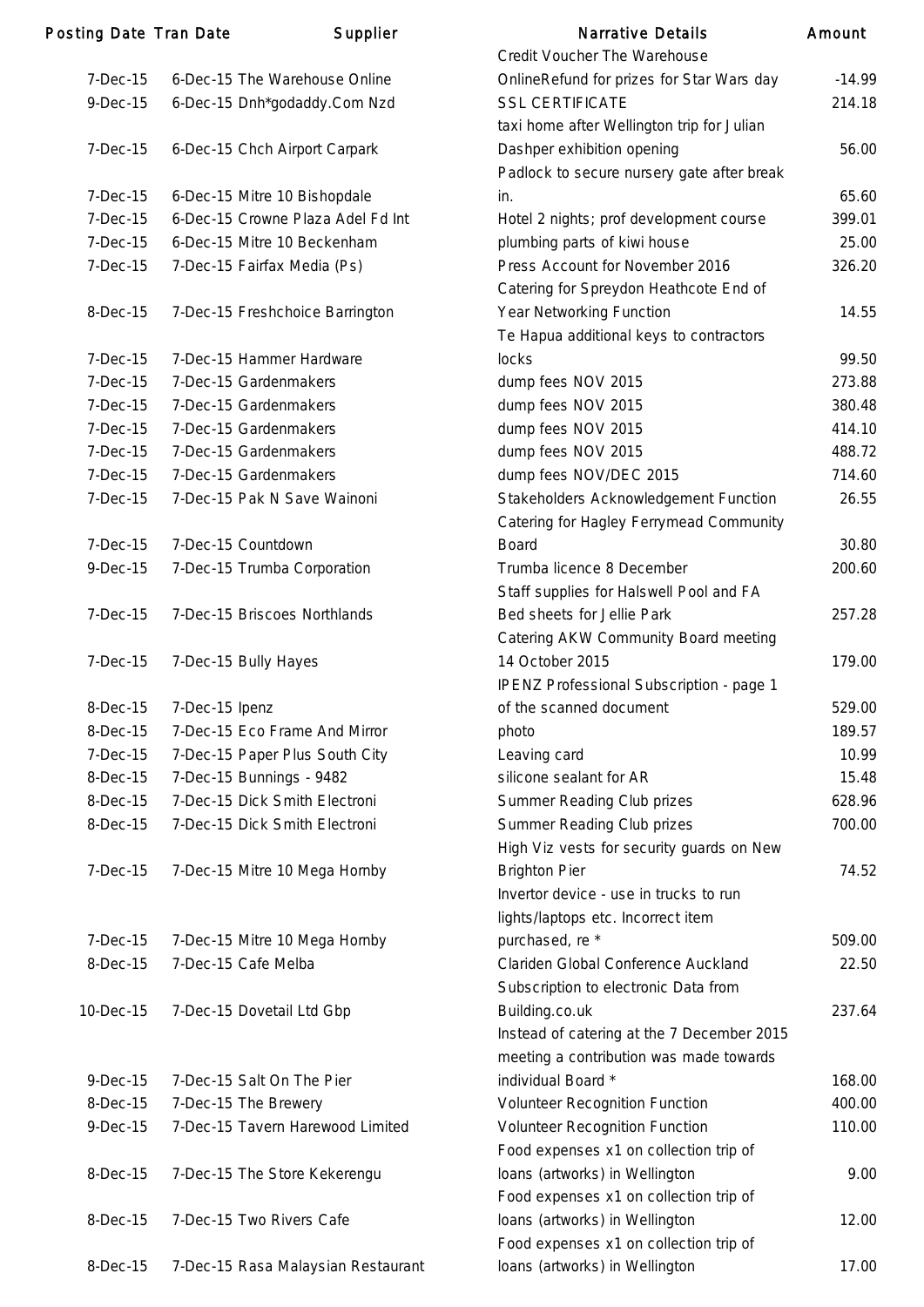| Posting Date | Tran Date | Supplier | Narrative Details | Amount |
|---|---|---|---|---|
| 7-Dec-15 | 6-Dec-15 | The Warehouse Online | Credit Voucher The Warehouse OnlineRefund for prizes for Star Wars day | -14.99 |
| 9-Dec-15 | 6-Dec-15 | Dnh*godaddy.Com Nzd | SSL CERTIFICATE | 214.18 |
| 7-Dec-15 | 6-Dec-15 | Chch Airport Carpark | taxi home after Wellington trip for Julian Dashper exhibition opening | 56.00 |
| 7-Dec-15 | 6-Dec-15 | Mitre 10 Bishopdale | Padlock to secure nursery gate after break in. | 65.60 |
| 7-Dec-15 | 6-Dec-15 | Crowne Plaza Adel Fd Int | Hotel 2 nights; prof development course | 399.01 |
| 7-Dec-15 | 6-Dec-15 | Mitre 10 Beckenham | plumbing parts of kiwi house | 25.00 |
| 7-Dec-15 | 7-Dec-15 | Fairfax Media (Ps) | Press Account for November 2016 | 326.20 |
| 8-Dec-15 | 7-Dec-15 | Freshchoice Barrington | Catering for Spreydon Heathcote End of Year Networking Function | 14.55 |
| 7-Dec-15 | 7-Dec-15 | Hammer Hardware | Te Hapua additional keys to contractors locks | 99.50 |
| 7-Dec-15 | 7-Dec-15 | Gardenmakers | dump fees NOV 2015 | 273.88 |
| 7-Dec-15 | 7-Dec-15 | Gardenmakers | dump fees NOV 2015 | 380.48 |
| 7-Dec-15 | 7-Dec-15 | Gardenmakers | dump fees NOV 2015 | 414.10 |
| 7-Dec-15 | 7-Dec-15 | Gardenmakers | dump fees NOV 2015 | 488.72 |
| 7-Dec-15 | 7-Dec-15 | Gardenmakers | dump fees NOV/DEC 2015 | 714.60 |
| 7-Dec-15 | 7-Dec-15 | Pak N Save Wainoni | Stakeholders Acknowledgement Function | 26.55 |
| 7-Dec-15 | 7-Dec-15 | Countdown | Catering for Hagley Ferrymead Community Board | 30.80 |
| 9-Dec-15 | 7-Dec-15 | Trumba Corporation | Trumba licence 8 December | 200.60 |
| 7-Dec-15 | 7-Dec-15 | Briscoes Northlands | Staff supplies for Halswell Pool and FA Bed sheets for Jellie Park | 257.28 |
| 7-Dec-15 | 7-Dec-15 | Bully Hayes | Catering AKW Community Board meeting 14 October 2015 | 179.00 |
| 8-Dec-15 | 7-Dec-15 | Ipenz | IPENZ Professional Subscription - page 1 of the scanned document | 529.00 |
| 8-Dec-15 | 7-Dec-15 | Eco Frame And Mirror | photo | 189.57 |
| 7-Dec-15 | 7-Dec-15 | Paper Plus South City | Leaving card | 10.99 |
| 8-Dec-15 | 7-Dec-15 | Bunnings - 9482 | silicone sealant for AR | 15.48 |
| 8-Dec-15 | 7-Dec-15 | Dick Smith Electroni | Summer Reading Club prizes | 628.96 |
| 8-Dec-15 | 7-Dec-15 | Dick Smith Electroni | Summer Reading Club prizes | 700.00 |
| 7-Dec-15 | 7-Dec-15 | Mitre 10 Mega Hornby | High Viz vests for security guards on New Brighton Pier | 74.52 |
| 7-Dec-15 | 7-Dec-15 | Mitre 10 Mega Hornby | Invertor device - use in trucks to run lights/laptops etc. Incorrect item purchased, re * | 509.00 |
| 8-Dec-15 | 7-Dec-15 | Cafe Melba | Clariden Global Conference Auckland | 22.50 |
| 10-Dec-15 | 7-Dec-15 | Dovetail Ltd Gbp | Subscription to electronic Data from Building.co.uk | 237.64 |
| 9-Dec-15 | 7-Dec-15 | Salt On The Pier | Instead of catering at the 7 December 2015 meeting a contribution was made towards individual Board * | 168.00 |
| 8-Dec-15 | 7-Dec-15 | The Brewery | Volunteer Recognition Function | 400.00 |
| 9-Dec-15 | 7-Dec-15 | Tavern Harewood Limited | Volunteer Recognition Function | 110.00 |
| 8-Dec-15 | 7-Dec-15 | The Store Kekerengu | Food expenses x1 on collection trip of loans (artworks) in Wellington | 9.00 |
| 8-Dec-15 | 7-Dec-15 | Two Rivers Cafe | Food expenses x1 on collection trip of loans (artworks) in Wellington | 12.00 |
| 8-Dec-15 | 7-Dec-15 | Rasa Malaysian Restaurant | Food expenses x1 on collection trip of loans (artworks) in Wellington | 17.00 |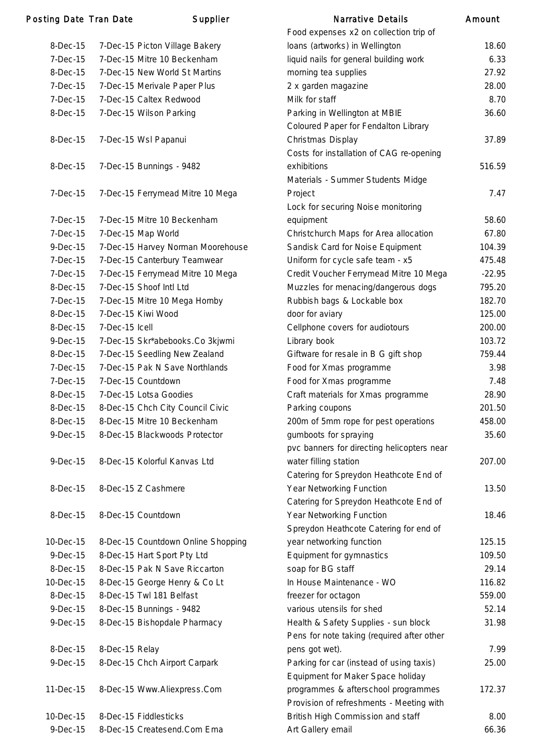| Posting Date | Tran Date | Supplier | Narrative Details | Amount |
|---|---|---|---|---|
| 8-Dec-15 | 7-Dec-15 | Picton Village Bakery | Food expenses x2 on collection trip of loans (artworks) in Wellington | 18.60 |
| 7-Dec-15 | 7-Dec-15 | Mitre 10 Beckenham | liquid nails for general building work | 6.33 |
| 8-Dec-15 | 7-Dec-15 | New World St Martins | morning tea supplies | 27.92 |
| 7-Dec-15 | 7-Dec-15 | Merivale Paper Plus | 2 x garden magazine | 28.00 |
| 7-Dec-15 | 7-Dec-15 | Caltex Redwood | Milk for staff | 8.70 |
| 8-Dec-15 | 7-Dec-15 | Wilson Parking | Parking in Wellington at MBIE | 36.60 |
| 8-Dec-15 | 7-Dec-15 | Wsl Papanui | Coloured Paper for Fendalton Library Christmas Display | 37.89 |
| 8-Dec-15 | 7-Dec-15 | Bunnings - 9482 | Costs for installation of CAG re-opening exhibitions | 516.59 |
| 7-Dec-15 | 7-Dec-15 | Ferrymead Mitre 10 Mega | Materials - Summer Students Midge Project | 7.47 |
| 7-Dec-15 | 7-Dec-15 | Mitre 10 Beckenham | Lock for securing Noise monitoring equipment | 58.60 |
| 7-Dec-15 | 7-Dec-15 | Map World | Christchurch Maps for Area allocation | 67.80 |
| 9-Dec-15 | 7-Dec-15 | Harvey Norman Moorehouse | Sandisk Card for Noise Equipment | 104.39 |
| 7-Dec-15 | 7-Dec-15 | Canterbury Teamwear | Uniform for cycle safe team - x5 | 475.48 |
| 7-Dec-15 | 7-Dec-15 | Ferrymead Mitre 10 Mega | Credit Voucher Ferrymead Mitre 10 Mega | -22.95 |
| 8-Dec-15 | 7-Dec-15 | Shoof Intl Ltd | Muzzles for menacing/dangerous dogs | 795.20 |
| 7-Dec-15 | 7-Dec-15 | Mitre 10 Mega Hornby | Rubbish bags & Lockable box | 182.70 |
| 8-Dec-15 | 7-Dec-15 | Kiwi Wood | door for aviary | 125.00 |
| 8-Dec-15 | 7-Dec-15 | Icell | Cellphone covers for audiotours | 200.00 |
| 9-Dec-15 | 7-Dec-15 | Skr*abebooks.Co 3kjwmi | Library book | 103.72 |
| 8-Dec-15 | 7-Dec-15 | Seedling New Zealand | Giftware for resale in B G gift shop | 759.44 |
| 7-Dec-15 | 7-Dec-15 | Pak N Save Northlands | Food for Xmas programme | 3.98 |
| 7-Dec-15 | 7-Dec-15 | Countdown | Food for Xmas programme | 7.48 |
| 8-Dec-15 | 7-Dec-15 | Lotsa Goodies | Craft materials for Xmas programme | 28.90 |
| 8-Dec-15 | 8-Dec-15 | Chch City Council Civic | Parking coupons | 201.50 |
| 8-Dec-15 | 8-Dec-15 | Mitre 10 Beckenham | 200m of 5mm rope for pest operations | 458.00 |
| 9-Dec-15 | 8-Dec-15 | Blackwoods Protector | gumboots for spraying | 35.60 |
| 9-Dec-15 | 8-Dec-15 | Kolorful Kanvas Ltd | pvc banners for directing helicopters near water filling station | 207.00 |
| 8-Dec-15 | 8-Dec-15 | Z Cashmere | Catering for Spreydon Heathcote End of Year Networking Function | 13.50 |
| 8-Dec-15 | 8-Dec-15 | Countdown | Catering for Spreydon Heathcote End of Year Networking Function | 18.46 |
| 10-Dec-15 | 8-Dec-15 | Countdown Online Shopping | Spreydon Heathcote Catering for end of year networking function | 125.15 |
| 9-Dec-15 | 8-Dec-15 | Hart Sport Pty Ltd | Equipment for gymnastics | 109.50 |
| 8-Dec-15 | 8-Dec-15 | Pak N Save Riccarton | soap for BG staff | 29.14 |
| 10-Dec-15 | 8-Dec-15 | George Henry & Co Lt | In House Maintenance - WO | 116.82 |
| 8-Dec-15 | 8-Dec-15 | Twl 181 Belfast | freezer for octagon | 559.00 |
| 9-Dec-15 | 8-Dec-15 | Bunnings - 9482 | various utensils for shed | 52.14 |
| 9-Dec-15 | 8-Dec-15 | Bishopdale Pharmacy | Health & Safety Supplies - sun block | 31.98 |
| 8-Dec-15 | 8-Dec-15 | Relay | Pens for note taking (required after other pens got wet). | 7.99 |
| 9-Dec-15 | 8-Dec-15 | Chch Airport Carpark | Parking for car (instead of using taxis) | 25.00 |
| 11-Dec-15 | 8-Dec-15 | Www.Aliexpress.Com | Equipment for Maker Space holiday programmes & afterschool programmes | 172.37 |
| 10-Dec-15 | 8-Dec-15 | Fiddlesticks | Provision of refreshments - Meeting with British High Commission and staff | 8.00 |
| 9-Dec-15 | 8-Dec-15 | Createsend.Com Ema | Art Gallery email | 66.36 |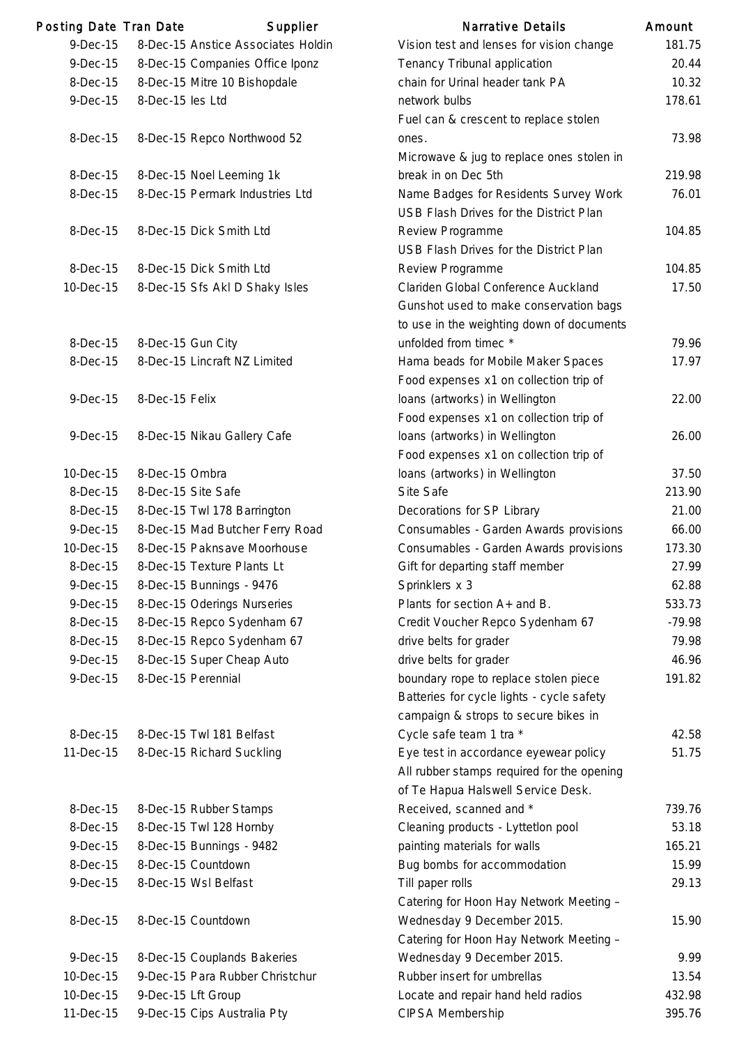| Posting Date | Tran Date | Supplier | Narrative Details | Amount |
|---|---|---|---|---|
| 9-Dec-15 | 8-Dec-15 | Anstice Associates Holdin | Vision test and lenses for vision change | 181.75 |
| 9-Dec-15 | 8-Dec-15 | Companies Office Iponz | Tenancy Tribunal application | 20.44 |
| 8-Dec-15 | 8-Dec-15 | Mitre 10 Bishopdale | chain for Urinal header tank PA | 10.32 |
| 9-Dec-15 | 8-Dec-15 | Ies Ltd | network bulbs | 178.61 |
| 8-Dec-15 | 8-Dec-15 | Repco Northwood 52 | Fuel can & crescent to replace stolen ones. | 73.98 |
| 8-Dec-15 | 8-Dec-15 | Noel Leeming 1k | Microwave & jug to replace ones stolen in break in on Dec 5th | 219.98 |
| 8-Dec-15 | 8-Dec-15 | Permark Industries Ltd | Name Badges for Residents Survey Work | 76.01 |
| 8-Dec-15 | 8-Dec-15 | Dick Smith Ltd | USB Flash Drives for the District Plan Review Programme | 104.85 |
| 8-Dec-15 | 8-Dec-15 | Dick Smith Ltd | USB Flash Drives for the District Plan Review Programme | 104.85 |
| 10-Dec-15 | 8-Dec-15 | Sfs Akl D Shaky Isles | Clariden Global Conference Auckland | 17.50 |
| 8-Dec-15 | 8-Dec-15 | Gun City | Gunshot used to make conservation bags to use in the weighting down of documents unfolded from timec * | 79.96 |
| 8-Dec-15 | 8-Dec-15 | Lincraft NZ Limited | Hama beads for Mobile Maker Spaces | 17.97 |
| 9-Dec-15 | 8-Dec-15 | Felix | Food expenses x1 on collection trip of loans (artworks) in Wellington | 22.00 |
| 9-Dec-15 | 8-Dec-15 | Nikau Gallery Cafe | Food expenses x1 on collection trip of loans (artworks) in Wellington | 26.00 |
| 10-Dec-15 | 8-Dec-15 | Ombra | Food expenses x1 on collection trip of loans (artworks) in Wellington | 37.50 |
| 8-Dec-15 | 8-Dec-15 | Site Safe | Site Safe | 213.90 |
| 8-Dec-15 | 8-Dec-15 | Twl 178 Barrington | Decorations for SP Library | 21.00 |
| 9-Dec-15 | 8-Dec-15 | Mad Butcher Ferry Road | Consumables - Garden Awards provisions | 66.00 |
| 10-Dec-15 | 8-Dec-15 | Paknsave Moorhouse | Consumables - Garden Awards provisions | 173.30 |
| 8-Dec-15 | 8-Dec-15 | Texture Plants Lt | Gift for departing staff member | 27.99 |
| 9-Dec-15 | 8-Dec-15 | Bunnings - 9476 | Sprinklers x 3 | 62.88 |
| 9-Dec-15 | 8-Dec-15 | Oderings Nurseries | Plants for section A+ and B. | 533.73 |
| 8-Dec-15 | 8-Dec-15 | Repco Sydenham 67 | Credit Voucher Repco Sydenham 67 | -79.98 |
| 8-Dec-15 | 8-Dec-15 | Repco Sydenham 67 | drive belts for grader | 79.98 |
| 9-Dec-15 | 8-Dec-15 | Super Cheap Auto | drive belts for grader | 46.96 |
| 9-Dec-15 | 8-Dec-15 | Perennial | boundary rope to replace stolen piece | 191.82 |
| 8-Dec-15 | 8-Dec-15 | Twl 181 Belfast | Batteries for cycle lights - cycle safety campaign & strops to secure bikes in Cycle safe team 1 tra * | 42.58 |
| 11-Dec-15 | 8-Dec-15 | Richard Suckling | Eye test in accordance eyewear policy | 51.75 |
| 8-Dec-15 | 8-Dec-15 | Rubber Stamps | All rubber stamps required for the opening of Te Hapua Halswell Service Desk. Received, scanned and * | 739.76 |
| 8-Dec-15 | 8-Dec-15 | Twl 128 Hornby | Cleaning products - Lyttetlon pool | 53.18 |
| 9-Dec-15 | 8-Dec-15 | Bunnings - 9482 | painting materials for walls | 165.21 |
| 8-Dec-15 | 8-Dec-15 | Countdown | Bug bombs for accommodation | 15.99 |
| 9-Dec-15 | 8-Dec-15 | Wsl Belfast | Till paper rolls | 29.13 |
| 8-Dec-15 | 8-Dec-15 | Countdown | Catering for Hoon Hay Network Meeting – Wednesday 9 December 2015. | 15.90 |
| 9-Dec-15 | 8-Dec-15 | Couplands Bakeries | Catering for Hoon Hay Network Meeting – Wednesday 9 December 2015. | 9.99 |
| 10-Dec-15 | 9-Dec-15 | Para Rubber Christchur | Rubber insert for umbrellas | 13.54 |
| 10-Dec-15 | 9-Dec-15 | Lft Group | Locate and repair hand held radios | 432.98 |
| 11-Dec-15 | 9-Dec-15 | Cips Australia Pty | CIPSA Membership | 395.76 |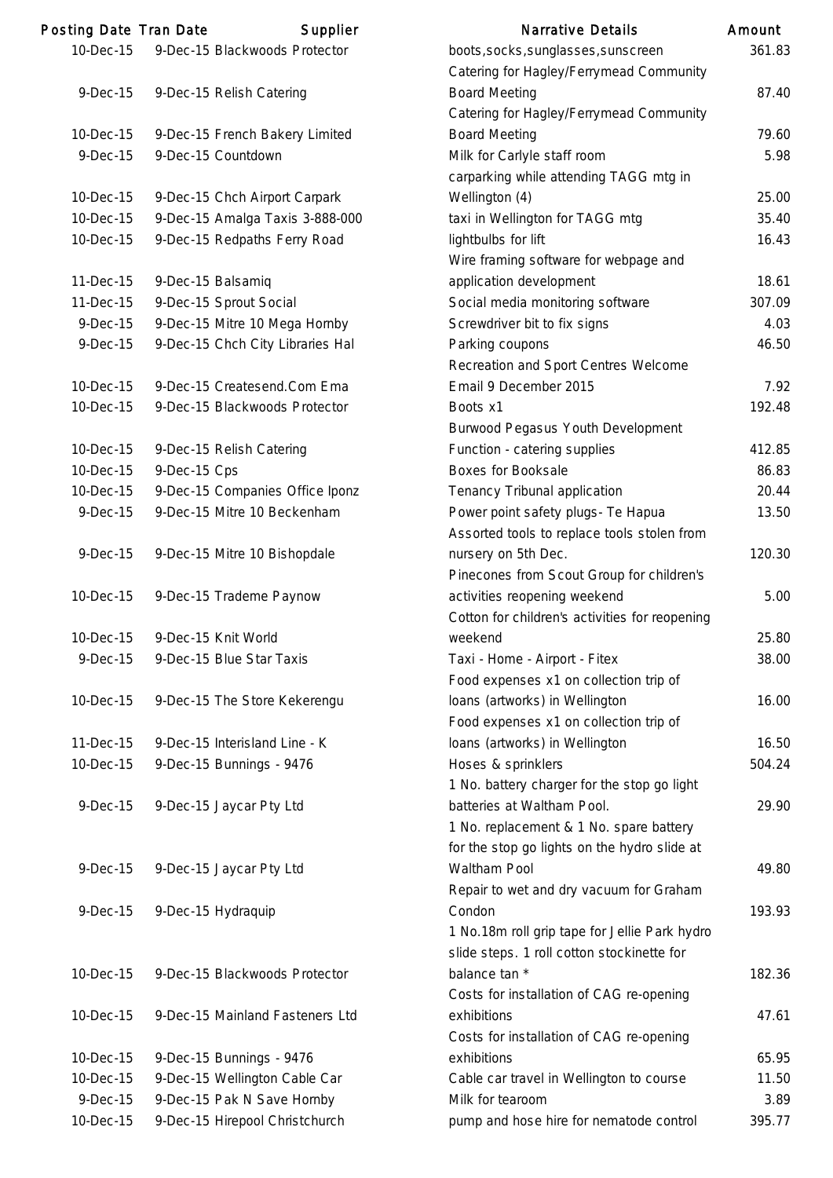| Posting Date | Tran Date | Supplier | Narrative Details | Amount |
|---|---|---|---|---|
| 10-Dec-15 | 9-Dec-15 | Blackwoods Protector | boots,socks,sunglasses,sunscreen | 361.83 |
| 9-Dec-15 | 9-Dec-15 | Relish Catering | Catering for Hagley/Ferrymead Community Board Meeting | 87.40 |
| 10-Dec-15 | 9-Dec-15 | French Bakery Limited | Catering for Hagley/Ferrymead Community Board Meeting | 79.60 |
| 9-Dec-15 | 9-Dec-15 | Countdown | Milk for Carlyle staff room | 5.98 |
| 10-Dec-15 | 9-Dec-15 | Chch Airport Carpark | carparking while attending TAGG mtg in Wellington (4) | 25.00 |
| 10-Dec-15 | 9-Dec-15 | Amalga Taxis 3-888-000 | taxi in Wellington for TAGG mtg | 35.40 |
| 10-Dec-15 | 9-Dec-15 | Redpaths Ferry Road | lightbulbs for lift | 16.43 |
| 11-Dec-15 | 9-Dec-15 | Balsamiq | Wire framing software for webpage and application development | 18.61 |
| 11-Dec-15 | 9-Dec-15 | Sprout Social | Social media monitoring software | 307.09 |
| 9-Dec-15 | 9-Dec-15 | Mitre 10 Mega Hornby | Screwdriver bit to fix signs | 4.03 |
| 9-Dec-15 | 9-Dec-15 | Chch City Libraries Hal | Parking coupons | 46.50 |
| 10-Dec-15 | 9-Dec-15 | Createsend.Com Ema | Recreation and Sport Centres Welcome Email 9 December 2015 | 7.92 |
| 10-Dec-15 | 9-Dec-15 | Blackwoods Protector | Boots x1 | 192.48 |
| 10-Dec-15 | 9-Dec-15 | Relish Catering | Burwood Pegasus Youth Development Function - catering supplies | 412.85 |
| 10-Dec-15 | 9-Dec-15 | Cps | Boxes for Booksale | 86.83 |
| 10-Dec-15 | 9-Dec-15 | Companies Office Iponz | Tenancy Tribunal application | 20.44 |
| 9-Dec-15 | 9-Dec-15 | Mitre 10 Beckenham | Power point safety plugs- Te Hapua | 13.50 |
| 9-Dec-15 | 9-Dec-15 | Mitre 10 Bishopdale | Assorted tools to replace tools stolen from nursery on 5th Dec. | 120.30 |
| 10-Dec-15 | 9-Dec-15 | Trademe Paynow | Pinecones from Scout Group for children's activities reopening weekend | 5.00 |
| 10-Dec-15 | 9-Dec-15 | Knit World | Cotton for children's activities for reopening weekend | 25.80 |
| 9-Dec-15 | 9-Dec-15 | Blue Star Taxis | Taxi - Home - Airport - Fitex | 38.00 |
| 10-Dec-15 | 9-Dec-15 | The Store Kekerengu | Food expenses x1 on collection trip of loans (artworks) in Wellington | 16.00 |
| 11-Dec-15 | 9-Dec-15 | Interisland Line - K | Food expenses x1 on collection trip of loans (artworks) in Wellington | 16.50 |
| 10-Dec-15 | 9-Dec-15 | Bunnings - 9476 | Hoses & sprinklers | 504.24 |
| 9-Dec-15 | 9-Dec-15 | Jaycar Pty Ltd | 1 No. battery charger for the stop go light batteries at Waltham Pool. | 29.90 |
| 9-Dec-15 | 9-Dec-15 | Jaycar Pty Ltd | 1 No. replacement & 1 No. spare battery for the stop go lights on the hydro slide at Waltham Pool | 49.80 |
| 9-Dec-15 | 9-Dec-15 | Hydraquip | Repair to wet and dry vacuum for Graham Condon | 193.93 |
| 10-Dec-15 | 9-Dec-15 | Blackwoods Protector | 1 No.18m roll grip tape for Jellie Park hydro slide steps. 1 roll cotton stockinette for balance tan * | 182.36 |
| 10-Dec-15 | 9-Dec-15 | Mainland Fasteners Ltd | Costs for installation of CAG re-opening exhibitions | 47.61 |
| 10-Dec-15 | 9-Dec-15 | Bunnings - 9476 | Costs for installation of CAG re-opening exhibitions | 65.95 |
| 10-Dec-15 | 9-Dec-15 | Wellington Cable Car | Cable car travel in Wellington to course | 11.50 |
| 9-Dec-15 | 9-Dec-15 | Pak N Save Hornby | Milk for tearoom | 3.89 |
| 10-Dec-15 | 9-Dec-15 | Hirepool Christchurch | pump and hose hire for nematode control | 395.77 |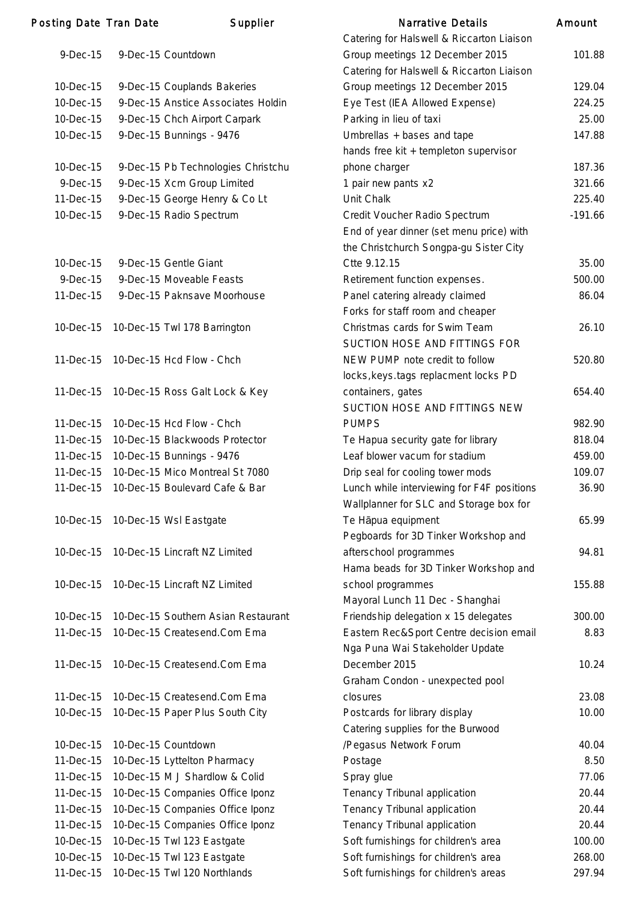| Posting Date | Tran Date | Supplier | Narrative Details | Amount |
|---|---|---|---|---|
| 9-Dec-15 | 9-Dec-15 | Countdown | Catering for Halswell & Riccarton Liaison Group meetings 12 December 2015 | 101.88 |
| 10-Dec-15 | 9-Dec-15 | Couplands Bakeries | Catering for Halswell & Riccarton Liaison Group meetings 12 December 2015 | 129.04 |
| 10-Dec-15 | 9-Dec-15 | Anstice Associates Holdin | Eye Test (IEA Allowed Expense) | 224.25 |
| 10-Dec-15 | 9-Dec-15 | Chch Airport Carpark | Parking in lieu of taxi | 25.00 |
| 10-Dec-15 | 9-Dec-15 | Bunnings - 9476 | Umbrellas + bases and tape | 147.88 |
| 10-Dec-15 | 9-Dec-15 | Pb Technologies Christchu | hands free kit + templeton supervisor phone charger | 187.36 |
| 9-Dec-15 | 9-Dec-15 | Xcm Group Limited | 1 pair new pants x2 | 321.66 |
| 11-Dec-15 | 9-Dec-15 | George Henry & Co Lt | Unit Chalk | 225.40 |
| 10-Dec-15 | 9-Dec-15 | Radio Spectrum | Credit Voucher Radio Spectrum | -191.66 |
| 10-Dec-15 | 9-Dec-15 | Gentle Giant | End of year dinner (set menu price) with the Christchurch Songpa-gu Sister City Ctte 9.12.15 | 35.00 |
| 9-Dec-15 | 9-Dec-15 | Moveable Feasts | Retirement function expenses. | 500.00 |
| 11-Dec-15 | 9-Dec-15 | Paknsave Moorhouse | Panel catering already claimed | 86.04 |
| 10-Dec-15 | 10-Dec-15 | Twl 178 Barrington | Forks for staff room and cheaper Christmas cards for Swim Team | 26.10 |
| 11-Dec-15 | 10-Dec-15 | Hcd Flow - Chch | SUCTION HOSE AND FITTINGS FOR NEW PUMP note credit to follow | 520.80 |
| 11-Dec-15 | 10-Dec-15 | Ross Galt Lock & Key | locks,keys.tags replacment locks PD containers, gates | 654.40 |
| 11-Dec-15 | 10-Dec-15 | Hcd Flow - Chch | SUCTION HOSE AND FITTINGS NEW PUMPS | 982.90 |
| 11-Dec-15 | 10-Dec-15 | Blackwoods Protector | Te Hapua security gate for library | 818.04 |
| 11-Dec-15 | 10-Dec-15 | Bunnings - 9476 | Leaf blower vacum for stadium | 459.00 |
| 11-Dec-15 | 10-Dec-15 | Mico Montreal St 7080 | Drip seal for cooling tower mods | 109.07 |
| 11-Dec-15 | 10-Dec-15 | Boulevard Cafe & Bar | Lunch while interviewing for F4F positions | 36.90 |
| 10-Dec-15 | 10-Dec-15 | Wsl Eastgate | Wallplanner for SLC and Storage box for Te Hāpua equipment | 65.99 |
| 10-Dec-15 | 10-Dec-15 | Lincraft NZ Limited | Pegboards for 3D Tinker Workshop and afterschool programmes | 94.81 |
| 10-Dec-15 | 10-Dec-15 | Lincraft NZ Limited | Hama beads for 3D Tinker Workshop and school programmes | 155.88 |
| 10-Dec-15 | 10-Dec-15 | Southern Asian Restaurant | Mayoral Lunch 11 Dec - Shanghai Friendship delegation x 15 delegates | 300.00 |
| 11-Dec-15 | 10-Dec-15 | Createsend.Com Ema | Eastern Rec&Sport Centre decision email | 8.83 |
| 11-Dec-15 | 10-Dec-15 | Createsend.Com Ema | Nga Puna Wai Stakeholder Update December 2015 | 10.24 |
| 11-Dec-15 | 10-Dec-15 | Createsend.Com Ema | Graham Condon - unexpected pool closures | 23.08 |
| 10-Dec-15 | 10-Dec-15 | Paper Plus South City | Postcards for library display | 10.00 |
| 10-Dec-15 | 10-Dec-15 | Countdown | Catering supplies for the Burwood /Pegasus Network Forum | 40.04 |
| 11-Dec-15 | 10-Dec-15 | Lyttelton Pharmacy | Postage | 8.50 |
| 11-Dec-15 | 10-Dec-15 | M J Shardlow & Colid | Spray glue | 77.06 |
| 11-Dec-15 | 10-Dec-15 | Companies Office Iponz | Tenancy Tribunal application | 20.44 |
| 11-Dec-15 | 10-Dec-15 | Companies Office Iponz | Tenancy Tribunal application | 20.44 |
| 11-Dec-15 | 10-Dec-15 | Companies Office Iponz | Tenancy Tribunal application | 20.44 |
| 10-Dec-15 | 10-Dec-15 | Twl 123 Eastgate | Soft furnishings for children's area | 100.00 |
| 10-Dec-15 | 10-Dec-15 | Twl 123 Eastgate | Soft furnishings for children's area | 268.00 |
| 11-Dec-15 | 10-Dec-15 | Twl 120 Northlands | Soft furnishings for children's areas | 297.94 |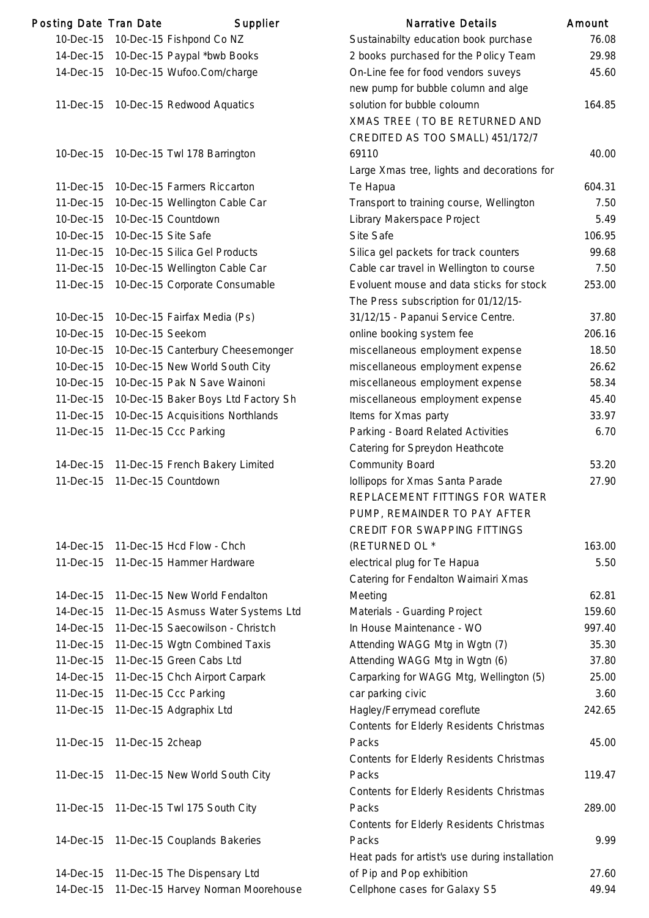| Posting Date | Tran Date | Supplier | Narrative Details | Amount |
|---|---|---|---|---|
| 10-Dec-15 | 10-Dec-15 | Fishpond Co NZ | Sustainabilty education book purchase | 76.08 |
| 14-Dec-15 | 10-Dec-15 | Paypal *bwb Books | 2 books purchased for the Policy Team | 29.98 |
| 14-Dec-15 | 10-Dec-15 | Wufoo.Com/charge | On-Line fee for food vendors suveys | 45.60 |
| 11-Dec-15 | 10-Dec-15 | Redwood Aquatics | new pump for bubble column and alge solution for bubble coloumn | 164.85 |
| 10-Dec-15 | 10-Dec-15 | Twl 178 Barrington | XMAS TREE ( TO BE RETURNED AND CREDITED AS TOO SMALL) 451/172/7 69110 | 40.00 |
| 11-Dec-15 | 10-Dec-15 | Farmers Riccarton | Large Xmas tree, lights and decorations for Te Hapua | 604.31 |
| 11-Dec-15 | 10-Dec-15 | Wellington Cable Car | Transport to training course, Wellington | 7.50 |
| 10-Dec-15 | 10-Dec-15 | Countdown | Library Makerspace Project | 5.49 |
| 10-Dec-15 | 10-Dec-15 | Site Safe | Site Safe | 106.95 |
| 11-Dec-15 | 10-Dec-15 | Silica Gel Products | Silica gel packets for track counters | 99.68 |
| 11-Dec-15 | 10-Dec-15 | Wellington Cable Car | Cable car travel in Wellington to course | 7.50 |
| 11-Dec-15 | 10-Dec-15 | Corporate Consumable | Evoluent mouse and data sticks for stock | 253.00 |
| 10-Dec-15 | 10-Dec-15 | Fairfax Media (Ps) | The Press subscription for 01/12/15-31/12/15 - Papanui Service Centre. | 37.80 |
| 10-Dec-15 | 10-Dec-15 | Seekom | online booking system fee | 206.16 |
| 10-Dec-15 | 10-Dec-15 | Canterbury Cheesemonger | miscellaneous employment expense | 18.50 |
| 10-Dec-15 | 10-Dec-15 | New World South City | miscellaneous employment expense | 26.62 |
| 10-Dec-15 | 10-Dec-15 | Pak N Save Wainoni | miscellaneous employment expense | 58.34 |
| 11-Dec-15 | 10-Dec-15 | Baker Boys Ltd Factory Sh | miscellaneous employment expense | 45.40 |
| 11-Dec-15 | 10-Dec-15 | Acquisitions Northlands | Items for Xmas party | 33.97 |
| 11-Dec-15 | 11-Dec-15 | Ccc Parking | Parking - Board Related Activities | 6.70 |
| 14-Dec-15 | 11-Dec-15 | French Bakery Limited | Catering for Spreydon Heathcote Community Board | 53.20 |
| 11-Dec-15 | 11-Dec-15 | Countdown | lollipops for Xmas Santa Parade | 27.90 |
| 14-Dec-15 | 11-Dec-15 | Hcd Flow - Chch | REPLACEMENT FITTINGS FOR WATER PUMP, REMAINDER TO PAY AFTER CREDIT FOR SWAPPING FITTINGS (RETURNED OL * | 163.00 |
| 11-Dec-15 | 11-Dec-15 | Hammer Hardware | electrical plug for Te Hapua | 5.50 |
| 14-Dec-15 | 11-Dec-15 | New World Fendalton | Catering for Fendalton Waimairi Xmas Meeting | 62.81 |
| 14-Dec-15 | 11-Dec-15 | Asmuss Water Systems Ltd | Materials - Guarding Project | 159.60 |
| 14-Dec-15 | 11-Dec-15 | Saecowilson - Christch | In House Maintenance - WO | 997.40 |
| 11-Dec-15 | 11-Dec-15 | Wgtn Combined Taxis | Attending WAGG Mtg in Wgtn (7) | 35.30 |
| 11-Dec-15 | 11-Dec-15 | Green Cabs Ltd | Attending WAGG Mtg in Wgtn (6) | 37.80 |
| 14-Dec-15 | 11-Dec-15 | Chch Airport Carpark | Carparking for WAGG Mtg, Wellington (5) | 25.00 |
| 11-Dec-15 | 11-Dec-15 | Ccc Parking | car parking civic | 3.60 |
| 11-Dec-15 | 11-Dec-15 | Adgraphix Ltd | Hagley/Ferrymead coreflute | 242.65 |
| 11-Dec-15 | 11-Dec-15 | 2cheap | Contents for Elderly Residents Christmas Packs | 45.00 |
| 11-Dec-15 | 11-Dec-15 | New World South City | Contents for Elderly Residents Christmas Packs | 119.47 |
| 11-Dec-15 | 11-Dec-15 | Twl 175 South City | Contents for Elderly Residents Christmas Packs | 289.00 |
| 14-Dec-15 | 11-Dec-15 | Couplands Bakeries | Contents for Elderly Residents Christmas Packs | 9.99 |
| 14-Dec-15 | 11-Dec-15 | The Dispensary Ltd | Heat pads for artist's use during installation of Pip and Pop exhibition | 27.60 |
| 14-Dec-15 | 11-Dec-15 | Harvey Norman Moorehouse | Cellphone cases for Galaxy S5 | 49.94 |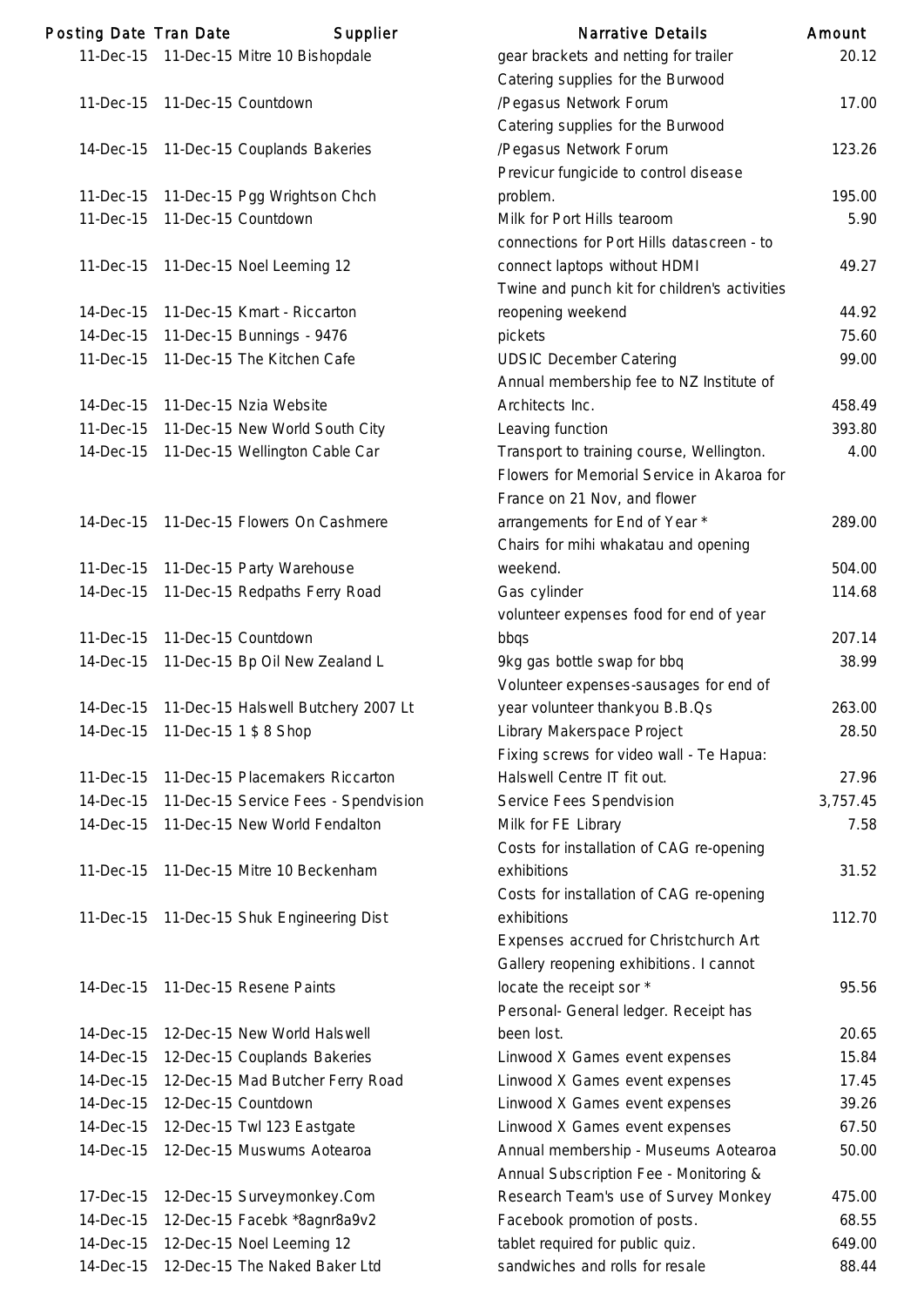| Posting Date | Tran Date | Supplier | Narrative Details | Amount |
|---|---|---|---|---|
| 11-Dec-15 | 11-Dec-15 | Mitre 10 Bishopdale | gear brackets and netting for trailer | 20.12 |
| 11-Dec-15 | 11-Dec-15 | Countdown | Catering supplies for the Burwood /Pegasus Network Forum | 17.00 |
| 14-Dec-15 | 11-Dec-15 | Couplands Bakeries | Catering supplies for the Burwood /Pegasus Network Forum | 123.26 |
| 11-Dec-15 | 11-Dec-15 | Pgg Wrightson Chch | Previcur fungicide to control disease problem. | 195.00 |
| 11-Dec-15 | 11-Dec-15 | Countdown | Milk for Port Hills tearoom | 5.90 |
| 11-Dec-15 | 11-Dec-15 | Noel Leeming 12 | connections for Port Hills datascreen - to connect laptops without HDMI | 49.27 |
| 14-Dec-15 | 11-Dec-15 | Kmart - Riccarton | Twine and punch kit for children's activities reopening weekend | 44.92 |
| 14-Dec-15 | 11-Dec-15 | Bunnings - 9476 | pickets | 75.60 |
| 11-Dec-15 | 11-Dec-15 | The Kitchen Cafe | UDSIC December Catering | 99.00 |
| 14-Dec-15 | 11-Dec-15 | Nzia Website | Annual membership fee to NZ Institute of Architects Inc. | 458.49 |
| 11-Dec-15 | 11-Dec-15 | New World South City | Leaving function | 393.80 |
| 14-Dec-15 | 11-Dec-15 | Wellington Cable Car | Transport to training course, Wellington. | 4.00 |
| 14-Dec-15 | 11-Dec-15 | Flowers On Cashmere | Flowers for Memorial Service in Akaroa for France on 21 Nov, and flower arrangements for End of Year * | 289.00 |
| 11-Dec-15 | 11-Dec-15 | Party Warehouse | Chairs for mihi whakatau and opening weekend. | 504.00 |
| 14-Dec-15 | 11-Dec-15 | Redpaths Ferry Road | Gas cylinder | 114.68 |
| 11-Dec-15 | 11-Dec-15 | Countdown | volunteer expenses food for end of year bbqs | 207.14 |
| 14-Dec-15 | 11-Dec-15 | Bp Oil New Zealand L | 9kg gas bottle swap for bbq | 38.99 |
| 14-Dec-15 | 11-Dec-15 | Halswell Butchery 2007 Lt | Volunteer expenses-sausages for end of year volunteer thankyou B.B.Qs | 263.00 |
| 14-Dec-15 | 11-Dec-15 | 1 $ 8 Shop | Library Makerspace Project | 28.50 |
| 11-Dec-15 | 11-Dec-15 | Placemakers Riccarton | Fixing screws for video wall - Te Hapua: Halswell Centre IT fit out. | 27.96 |
| 14-Dec-15 | 11-Dec-15 | Service Fees - Spendvision | Service Fees Spendvision | 3,757.45 |
| 14-Dec-15 | 11-Dec-15 | New World Fendalton | Milk for FE Library | 7.58 |
| 11-Dec-15 | 11-Dec-15 | Mitre 10 Beckenham | Costs for installation of CAG re-opening exhibitions | 31.52 |
| 11-Dec-15 | 11-Dec-15 | Shuk Engineering Dist | Costs for installation of CAG re-opening exhibitions | 112.70 |
| 14-Dec-15 | 11-Dec-15 | Resene Paints | Expenses accrued for Christchurch Art Gallery reopening exhibitions. I cannot locate the receipt sor * | 95.56 |
| 14-Dec-15 | 12-Dec-15 | New World Halswell | Personal- General ledger. Receipt has been lost. | 20.65 |
| 14-Dec-15 | 12-Dec-15 | Couplands Bakeries | Linwood X Games event expenses | 15.84 |
| 14-Dec-15 | 12-Dec-15 | Mad Butcher Ferry Road | Linwood X Games event expenses | 17.45 |
| 14-Dec-15 | 12-Dec-15 | Countdown | Linwood X Games event expenses | 39.26 |
| 14-Dec-15 | 12-Dec-15 | Twl 123 Eastgate | Linwood X Games event expenses | 67.50 |
| 14-Dec-15 | 12-Dec-15 | Muswums Aotearoa | Annual membership - Museums Aotearoa | 50.00 |
| 17-Dec-15 | 12-Dec-15 | Surveymonkey.Com | Annual Subscription Fee - Monitoring & Research Team's use of Survey Monkey | 475.00 |
| 14-Dec-15 | 12-Dec-15 | Facebk *8agnr8a9v2 | Facebook promotion of posts. | 68.55 |
| 14-Dec-15 | 12-Dec-15 | Noel Leeming 12 | tablet required for public quiz. | 649.00 |
| 14-Dec-15 | 12-Dec-15 | The Naked Baker Ltd | sandwiches and rolls for resale | 88.44 |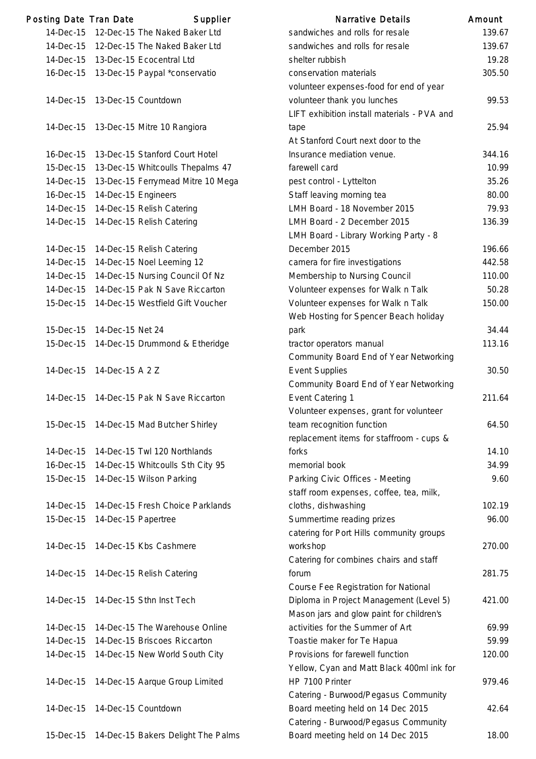| Posting Date | Tran Date | Supplier | Narrative Details | Amount |
|---|---|---|---|---|
| 14-Dec-15 | 12-Dec-15 | The Naked Baker Ltd | sandwiches and rolls for resale | 139.67 |
| 14-Dec-15 | 12-Dec-15 | The Naked Baker Ltd | sandwiches and rolls for resale | 139.67 |
| 14-Dec-15 | 13-Dec-15 | Ecocentral Ltd | shelter rubbish | 19.28 |
| 16-Dec-15 | 13-Dec-15 | Paypal *conservatio | conservation materials | 305.50 |
| 14-Dec-15 | 13-Dec-15 | Countdown | volunteer expenses-food for end of year volunteer thank you lunches | 99.53 |
| 14-Dec-15 | 13-Dec-15 | Mitre 10 Rangiora | LIFT exhibition install materials - PVA and tape | 25.94 |
| 16-Dec-15 | 13-Dec-15 | Stanford Court Hotel | At Stanford Court next door to the Insurance mediation venue. | 344.16 |
| 15-Dec-15 | 13-Dec-15 | Whitcoulls Thepalms 47 | farewell card | 10.99 |
| 14-Dec-15 | 13-Dec-15 | Ferrymead Mitre 10 Mega | pest control - Lyttelton | 35.26 |
| 16-Dec-15 | 14-Dec-15 | Engineers | Staff leaving morning tea | 80.00 |
| 14-Dec-15 | 14-Dec-15 | Relish Catering | LMH Board - 18 November 2015 | 79.93 |
| 14-Dec-15 | 14-Dec-15 | Relish Catering | LMH Board - 2 December 2015 | 136.39 |
| 14-Dec-15 | 14-Dec-15 | Relish Catering | LMH Board - Library Working Party - 8 December 2015 | 196.66 |
| 14-Dec-15 | 14-Dec-15 | Noel Leeming 12 | camera for fire investigations | 442.58 |
| 14-Dec-15 | 14-Dec-15 | Nursing Council Of Nz | Membership to Nursing Council | 110.00 |
| 14-Dec-15 | 14-Dec-15 | Pak N Save Riccarton | Volunteer expenses for Walk n Talk | 50.28 |
| 15-Dec-15 | 14-Dec-15 | Westfield Gift Voucher | Volunteer expenses for Walk n Talk | 150.00 |
| 15-Dec-15 | 14-Dec-15 | Net 24 | Web Hosting for Spencer Beach holiday park | 34.44 |
| 15-Dec-15 | 14-Dec-15 | Drummond & Etheridge | tractor operators manual | 113.16 |
| 14-Dec-15 | 14-Dec-15 | A 2 Z | Community Board End of Year Networking Event Supplies | 30.50 |
| 14-Dec-15 | 14-Dec-15 | Pak N Save Riccarton | Community Board End of Year Networking Event Catering 1 | 211.64 |
| 15-Dec-15 | 14-Dec-15 | Mad Butcher Shirley | Volunteer expenses, grant for volunteer team recognition function | 64.50 |
| 14-Dec-15 | 14-Dec-15 | Twl 120 Northlands | replacement items for staffroom - cups & forks | 14.10 |
| 16-Dec-15 | 14-Dec-15 | Whitcoulls Sth City 95 | memorial book | 34.99 |
| 15-Dec-15 | 14-Dec-15 | Wilson Parking | Parking Civic Offices - Meeting | 9.60 |
| 14-Dec-15 | 14-Dec-15 | Fresh Choice Parklands | staff room expenses, coffee, tea, milk, cloths, dishwashing | 102.19 |
| 15-Dec-15 | 14-Dec-15 | Papertree | Summertime reading prizes | 96.00 |
| 14-Dec-15 | 14-Dec-15 | Kbs Cashmere | catering for Port Hills community groups workshop | 270.00 |
| 14-Dec-15 | 14-Dec-15 | Relish Catering | Catering for combines chairs and staff forum | 281.75 |
| 14-Dec-15 | 14-Dec-15 | Sthn Inst Tech | Course Fee Registration for National Diploma in Project Management (Level 5) | 421.00 |
| 14-Dec-15 | 14-Dec-15 | The Warehouse Online | Mason jars and glow paint for children's activities for the Summer of Art | 69.99 |
| 14-Dec-15 | 14-Dec-15 | Briscoes Riccarton | Toastie maker for Te Hapua | 59.99 |
| 14-Dec-15 | 14-Dec-15 | New World South City | Provisions for farewell function | 120.00 |
| 14-Dec-15 | 14-Dec-15 | Aarque Group Limited | Yellow, Cyan and Matt Black 400ml ink for HP 7100 Printer | 979.46 |
| 14-Dec-15 | 14-Dec-15 | Countdown | Catering - Burwood/Pegasus Community Board meeting held on 14 Dec 2015 | 42.64 |
| 15-Dec-15 | 14-Dec-15 | Bakers Delight The Palms | Catering - Burwood/Pegasus Community Board meeting held on 14 Dec 2015 | 18.00 |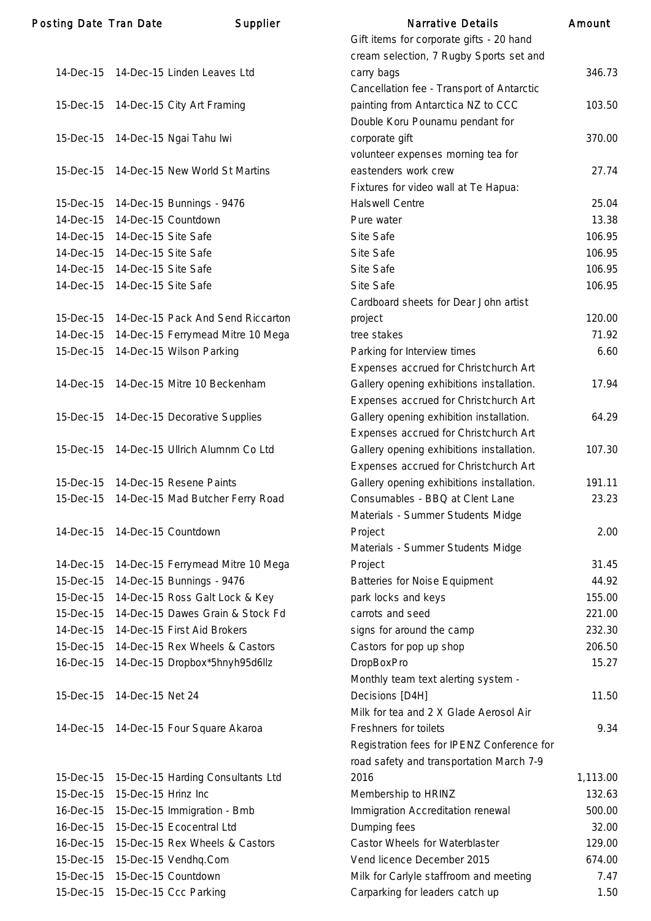| Posting Date | Tran Date | Supplier | Narrative Details | Amount |
|---|---|---|---|---|
| 14-Dec-15 | 14-Dec-15 | Linden Leaves Ltd | Gift items for corporate gifts - 20 hand cream selection, 7 Rugby Sports set and carry bags | 346.73 |
| 15-Dec-15 | 14-Dec-15 | City Art Framing | Cancellation fee - Transport of Antarctic painting from Antarctica NZ to CCC | 103.50 |
| 15-Dec-15 | 14-Dec-15 | Ngai Tahu Iwi | Double Koru Pounamu pendant for corporate gift | 370.00 |
| 15-Dec-15 | 14-Dec-15 | New World St Martins | volunteer expenses morning tea for eastenders work crew | 27.74 |
| 15-Dec-15 | 14-Dec-15 | Bunnings - 9476 | Fixtures for video wall at Te Hapua: Halswell Centre | 25.04 |
| 14-Dec-15 | 14-Dec-15 | Countdown | Pure water | 13.38 |
| 14-Dec-15 | 14-Dec-15 | Site Safe | Site Safe | 106.95 |
| 14-Dec-15 | 14-Dec-15 | Site Safe | Site Safe | 106.95 |
| 14-Dec-15 | 14-Dec-15 | Site Safe | Site Safe | 106.95 |
| 14-Dec-15 | 14-Dec-15 | Site Safe | Site Safe | 106.95 |
| 15-Dec-15 | 14-Dec-15 | Pack And Send Riccarton | Cardboard sheets for Dear John artist project | 120.00 |
| 14-Dec-15 | 14-Dec-15 | Ferrymead Mitre 10 Mega | tree stakes | 71.92 |
| 15-Dec-15 | 14-Dec-15 | Wilson Parking | Parking for Interview times | 6.60 |
| 14-Dec-15 | 14-Dec-15 | Mitre 10 Beckenham | Expenses accrued for Christchurch Art Gallery opening exhibitions installation. | 17.94 |
| 15-Dec-15 | 14-Dec-15 | Decorative Supplies | Expenses accrued for Christchurch Art Gallery opening exhibition installation. | 64.29 |
| 15-Dec-15 | 14-Dec-15 | Ullrich Alumnm Co Ltd | Expenses accrued for Christchurch Art Gallery opening exhibitions installation. | 107.30 |
| 15-Dec-15 | 14-Dec-15 | Resene Paints | Expenses accrued for Christchurch Art Gallery opening exhibitions installation. | 191.11 |
| 15-Dec-15 | 14-Dec-15 | Mad Butcher Ferry Road | Consumables - BBQ at Clent Lane | 23.23 |
| 14-Dec-15 | 14-Dec-15 | Countdown | Materials - Summer Students Midge Project | 2.00 |
| 14-Dec-15 | 14-Dec-15 | Ferrymead Mitre 10 Mega | Materials - Summer Students Midge Project | 31.45 |
| 15-Dec-15 | 14-Dec-15 | Bunnings - 9476 | Batteries for Noise Equipment | 44.92 |
| 15-Dec-15 | 14-Dec-15 | Ross Galt Lock & Key | park locks and keys | 155.00 |
| 15-Dec-15 | 14-Dec-15 | Dawes Grain & Stock Fd | carrots and seed | 221.00 |
| 14-Dec-15 | 14-Dec-15 | First Aid Brokers | signs for around the camp | 232.30 |
| 15-Dec-15 | 14-Dec-15 | Rex Wheels & Castors | Castors for pop up shop | 206.50 |
| 16-Dec-15 | 14-Dec-15 | Dropbox*5hnyh95d6llz | DropBoxPro | 15.27 |
| 15-Dec-15 | 14-Dec-15 | Net 24 | Monthly team text alerting system - Decisions [D4H] | 11.50 |
| 14-Dec-15 | 14-Dec-15 | Four Square Akaroa | Milk for tea and 2 X Glade Aerosol Air Freshners for toilets | 9.34 |
| 15-Dec-15 | 15-Dec-15 | Harding Consultants Ltd | Registration fees for IPENZ Conference for road safety and transportation March 7-9 2016 | 1,113.00 |
| 15-Dec-15 | 15-Dec-15 | Hrinz Inc | Membership to HRINZ | 132.63 |
| 16-Dec-15 | 15-Dec-15 | Immigration - Bmb | Immigration Accreditation renewal | 500.00 |
| 16-Dec-15 | 15-Dec-15 | Ecocentral Ltd | Dumping fees | 32.00 |
| 16-Dec-15 | 15-Dec-15 | Rex Wheels & Castors | Castor Wheels for Waterblaster | 129.00 |
| 15-Dec-15 | 15-Dec-15 | Vendhq.Com | Vend licence December 2015 | 674.00 |
| 15-Dec-15 | 15-Dec-15 | Countdown | Milk for Carlyle staffroom and meeting | 7.47 |
| 15-Dec-15 | 15-Dec-15 | Ccc Parking | Carparking for leaders catch up | 1.50 |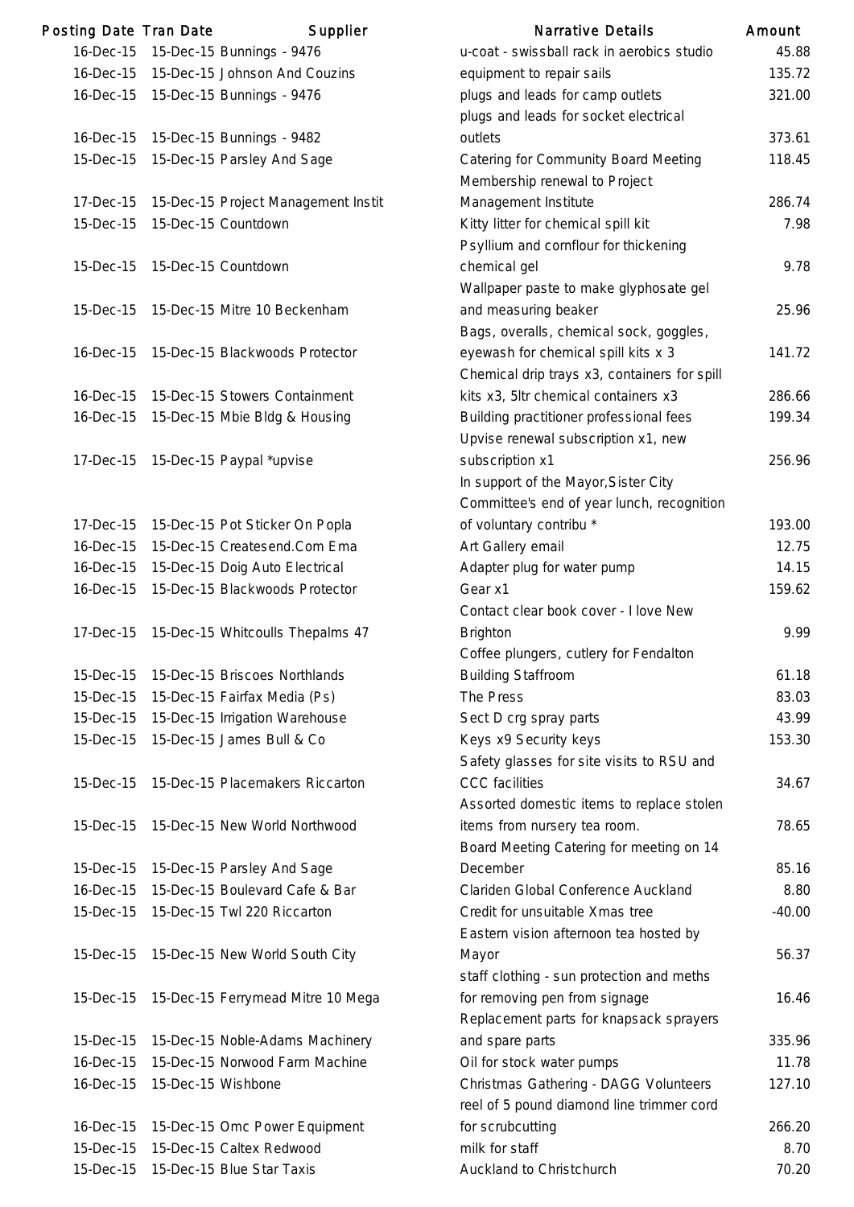| Posting Date | Tran Date | Supplier | Narrative Details | Amount |
|---|---|---|---|---|
| 16-Dec-15 | 15-Dec-15 | Bunnings - 9476 | u-coat - swissball rack in aerobics studio | 45.88 |
| 16-Dec-15 | 15-Dec-15 | Johnson And Couzins | equipment to repair sails | 135.72 |
| 16-Dec-15 | 15-Dec-15 | Bunnings - 9476 | plugs and leads for camp outlets | 321.00 |
| 16-Dec-15 | 15-Dec-15 | Bunnings - 9482 | plugs and leads for socket electrical outlets | 373.61 |
| 15-Dec-15 | 15-Dec-15 | Parsley And Sage | Catering for Community Board Meeting | 118.45 |
| 17-Dec-15 | 15-Dec-15 | Project Management Instit | Membership renewal to Project Management Institute | 286.74 |
| 15-Dec-15 | 15-Dec-15 | Countdown | Kitty litter for chemical spill kit | 7.98 |
| 15-Dec-15 | 15-Dec-15 | Countdown | Psyllium and cornflour for thickening chemical gel | 9.78 |
| 15-Dec-15 | 15-Dec-15 | Mitre 10 Beckenham | Wallpaper paste to make glyphosate gel and measuring beaker | 25.96 |
| 16-Dec-15 | 15-Dec-15 | Blackwoods Protector | Bags, overalls, chemical sock, goggles, eyewash for chemical spill kits x 3 | 141.72 |
| 16-Dec-15 | 15-Dec-15 | Stowers Containment | Chemical drip trays x3, containers for spill kits x3, 5ltr chemical containers x3 | 286.66 |
| 16-Dec-15 | 15-Dec-15 | Mbie Bldg & Housing | Building practitioner professional fees | 199.34 |
| 17-Dec-15 | 15-Dec-15 | Paypal *upvise | Upvise renewal subscription x1, new subscription x1 | 256.96 |
| 17-Dec-15 | 15-Dec-15 | Pot Sticker On Popla | In support of the Mayor,Sister City Committee's end of year lunch, recognition of voluntary contribu * | 193.00 |
| 16-Dec-15 | 15-Dec-15 | Createsend.Com Ema | Art Gallery email | 12.75 |
| 16-Dec-15 | 15-Dec-15 | Doig Auto Electrical | Adapter plug for water pump | 14.15 |
| 16-Dec-15 | 15-Dec-15 | Blackwoods Protector | Gear x1 | 159.62 |
| 17-Dec-15 | 15-Dec-15 | Whitcoulls Thepalms 47 | Contact clear book cover - I love New Brighton | 9.99 |
| 15-Dec-15 | 15-Dec-15 | Briscoes Northlands | Coffee plungers, cutlery for Fendalton Building Staffroom | 61.18 |
| 15-Dec-15 | 15-Dec-15 | Fairfax Media (Ps) | The Press | 83.03 |
| 15-Dec-15 | 15-Dec-15 | Irrigation Warehouse | Sect D crg spray parts | 43.99 |
| 15-Dec-15 | 15-Dec-15 | James Bull & Co | Keys x9 Security keys | 153.30 |
| 15-Dec-15 | 15-Dec-15 | Placemakers Riccarton | Safety glasses for site visits to RSU and CCC facilities | 34.67 |
| 15-Dec-15 | 15-Dec-15 | New World Northwood | Assorted domestic items to replace stolen items from nursery tea room. | 78.65 |
| 15-Dec-15 | 15-Dec-15 | Parsley And Sage | Board Meeting Catering for meeting on 14 December | 85.16 |
| 16-Dec-15 | 15-Dec-15 | Boulevard Cafe & Bar | Clariden Global Conference Auckland | 8.80 |
| 15-Dec-15 | 15-Dec-15 | Twl 220 Riccarton | Credit for unsuitable Xmas tree | -40.00 |
| 15-Dec-15 | 15-Dec-15 | New World South City | Eastern vision afternoon tea hosted by Mayor | 56.37 |
| 15-Dec-15 | 15-Dec-15 | Ferrymead Mitre 10 Mega | staff clothing - sun protection and meths for removing pen from signage | 16.46 |
| 15-Dec-15 | 15-Dec-15 | Noble-Adams Machinery | Replacement parts for knapsack sprayers and spare parts | 335.96 |
| 16-Dec-15 | 15-Dec-15 | Norwood Farm Machine | Oil for stock water pumps | 11.78 |
| 16-Dec-15 | 15-Dec-15 | Wishbone | Christmas Gathering - DAGG Volunteers | 127.10 |
| 16-Dec-15 | 15-Dec-15 | Omc Power Equipment | reel of 5 pound diamond line trimmer cord for scrubcutting | 266.20 |
| 15-Dec-15 | 15-Dec-15 | Caltex Redwood | milk for staff | 8.70 |
| 15-Dec-15 | 15-Dec-15 | Blue Star Taxis | Auckland to Christchurch | 70.20 |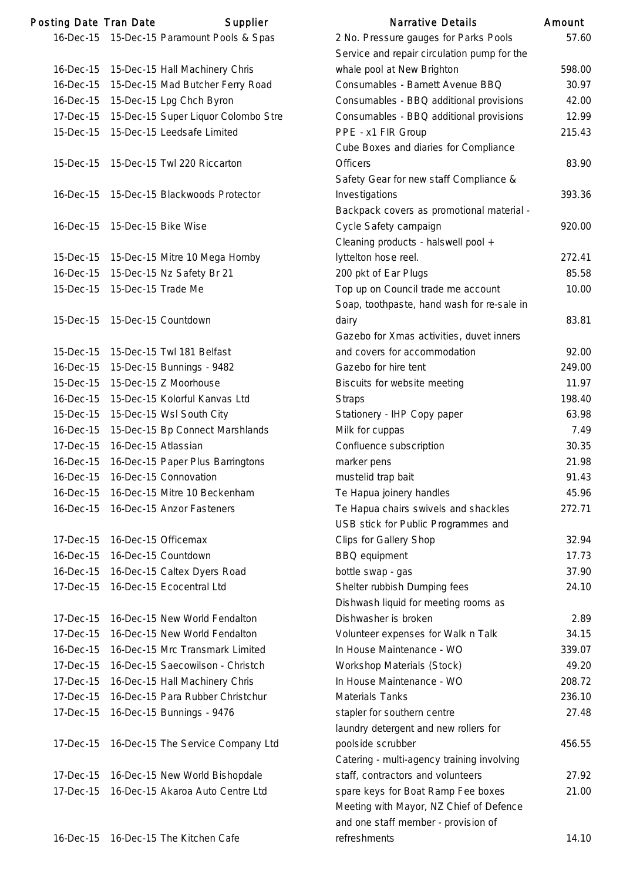| Posting Date | Tran Date | Supplier | Narrative Details | Amount |
|---|---|---|---|---|
| 16-Dec-15 | 15-Dec-15 | Paramount Pools & Spas | 2 No. Pressure gauges for Parks Pools | 57.60 |
| 16-Dec-15 | 15-Dec-15 | Hall Machinery Chris | Service and repair circulation pump for the whale pool at New Brighton | 598.00 |
| 16-Dec-15 | 15-Dec-15 | Mad Butcher Ferry Road | Consumables - Barnett Avenue BBQ | 30.97 |
| 16-Dec-15 | 15-Dec-15 | Lpg Chch Byron | Consumables - BBQ additional provisions | 42.00 |
| 17-Dec-15 | 15-Dec-15 | Super Liquor Colombo Stre | Consumables - BBQ additional provisions | 12.99 |
| 15-Dec-15 | 15-Dec-15 | Leedsafe Limited | PPE - x1 FIR Group | 215.43 |
| 15-Dec-15 | 15-Dec-15 | Twl 220 Riccarton | Cube Boxes and diaries for Compliance Officers | 83.90 |
| 16-Dec-15 | 15-Dec-15 | Blackwoods Protector | Safety Gear for new staff Compliance & Investigations | 393.36 |
| 16-Dec-15 | 15-Dec-15 | Bike Wise | Backpack covers as promotional material - Cycle Safety campaign | 920.00 |
| 15-Dec-15 | 15-Dec-15 | Mitre 10 Mega Hornby | Cleaning products - halswell pool + lyttelton hose reel. | 272.41 |
| 16-Dec-15 | 15-Dec-15 | Nz Safety Br 21 | 200 pkt of Ear Plugs | 85.58 |
| 15-Dec-15 | 15-Dec-15 | Trade Me | Top up on Council trade me account | 10.00 |
| 15-Dec-15 | 15-Dec-15 | Countdown | Soap, toothpaste, hand wash for re-sale in dairy | 83.81 |
| 15-Dec-15 | 15-Dec-15 | Twl 181 Belfast | Gazebo for Xmas activities, duvet inners and covers for accommodation | 92.00 |
| 16-Dec-15 | 15-Dec-15 | Bunnings - 9482 | Gazebo for hire tent | 249.00 |
| 15-Dec-15 | 15-Dec-15 | Z Moorhouse | Biscuits for website meeting | 11.97 |
| 16-Dec-15 | 15-Dec-15 | Kolorful Kanvas Ltd | Straps | 198.40 |
| 15-Dec-15 | 15-Dec-15 | Wsl South City | Stationery - IHP Copy paper | 63.98 |
| 16-Dec-15 | 15-Dec-15 | Bp Connect Marshlands | Milk for cuppas | 7.49 |
| 17-Dec-15 | 16-Dec-15 | Atlassian | Confluence subscription | 30.35 |
| 16-Dec-15 | 16-Dec-15 | Paper Plus Barringtons | marker pens | 21.98 |
| 16-Dec-15 | 16-Dec-15 | Connovation | mustelid trap bait | 91.43 |
| 16-Dec-15 | 16-Dec-15 | Mitre 10 Beckenham | Te Hapua joinery handles | 45.96 |
| 16-Dec-15 | 16-Dec-15 | Anzor Fasteners | Te Hapua chairs swivels and shackles | 272.71 |
| 17-Dec-15 | 16-Dec-15 | Officemax | USB stick for Public Programmes and Clips for Gallery Shop | 32.94 |
| 16-Dec-15 | 16-Dec-15 | Countdown | BBQ equipment | 17.73 |
| 16-Dec-15 | 16-Dec-15 | Caltex Dyers Road | bottle swap - gas | 37.90 |
| 17-Dec-15 | 16-Dec-15 | Ecocentral Ltd | Shelter rubbish Dumping fees | 24.10 |
| 17-Dec-15 | 16-Dec-15 | New World Fendalton | Dishwash liquid for meeting rooms as Dishwasher is broken | 2.89 |
| 17-Dec-15 | 16-Dec-15 | New World Fendalton | Volunteer expenses for Walk n Talk | 34.15 |
| 16-Dec-15 | 16-Dec-15 | Mrc Transmark Limited | In House Maintenance - WO | 339.07 |
| 17-Dec-15 | 16-Dec-15 | Saecowilson - Christch | Workshop Materials (Stock) | 49.20 |
| 17-Dec-15 | 16-Dec-15 | Hall Machinery Chris | In House Maintenance - WO | 208.72 |
| 17-Dec-15 | 16-Dec-15 | Para Rubber Christchur | Materials Tanks | 236.10 |
| 17-Dec-15 | 16-Dec-15 | Bunnings - 9476 | stapler for southern centre | 27.48 |
| 17-Dec-15 | 16-Dec-15 | The Service Company Ltd | laundry detergent and new rollers for poolside scrubber | 456.55 |
| 17-Dec-15 | 16-Dec-15 | New World Bishopdale | Catering - multi-agency training involving staff, contractors and volunteers | 27.92 |
| 17-Dec-15 | 16-Dec-15 | Akaroa Auto Centre Ltd | spare keys for Boat Ramp Fee boxes | 21.00 |
| 16-Dec-15 | 16-Dec-15 | The Kitchen Cafe | Meeting with Mayor, NZ Chief of Defence and one staff member - provision of refreshments | 14.10 |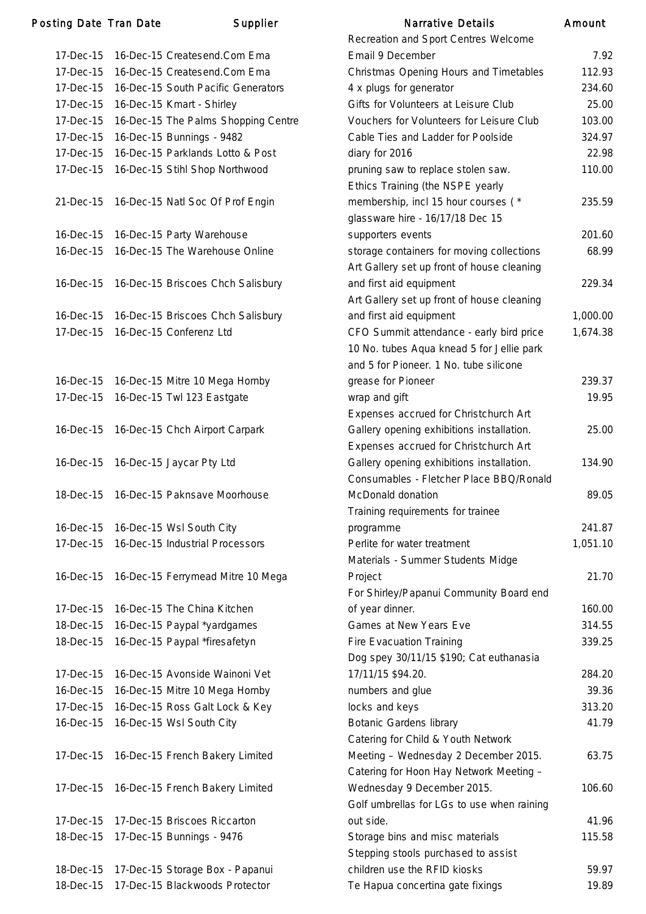| Posting Date | Tran Date | Supplier | Narrative Details | Amount |
|---|---|---|---|---|
| 17-Dec-15 | 16-Dec-15 | Createsend.Com Ema | Recreation and Sport Centres Welcome Email 9 December | 7.92 |
| 17-Dec-15 | 16-Dec-15 | Createsend.Com Ema | Christmas Opening Hours and Timetables | 112.93 |
| 17-Dec-15 | 16-Dec-15 | South Pacific Generators | 4 x plugs for generator | 234.60 |
| 17-Dec-15 | 16-Dec-15 | Kmart - Shirley | Gifts for Volunteers at Leisure Club | 25.00 |
| 17-Dec-15 | 16-Dec-15 | The Palms Shopping Centre | Vouchers for Volunteers for Leisure Club | 103.00 |
| 17-Dec-15 | 16-Dec-15 | Bunnings - 9482 | Cable Ties and Ladder for Poolside | 324.97 |
| 17-Dec-15 | 16-Dec-15 | Parklands Lotto & Post | diary for 2016 | 22.98 |
| 17-Dec-15 | 16-Dec-15 | Stihl Shop Northwood | pruning saw to replace stolen saw. | 110.00 |
| 21-Dec-15 | 16-Dec-15 | Natl Soc Of Prof Engin | Ethics Training (the NSPE yearly membership, incl 15 hour courses ( * | 235.59 |
| 16-Dec-15 | 16-Dec-15 | Party Warehouse | glassware hire - 16/17/18 Dec 15 supporters events | 201.60 |
| 16-Dec-15 | 16-Dec-15 | The Warehouse Online | storage containers for moving collections | 68.99 |
| 16-Dec-15 | 16-Dec-15 | Briscoes Chch Salisbury | Art Gallery set up front of house cleaning and first aid equipment | 229.34 |
| 16-Dec-15 | 16-Dec-15 | Briscoes Chch Salisbury | Art Gallery set up front of house cleaning and first aid equipment | 1,000.00 |
| 17-Dec-15 | 16-Dec-15 | Conferenz Ltd | CFO Summit attendance - early bird price | 1,674.38 |
| 16-Dec-15 | 16-Dec-15 | Mitre 10 Mega Hornby | 10 No. tubes Aqua knead 5 for Jellie park and 5 for Pioneer. 1 No. tube silicone grease for Pioneer | 239.37 |
| 17-Dec-15 | 16-Dec-15 | Twl 123 Eastgate | wrap and gift | 19.95 |
| 16-Dec-15 | 16-Dec-15 | Chch Airport Carpark | Expenses accrued for Christchurch Art Gallery opening exhibitions installation. | 25.00 |
| 16-Dec-15 | 16-Dec-15 | Jaycar Pty Ltd | Expenses accrued for Christchurch Art Gallery opening exhibitions installation. | 134.90 |
| 18-Dec-15 | 16-Dec-15 | Paknsave Moorhouse | Consumables - Fletcher Place BBQ/Ronald McDonald donation | 89.05 |
| 16-Dec-15 | 16-Dec-15 | Wsl South City | Training requirements for trainee programme | 241.87 |
| 17-Dec-15 | 16-Dec-15 | Industrial Processors | Perlite for water treatment | 1,051.10 |
| 16-Dec-15 | 16-Dec-15 | Ferrymead Mitre 10 Mega | Materials - Summer Students Midge Project | 21.70 |
| 17-Dec-15 | 16-Dec-15 | The China Kitchen | For Shirley/Papanui Community Board end of year dinner. | 160.00 |
| 18-Dec-15 | 16-Dec-15 | Paypal *yardgames | Games at New Years Eve | 314.55 |
| 18-Dec-15 | 16-Dec-15 | Paypal *firesafetyn | Fire Evacuation Training | 339.25 |
| 17-Dec-15 | 16-Dec-15 | Avonside Wainoni Vet | Dog spey 30/11/15 $190; Cat euthanasia 17/11/15 $94.20. | 284.20 |
| 16-Dec-15 | 16-Dec-15 | Mitre 10 Mega Hornby | numbers and glue | 39.36 |
| 17-Dec-15 | 16-Dec-15 | Ross Galt Lock & Key | locks and keys | 313.20 |
| 16-Dec-15 | 16-Dec-15 | Wsl South City | Botanic Gardens library | 41.79 |
| 17-Dec-15 | 16-Dec-15 | French Bakery Limited | Catering for Child & Youth Network Meeting – Wednesday 2 December 2015. | 63.75 |
| 17-Dec-15 | 16-Dec-15 | French Bakery Limited | Catering for Hoon Hay Network Meeting – Wednesday 9 December 2015. | 106.60 |
| 17-Dec-15 | 17-Dec-15 | Briscoes Riccarton | Golf umbrellas for LGs to use when raining out side. | 41.96 |
| 18-Dec-15 | 17-Dec-15 | Bunnings - 9476 | Storage bins and misc materials | 115.58 |
| 18-Dec-15 | 17-Dec-15 | Storage Box - Papanui | Stepping stools purchased to assist children use the RFID kiosks | 59.97 |
| 18-Dec-15 | 17-Dec-15 | Blackwoods Protector | Te Hapua concertina gate fixings | 19.89 |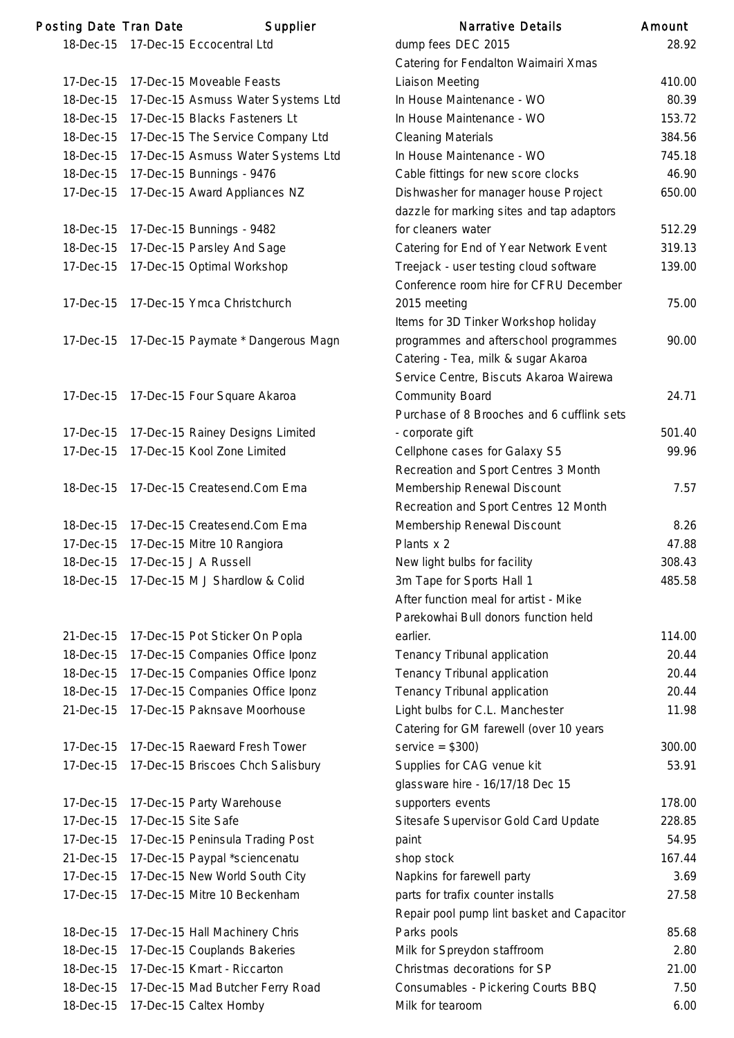| Posting Date | Tran Date | Supplier | Narrative Details | Amount |
|---|---|---|---|---|
| 18-Dec-15 | 17-Dec-15 | Eccocentral Ltd | dump fees DEC 2015 | 28.92 |
| 17-Dec-15 | 17-Dec-15 | Moveable Feasts | Catering for Fendalton Waimairi Xmas Liaison Meeting | 410.00 |
| 18-Dec-15 | 17-Dec-15 | Asmuss Water Systems Ltd | In House Maintenance - WO | 80.39 |
| 18-Dec-15 | 17-Dec-15 | Blacks Fasteners Lt | In House Maintenance - WO | 153.72 |
| 18-Dec-15 | 17-Dec-15 | The Service Company Ltd | Cleaning Materials | 384.56 |
| 18-Dec-15 | 17-Dec-15 | Asmuss Water Systems Ltd | In House Maintenance - WO | 745.18 |
| 18-Dec-15 | 17-Dec-15 | Bunnings - 9476 | Cable fittings for new score clocks | 46.90 |
| 17-Dec-15 | 17-Dec-15 | Award Appliances NZ | Dishwasher for manager house Project | 650.00 |
| 18-Dec-15 | 17-Dec-15 | Bunnings - 9482 | dazzle for marking sites and tap adaptors for cleaners water | 512.29 |
| 18-Dec-15 | 17-Dec-15 | Parsley And Sage | Catering for End of Year Network Event | 319.13 |
| 17-Dec-15 | 17-Dec-15 | Optimal Workshop | Treejack - user testing cloud software | 139.00 |
| 17-Dec-15 | 17-Dec-15 | Ymca Christchurch | Conference room hire for CFRU December 2015 meeting | 75.00 |
| 17-Dec-15 | 17-Dec-15 | Paymate * Dangerous Magn | Items for 3D Tinker Workshop holiday programmes and afterschool programmes | 90.00 |
| 17-Dec-15 | 17-Dec-15 | Four Square Akaroa | Catering - Tea, milk & sugar Akaroa Service Centre, Biscuts Akaroa Wairewa Community Board | 24.71 |
| 17-Dec-15 | 17-Dec-15 | Rainey Designs Limited | Purchase of 8 Brooches and 6 cufflink sets - corporate gift | 501.40 |
| 17-Dec-15 | 17-Dec-15 | Kool Zone Limited | Cellphone cases for Galaxy S5 | 99.96 |
| 18-Dec-15 | 17-Dec-15 | Createsend.Com Ema | Recreation and Sport Centres 3 Month Membership Renewal Discount | 7.57 |
| 18-Dec-15 | 17-Dec-15 | Createsend.Com Ema | Recreation and Sport Centres 12 Month Membership Renewal Discount | 8.26 |
| 17-Dec-15 | 17-Dec-15 | Mitre 10 Rangiora | Plants x 2 | 47.88 |
| 18-Dec-15 | 17-Dec-15 | J A Russell | New light bulbs for facility | 308.43 |
| 18-Dec-15 | 17-Dec-15 | M J Shardlow & Colid | 3m Tape for Sports Hall 1 | 485.58 |
| 21-Dec-15 | 17-Dec-15 | Pot Sticker On Popla | After function meal for artist - Mike Parekowhai Bull donors function held earlier. | 114.00 |
| 18-Dec-15 | 17-Dec-15 | Companies Office Iponz | Tenancy Tribunal application | 20.44 |
| 18-Dec-15 | 17-Dec-15 | Companies Office Iponz | Tenancy Tribunal application | 20.44 |
| 18-Dec-15 | 17-Dec-15 | Companies Office Iponz | Tenancy Tribunal application | 20.44 |
| 21-Dec-15 | 17-Dec-15 | Paknsave Moorhouse | Light bulbs for C.L. Manchester | 11.98 |
| 17-Dec-15 | 17-Dec-15 | Raeward Fresh Tower | Catering for GM farewell (over 10 years service = $300) | 300.00 |
| 17-Dec-15 | 17-Dec-15 | Briscoes Chch Salisbury | Supplies for CAG venue kit | 53.91 |
| 17-Dec-15 | 17-Dec-15 | Party Warehouse | glassware hire - 16/17/18 Dec 15 supporters events | 178.00 |
| 17-Dec-15 | 17-Dec-15 | Site Safe | Sitesafe Supervisor Gold Card Update | 228.85 |
| 17-Dec-15 | 17-Dec-15 | Peninsula Trading Post | paint | 54.95 |
| 21-Dec-15 | 17-Dec-15 | Paypal *sciencenatu | shop stock | 167.44 |
| 17-Dec-15 | 17-Dec-15 | New World South City | Napkins for farewell party | 3.69 |
| 17-Dec-15 | 17-Dec-15 | Mitre 10 Beckenham | parts for trafix counter installs | 27.58 |
| 18-Dec-15 | 17-Dec-15 | Hall Machinery Chris | Repair pool pump lint basket and Capacitor Parks pools | 85.68 |
| 18-Dec-15 | 17-Dec-15 | Couplands Bakeries | Milk for Spreydon staffroom | 2.80 |
| 18-Dec-15 | 17-Dec-15 | Kmart - Riccarton | Christmas decorations for SP | 21.00 |
| 18-Dec-15 | 17-Dec-15 | Mad Butcher Ferry Road | Consumables - Pickering Courts BBQ | 7.50 |
| 18-Dec-15 | 17-Dec-15 | Caltex Hornby | Milk for tearoom | 6.00 |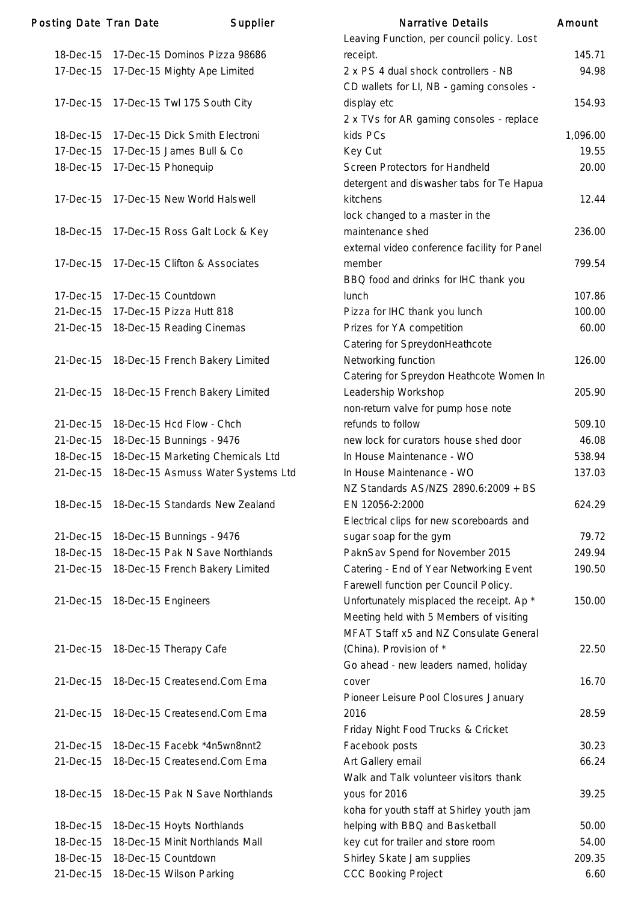| Posting Date | Tran Date | Supplier | Narrative Details | Amount |
|---|---|---|---|---|
| 18-Dec-15 | 17-Dec-15 | Dominos Pizza 98686 | Leaving Function, per council policy. Lost receipt. | 145.71 |
| 17-Dec-15 | 17-Dec-15 | Mighty Ape Limited | 2 x PS 4 dual shock controllers - NB | 94.98 |
| 17-Dec-15 | 17-Dec-15 | Twl 175 South City | CD wallets for LI, NB - gaming consoles - display etc | 154.93 |
| 18-Dec-15 | 17-Dec-15 | Dick Smith Electroni | 2 x TVs for AR gaming consoles - replace kids PCs | 1,096.00 |
| 17-Dec-15 | 17-Dec-15 | James Bull & Co | Key Cut | 19.55 |
| 18-Dec-15 | 17-Dec-15 | Phonequip | Screen Protectors for Handheld | 20.00 |
| 17-Dec-15 | 17-Dec-15 | New World Halswell | detergent and diswasher tabs for Te Hapua kitchens | 12.44 |
| 18-Dec-15 | 17-Dec-15 | Ross Galt Lock & Key | lock changed to a master in the maintenance shed | 236.00 |
| 17-Dec-15 | 17-Dec-15 | Clifton & Associates | external video conference facility for Panel member | 799.54 |
| 17-Dec-15 | 17-Dec-15 | Countdown | BBQ food and drinks for IHC thank you lunch | 107.86 |
| 21-Dec-15 | 17-Dec-15 | Pizza Hutt 818 | Pizza for IHC thank you lunch | 100.00 |
| 21-Dec-15 | 18-Dec-15 | Reading Cinemas | Prizes for YA competition | 60.00 |
| 21-Dec-15 | 18-Dec-15 | French Bakery Limited | Catering for SpreydonHeathcote Networking function | 126.00 |
| 21-Dec-15 | 18-Dec-15 | French Bakery Limited | Catering for Spreydon Heathcote Women In Leadership Workshop | 205.90 |
| 21-Dec-15 | 18-Dec-15 | Hcd Flow - Chch | non-return valve for pump hose note refunds to follow | 509.10 |
| 21-Dec-15 | 18-Dec-15 | Bunnings - 9476 | new lock for curators house shed door | 46.08 |
| 18-Dec-15 | 18-Dec-15 | Marketing Chemicals Ltd | In House Maintenance - WO | 538.94 |
| 21-Dec-15 | 18-Dec-15 | Asmuss Water Systems Ltd | In House Maintenance - WO | 137.03 |
| 18-Dec-15 | 18-Dec-15 | Standards New Zealand | NZ Standards AS/NZS 2890.6:2009 + BS EN 12056-2:2000 | 624.29 |
| 21-Dec-15 | 18-Dec-15 | Bunnings - 9476 | Electrical clips for new scoreboards and sugar soap for the gym | 79.72 |
| 18-Dec-15 | 18-Dec-15 | Pak N Save Northlands | PaknSav Spend for November 2015 | 249.94 |
| 21-Dec-15 | 18-Dec-15 | French Bakery Limited | Catering - End of Year Networking Event | 190.50 |
| 21-Dec-15 | 18-Dec-15 | Engineers | Farewell function per Council Policy. Unfortunately misplaced the receipt. Ap * | 150.00 |
| 21-Dec-15 | 18-Dec-15 | Therapy Cafe | Meeting held with 5 Members of visiting MFAT Staff x5 and NZ Consulate General (China). Provision of * | 22.50 |
| 21-Dec-15 | 18-Dec-15 | Createsend.Com Ema | Go ahead - new leaders named, holiday cover | 16.70 |
| 21-Dec-15 | 18-Dec-15 | Createsend.Com Ema | Pioneer Leisure Pool Closures January 2016 | 28.59 |
| 21-Dec-15 | 18-Dec-15 | Facebk *4n5wn8nnt2 | Friday Night Food Trucks & Cricket Facebook posts | 30.23 |
| 21-Dec-15 | 18-Dec-15 | Createsend.Com Ema | Art Gallery email | 66.24 |
| 18-Dec-15 | 18-Dec-15 | Pak N Save Northlands | Walk and Talk volunteer visitors thank yous for 2016 | 39.25 |
| 18-Dec-15 | 18-Dec-15 | Hoyts Northlands | koha for youth staff at Shirley youth jam helping with BBQ and Basketball | 50.00 |
| 18-Dec-15 | 18-Dec-15 | Minit Northlands Mall | key cut for trailer and store room | 54.00 |
| 18-Dec-15 | 18-Dec-15 | Countdown | Shirley Skate Jam supplies | 209.35 |
| 21-Dec-15 | 18-Dec-15 | Wilson Parking | CCC Booking Project | 6.60 |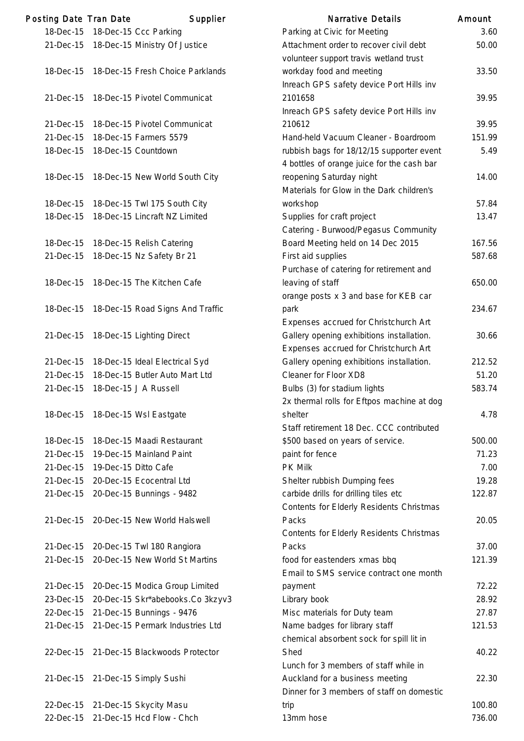| Posting Date | Tran Date | Supplier | Narrative Details | Amount |
|---|---|---|---|---|
| 18-Dec-15 | 18-Dec-15 | Ccc Parking | Parking at Civic for Meeting | 3.60 |
| 21-Dec-15 | 18-Dec-15 | Ministry Of Justice | Attachment order to recover civil debt | 50.00 |
| 18-Dec-15 | 18-Dec-15 | Fresh Choice Parklands | volunteer support travis wetland trust workday food and meeting | 33.50 |
| 21-Dec-15 | 18-Dec-15 | Pivotel Communicat | Inreach GPS safety device Port Hills inv 2101658 | 39.95 |
| 21-Dec-15 | 18-Dec-15 | Pivotel Communicat | Inreach GPS safety device Port Hills inv 210612 | 39.95 |
| 21-Dec-15 | 18-Dec-15 | Farmers 5579 | Hand-held Vacuum Cleaner - Boardroom | 151.99 |
| 18-Dec-15 | 18-Dec-15 | Countdown | rubbish bags for 18/12/15 supporter event | 5.49 |
| 18-Dec-15 | 18-Dec-15 | New World South City | 4 bottles of orange juice for the cash bar reopening Saturday night | 14.00 |
| 18-Dec-15 | 18-Dec-15 | Twl 175 South City | Materials for Glow in the Dark children's workshop | 57.84 |
| 18-Dec-15 | 18-Dec-15 | Lincraft NZ Limited | Supplies for craft project | 13.47 |
| 18-Dec-15 | 18-Dec-15 | Relish Catering | Catering - Burwood/Pegasus Community Board Meeting held on 14 Dec 2015 | 167.56 |
| 21-Dec-15 | 18-Dec-15 | Nz Safety Br 21 | First aid supplies | 587.68 |
| 18-Dec-15 | 18-Dec-15 | The Kitchen Cafe | Purchase of catering for retirement and leaving of staff | 650.00 |
| 18-Dec-15 | 18-Dec-15 | Road Signs And Traffic | orange posts x 3 and base for KEB car park | 234.67 |
| 21-Dec-15 | 18-Dec-15 | Lighting Direct | Expenses accrued for Christchurch Art Gallery opening exhibitions installation. | 30.66 |
| 21-Dec-15 | 18-Dec-15 | Ideal Electrical Syd | Expenses accrued for Christchurch Art Gallery opening exhibitions installation. | 212.52 |
| 21-Dec-15 | 18-Dec-15 | Butler Auto Mart Ltd | Cleaner for Floor XD8 | 51.20 |
| 21-Dec-15 | 18-Dec-15 | J A Russell | Bulbs (3) for stadium lights | 583.74 |
| 18-Dec-15 | 18-Dec-15 | Wsl Eastgate | 2x thermal rolls for Eftpos machine at dog shelter | 4.78 |
| 18-Dec-15 | 18-Dec-15 | Maadi Restaurant | Staff retirement 18 Dec. CCC contributed $500 based on years of service. | 500.00 |
| 21-Dec-15 | 19-Dec-15 | Mainland Paint | paint for fence | 71.23 |
| 21-Dec-15 | 19-Dec-15 | Ditto Cafe | PK Milk | 7.00 |
| 21-Dec-15 | 20-Dec-15 | Ecocentral Ltd | Shelter rubbish Dumping fees | 19.28 |
| 21-Dec-15 | 20-Dec-15 | Bunnings - 9482 | carbide drills for drilling tiles etc | 122.87 |
| 21-Dec-15 | 20-Dec-15 | New World Halswell | Contents for Elderly Residents Christmas Packs | 20.05 |
| 21-Dec-15 | 20-Dec-15 | Twl 180 Rangiora | Contents for Elderly Residents Christmas Packs | 37.00 |
| 21-Dec-15 | 20-Dec-15 | New World St Martins | food for eastenders xmas bbq | 121.39 |
| 21-Dec-15 | 20-Dec-15 | Modica Group Limited | Email to SMS service contract one month payment | 72.22 |
| 23-Dec-15 | 20-Dec-15 | Skr*abebooks.Co 3kzyv3 | Library book | 28.92 |
| 22-Dec-15 | 21-Dec-15 | Bunnings - 9476 | Misc materials for Duty team | 27.87 |
| 21-Dec-15 | 21-Dec-15 | Permark Industries Ltd | Name badges for library staff | 121.53 |
| 22-Dec-15 | 21-Dec-15 | Blackwoods Protector | chemical absorbent sock for spill lit in Shed | 40.22 |
| 21-Dec-15 | 21-Dec-15 | Simply Sushi | Lunch for 3 members of staff while in Auckland for a business meeting | 22.30 |
| 22-Dec-15 | 21-Dec-15 | Skycity Masu | Dinner for 3 members of staff on domestic trip | 100.80 |
| 22-Dec-15 | 21-Dec-15 | Hcd Flow - Chch | 13mm hose | 736.00 |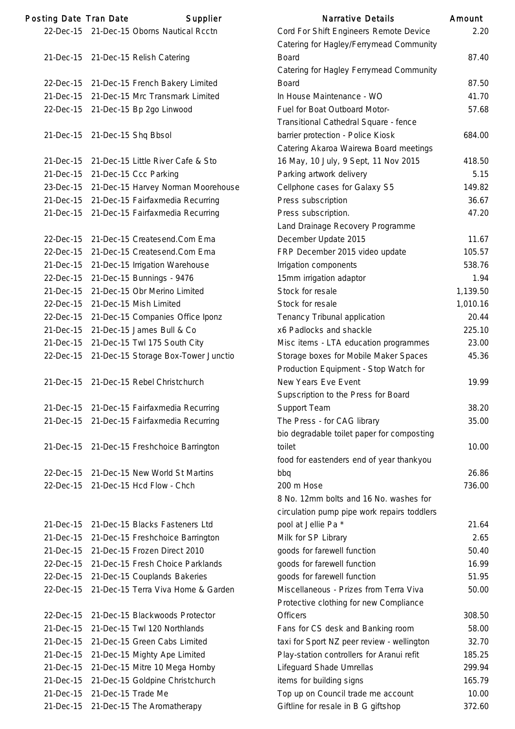| Posting Date | Tran Date | Supplier | Narrative Details | Amount |
|---|---|---|---|---|
| 22-Dec-15 | 21-Dec-15 | Oborns Nautical Rcctn | Cord For Shift Engineers Remote Device | 2.20 |
| 21-Dec-15 | 21-Dec-15 | Relish Catering | Catering for Hagley/Ferrymead Community Board | 87.40 |
| 22-Dec-15 | 21-Dec-15 | French Bakery Limited | Catering for Hagley Ferrymead Community Board | 87.50 |
| 21-Dec-15 | 21-Dec-15 | Mrc Transmark Limited | In House Maintenance - WO | 41.70 |
| 22-Dec-15 | 21-Dec-15 | Bp 2go Linwood | Fuel for Boat Outboard Motor- | 57.68 |
| 21-Dec-15 | 21-Dec-15 | Shq Bbsol | Transitional Cathedral Square - fence barrier protection - Police Kiosk | 684.00 |
| 21-Dec-15 | 21-Dec-15 | Little River Cafe & Sto | Catering Akaroa Wairewa Board meetings 16 May, 10 July, 9 Sept, 11 Nov 2015 | 418.50 |
| 21-Dec-15 | 21-Dec-15 | Ccc Parking | Parking artwork delivery | 5.15 |
| 23-Dec-15 | 21-Dec-15 | Harvey Norman Moorehouse | Cellphone cases for Galaxy S5 | 149.82 |
| 21-Dec-15 | 21-Dec-15 | Fairfaxmedia Recurring | Press subscription | 36.67 |
| 21-Dec-15 | 21-Dec-15 | Fairfaxmedia Recurring | Press subscription. | 47.20 |
| 22-Dec-15 | 21-Dec-15 | Createsend.Com Ema | Land Drainage Recovery Programme December Update 2015 | 11.67 |
| 22-Dec-15 | 21-Dec-15 | Createsend.Com Ema | FRP December 2015 video update | 105.57 |
| 21-Dec-15 | 21-Dec-15 | Irrigation Warehouse | Irrigation components | 538.76 |
| 22-Dec-15 | 21-Dec-15 | Bunnings - 9476 | 15mm irrigation adaptor | 1.94 |
| 21-Dec-15 | 21-Dec-15 | Obr Merino Limited | Stock for resale | 1,139.50 |
| 22-Dec-15 | 21-Dec-15 | Mish Limited | Stock for resale | 1,010.16 |
| 22-Dec-15 | 21-Dec-15 | Companies Office Iponz | Tenancy Tribunal application | 20.44 |
| 21-Dec-15 | 21-Dec-15 | James Bull & Co | x6 Padlocks and shackle | 225.10 |
| 21-Dec-15 | 21-Dec-15 | Twl 175 South City | Misc items - LTA education programmes | 23.00 |
| 22-Dec-15 | 21-Dec-15 | Storage Box-Tower Junctio | Storage boxes for Mobile Maker Spaces | 45.36 |
| 21-Dec-15 | 21-Dec-15 | Rebel Christchurch | Production Equipment - Stop Watch for New Years Eve Event | 19.99 |
| 21-Dec-15 | 21-Dec-15 | Fairfaxmedia Recurring | Supscription to the Press for Board Support Team | 38.20 |
| 21-Dec-15 | 21-Dec-15 | Fairfaxmedia Recurring | The Press - for CAG library | 35.00 |
| 21-Dec-15 | 21-Dec-15 | Freshchoice Barrington | bio degradable toilet paper for composting toilet | 10.00 |
| 22-Dec-15 | 21-Dec-15 | New World St Martins | food for eastenders end of year thankyou bbq | 26.86 |
| 22-Dec-15 | 21-Dec-15 | Hcd Flow - Chch | 200 m Hose | 736.00 |
| 21-Dec-15 | 21-Dec-15 | Blacks Fasteners Ltd | 8 No. 12mm bolts and 16 No. washes for circulation pump pipe work repairs toddlers pool at Jellie Pa * | 21.64 |
| 21-Dec-15 | 21-Dec-15 | Freshchoice Barrington | Milk for SP Library | 2.65 |
| 21-Dec-15 | 21-Dec-15 | Frozen Direct 2010 | goods for farewell function | 50.40 |
| 22-Dec-15 | 21-Dec-15 | Fresh Choice Parklands | goods for farewell function | 16.99 |
| 22-Dec-15 | 21-Dec-15 | Couplands Bakeries | goods for farewell function | 51.95 |
| 22-Dec-15 | 21-Dec-15 | Terra Viva Home & Garden | Miscellaneous - Prizes from Terra Viva | 50.00 |
| 22-Dec-15 | 21-Dec-15 | Blackwoods Protector | Protective clothing for new Compliance Officers | 308.50 |
| 21-Dec-15 | 21-Dec-15 | Twl 120 Northlands | Fans for CS desk and Banking room | 58.00 |
| 21-Dec-15 | 21-Dec-15 | Green Cabs Limited | taxi for Sport NZ peer review - wellington | 32.70 |
| 21-Dec-15 | 21-Dec-15 | Mighty Ape Limited | Play-station controllers for Aranui refit | 185.25 |
| 21-Dec-15 | 21-Dec-15 | Mitre 10 Mega Hornby | Lifeguard Shade Umrellas | 299.94 |
| 21-Dec-15 | 21-Dec-15 | Goldpine Christchurch | items for building signs | 165.79 |
| 21-Dec-15 | 21-Dec-15 | Trade Me | Top up on Council trade me account | 10.00 |
| 21-Dec-15 | 21-Dec-15 | The Aromatherapy | Giftline for resale in B G giftshop | 372.60 |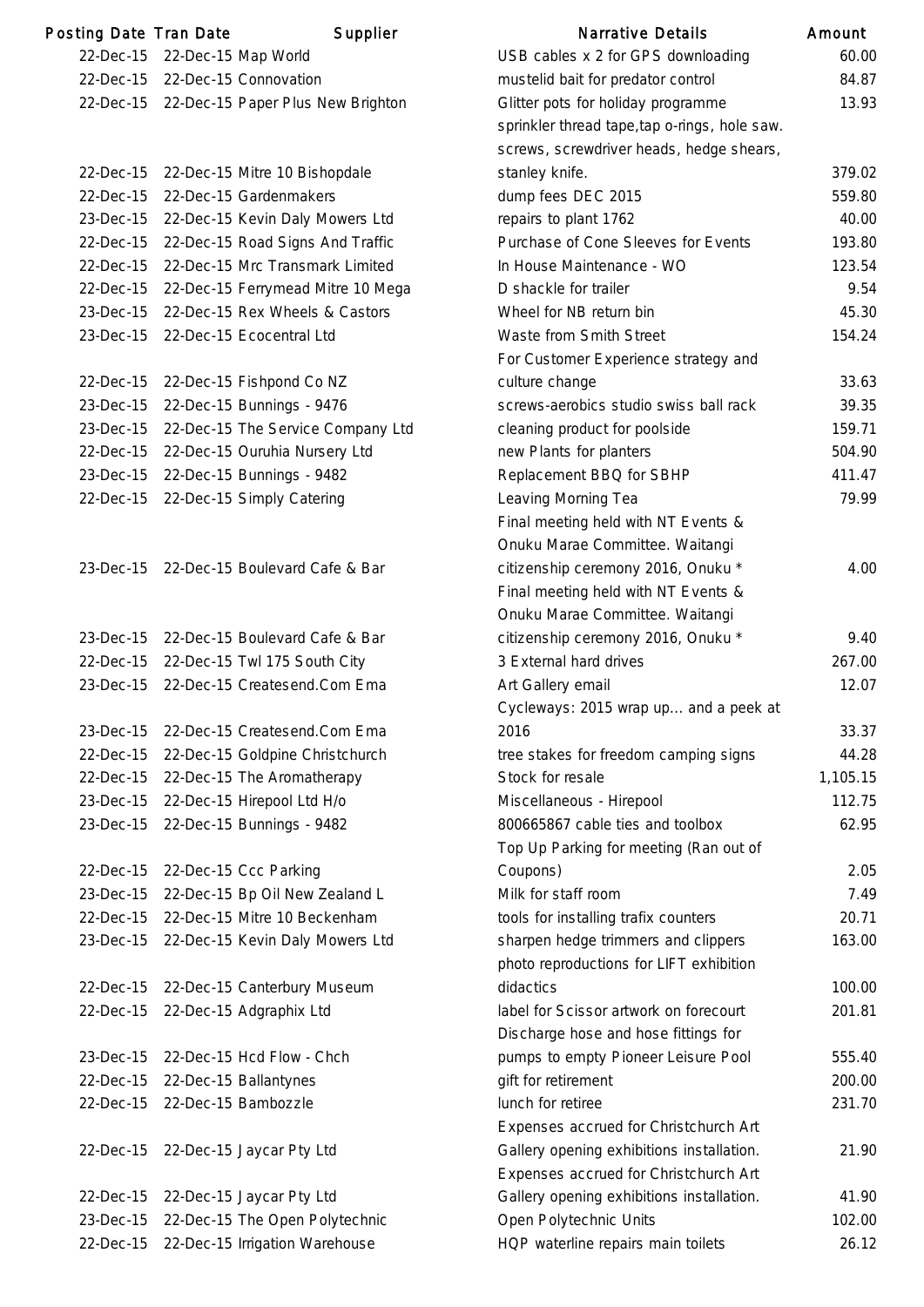| Posting Date | Tran Date | Supplier | Narrative Details | Amount |
|---|---|---|---|---|
| 22-Dec-15 | 22-Dec-15 | Map World | USB cables x 2 for GPS downloading | 60.00 |
| 22-Dec-15 | 22-Dec-15 | Connovation | mustelid bait for predator control | 84.87 |
| 22-Dec-15 | 22-Dec-15 | Paper Plus New Brighton | Glitter pots for holiday programme | 13.93 |
| 22-Dec-15 | 22-Dec-15 | Mitre 10 Bishopdale | sprinkler thread tape,tap o-rings, hole saw. screws, screwdriver heads, hedge shears, stanley knife. | 379.02 |
| 22-Dec-15 | 22-Dec-15 | Gardenmakers | dump fees DEC 2015 | 559.80 |
| 23-Dec-15 | 22-Dec-15 | Kevin Daly Mowers Ltd | repairs to plant 1762 | 40.00 |
| 22-Dec-15 | 22-Dec-15 | Road Signs And Traffic | Purchase of Cone Sleeves for Events | 193.80 |
| 22-Dec-15 | 22-Dec-15 | Mrc Transmark Limited | In House Maintenance - WO | 123.54 |
| 22-Dec-15 | 22-Dec-15 | Ferrymead Mitre 10 Mega | D shackle for trailer | 9.54 |
| 23-Dec-15 | 22-Dec-15 | Rex Wheels & Castors | Wheel for NB return bin | 45.30 |
| 23-Dec-15 | 22-Dec-15 | Ecocentral Ltd | Waste from Smith Street | 154.24 |
| 22-Dec-15 | 22-Dec-15 | Fishpond Co NZ | For Customer Experience strategy and culture change | 33.63 |
| 23-Dec-15 | 22-Dec-15 | Bunnings - 9476 | screws-aerobics studio swiss ball rack | 39.35 |
| 23-Dec-15 | 22-Dec-15 | The Service Company Ltd | cleaning product for poolside | 159.71 |
| 22-Dec-15 | 22-Dec-15 | Ouruhia Nursery Ltd | new Plants for planters | 504.90 |
| 23-Dec-15 | 22-Dec-15 | Bunnings - 9482 | Replacement BBQ for SBHP | 411.47 |
| 22-Dec-15 | 22-Dec-15 | Simply Catering | Leaving Morning Tea | 79.99 |
| 23-Dec-15 | 22-Dec-15 | Boulevard Cafe & Bar | Final meeting held with NT Events & Onuku Marae Committee. Waitangi citizenship ceremony 2016, Onuku * | 4.00 |
| 23-Dec-15 | 22-Dec-15 | Boulevard Cafe & Bar | Final meeting held with NT Events & Onuku Marae Committee. Waitangi citizenship ceremony 2016, Onuku * | 9.40 |
| 22-Dec-15 | 22-Dec-15 | Twl 175 South City | 3 External hard drives | 267.00 |
| 23-Dec-15 | 22-Dec-15 | Createsend.Com Ema | Art Gallery email | 12.07 |
| 23-Dec-15 | 22-Dec-15 | Createsend.Com Ema | Cycleways: 2015 wrap up... and a peek at 2016 | 33.37 |
| 22-Dec-15 | 22-Dec-15 | Goldpine Christchurch | tree stakes for freedom camping signs | 44.28 |
| 22-Dec-15 | 22-Dec-15 | The Aromatherapy | Stock for resale | 1,105.15 |
| 23-Dec-15 | 22-Dec-15 | Hirepool Ltd H/o | Miscellaneous - Hirepool | 112.75 |
| 23-Dec-15 | 22-Dec-15 | Bunnings - 9482 | 800665867 cable ties and toolbox | 62.95 |
| 22-Dec-15 | 22-Dec-15 | Ccc Parking | Top Up Parking for meeting (Ran out of Coupons) | 2.05 |
| 23-Dec-15 | 22-Dec-15 | Bp Oil New Zealand L | Milk for staff room | 7.49 |
| 22-Dec-15 | 22-Dec-15 | Mitre 10 Beckenham | tools for installing trafix counters | 20.71 |
| 23-Dec-15 | 22-Dec-15 | Kevin Daly Mowers Ltd | sharpen hedge trimmers and clippers | 163.00 |
| 22-Dec-15 | 22-Dec-15 | Canterbury Museum | photo reproductions for LIFT exhibition didactics | 100.00 |
| 22-Dec-15 | 22-Dec-15 | Adgraphix Ltd | label for Scissor artwork on forecourt | 201.81 |
| 23-Dec-15 | 22-Dec-15 | Hcd Flow - Chch | Discharge hose and hose fittings for pumps to empty Pioneer Leisure Pool | 555.40 |
| 22-Dec-15 | 22-Dec-15 | Ballantynes | gift for retirement | 200.00 |
| 22-Dec-15 | 22-Dec-15 | Bambozzle | lunch for retiree | 231.70 |
| 22-Dec-15 | 22-Dec-15 | Jaycar Pty Ltd | Expenses accrued for Christchurch Art Gallery opening exhibitions installation. | 21.90 |
| 22-Dec-15 | 22-Dec-15 | Jaycar Pty Ltd | Expenses accrued for Christchurch Art Gallery opening exhibitions installation. | 41.90 |
| 23-Dec-15 | 22-Dec-15 | The Open Polytechnic | Open Polytechnic Units | 102.00 |
| 22-Dec-15 | 22-Dec-15 | Irrigation Warehouse | HQP waterline repairs main toilets | 26.12 |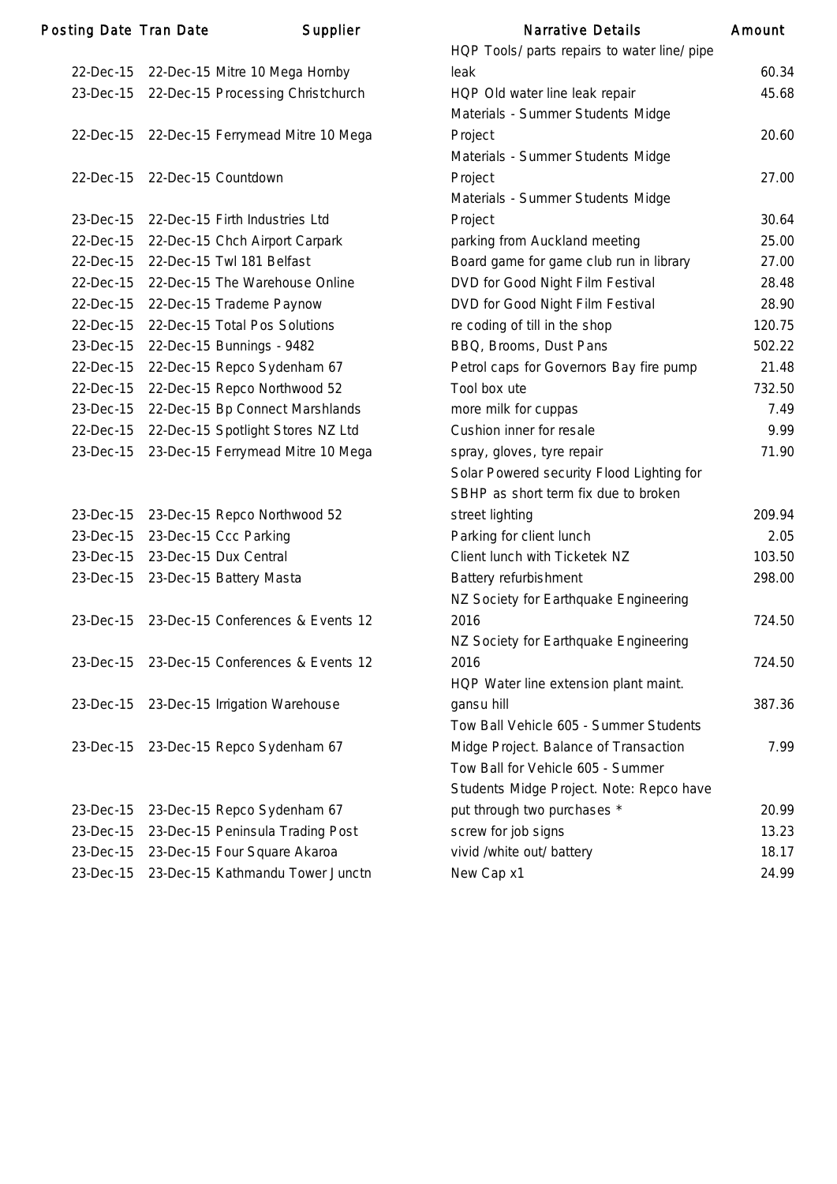| Posting Date | Tran Date | Supplier | Narrative Details | Amount |
|---|---|---|---|---|
| 22-Dec-15 | 22-Dec-15 | Mitre 10 Mega Hornby | HQP Tools/ parts repairs to water line/ pipe leak | 60.34 |
| 23-Dec-15 | 22-Dec-15 | Processing Christchurch | HQP Old water line leak repair | 45.68 |
| 22-Dec-15 | 22-Dec-15 | Ferrymead Mitre 10 Mega | Materials - Summer Students Midge Project | 20.60 |
| 22-Dec-15 | 22-Dec-15 | Countdown | Materials - Summer Students Midge Project | 27.00 |
| 23-Dec-15 | 22-Dec-15 | Firth Industries Ltd | Materials - Summer Students Midge Project | 30.64 |
| 22-Dec-15 | 22-Dec-15 | Chch Airport Carpark | parking from Auckland meeting | 25.00 |
| 22-Dec-15 | 22-Dec-15 | Twl 181 Belfast | Board game for game club run in library | 27.00 |
| 22-Dec-15 | 22-Dec-15 | The Warehouse Online | DVD for Good Night Film Festival | 28.48 |
| 22-Dec-15 | 22-Dec-15 | Trademe Paynow | DVD for Good Night Film Festival | 28.90 |
| 22-Dec-15 | 22-Dec-15 | Total Pos Solutions | re coding of till in the shop | 120.75 |
| 23-Dec-15 | 22-Dec-15 | Bunnings - 9482 | BBQ, Brooms, Dust Pans | 502.22 |
| 22-Dec-15 | 22-Dec-15 | Repco Sydenham 67 | Petrol caps for Governors Bay fire pump | 21.48 |
| 22-Dec-15 | 22-Dec-15 | Repco Northwood 52 | Tool box ute | 732.50 |
| 23-Dec-15 | 22-Dec-15 | Bp Connect Marshlands | more milk for cuppas | 7.49 |
| 22-Dec-15 | 22-Dec-15 | Spotlight Stores NZ Ltd | Cushion inner for resale | 9.99 |
| 23-Dec-15 | 23-Dec-15 | Ferrymead Mitre 10 Mega | spray, gloves, tyre repair | 71.90 |
| 23-Dec-15 | 23-Dec-15 | Repco Northwood 52 | Solar Powered security Flood Lighting for SBHP as short term fix due to broken street lighting | 209.94 |
| 23-Dec-15 | 23-Dec-15 | Ccc Parking | Parking for client lunch | 2.05 |
| 23-Dec-15 | 23-Dec-15 | Dux Central | Client lunch with Ticketek NZ | 103.50 |
| 23-Dec-15 | 23-Dec-15 | Battery Masta | Battery refurbishment | 298.00 |
| 23-Dec-15 | 23-Dec-15 | Conferences & Events 12 | NZ Society for Earthquake Engineering 2016 | 724.50 |
| 23-Dec-15 | 23-Dec-15 | Conferences & Events 12 | NZ Society for Earthquake Engineering 2016 | 724.50 |
| 23-Dec-15 | 23-Dec-15 | Irrigation Warehouse | HQP Water line extension plant maint. gansu hill | 387.36 |
| 23-Dec-15 | 23-Dec-15 | Repco Sydenham 67 | Tow Ball Vehicle 605 - Summer Students Midge Project. Balance of Transaction | 7.99 |
| 23-Dec-15 | 23-Dec-15 | Repco Sydenham 67 | Tow Ball for Vehicle 605 - Summer Students Midge Project. Note: Repco have put through two purchases * | 20.99 |
| 23-Dec-15 | 23-Dec-15 | Peninsula Trading Post | screw for job signs | 13.23 |
| 23-Dec-15 | 23-Dec-15 | Four Square Akaroa | vivid /white out/ battery | 18.17 |
| 23-Dec-15 | 23-Dec-15 | Kathmandu Tower Junctn | New Cap x1 | 24.99 |